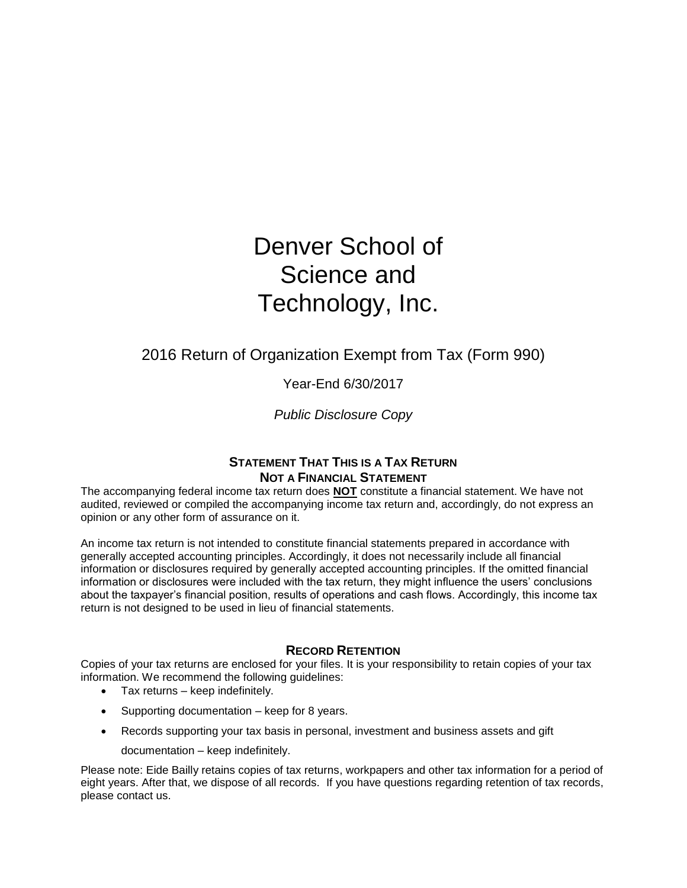# Denver School of Science and Technology, Inc.

2016 Return of Organization Exempt from Tax (Form 990)

Year-End 6/30/2017

*Public Disclosure Copy*

## Statement That This is a Tax Return Not a Financial Statement

The accompanying federal income tax return does **NOT** constitute a financial statement. We have not audited, reviewed or compiled the accompanying income tax return and, accordingly, do not express an opinion or any other form of assurance on it.

An income tax return is not intended to constitute financial statements prepared in accordance with generally accepted accounting principles. Accordingly, it does not necessarily include all financial information or disclosures required by generally accepted accounting principles. If the omitted financial information or disclosures were included with the tax return, they might influence the users' conclusions about the taxpayer's financial position, results of operations and cash flows. Accordingly, this income tax return is not designed to be used in lieu of financial statements.

## Record Retention

Copies of your tax returns are enclosed for your files. It is your responsibility to retain copies of your tax information. We recommend the following guidelines:

- Tax returns – keep indefinitely.
- Supporting documentation – keep for 8 years.
- Records supporting your tax basis in personal, investment and business assets and gift documentation – keep indefinitely.

Please note: Eide Bailly retains copies of tax returns, workpapers and other tax information for a period of eight years. After that, we dispose of all records. If you have questions regarding retention of tax records, please contact us.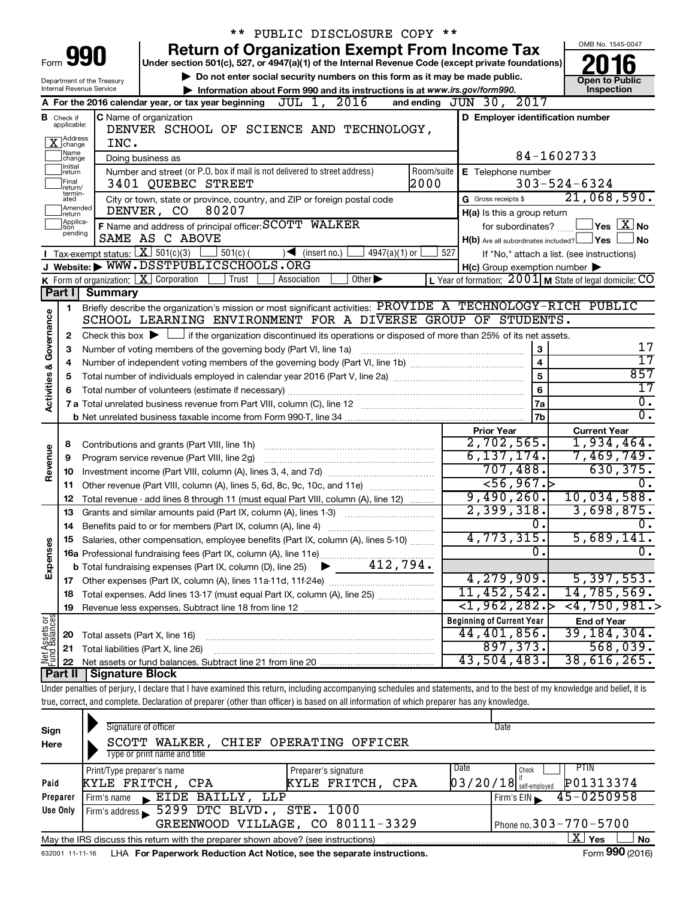** PUBLIC DISCLOSURE COPY **

# Form 990 — Return of Organization Exempt From Income Tax (2016)

Under section 501(c), 527, or 4947(a)(1) of the Internal Revenue Code (except private foundations)

▶ Do not enter social security numbers on this form as it may be made public.

▶ Information about Form 990 and its instructions is at www.irs.gov/form990.

Department of the Treasury, Internal Revenue Service

OMB No. 1545-0047 — Open to Public Inspection

**A** For the 2016 calendar year, or tax year beginning JUL 1, 2016 and ending JUN 30, 2017

**B** Check if applicable: [X] Address change; [ ] Name change; [ ] Initial return; [ ] Final return/terminated; [ ] Amended return; [ ] Application pending

**C** Name of organization: DENVER SCHOOL OF SCIENCE AND TECHNOLOGY, INC.

Doing business as

Number and street (or P.O. box if mail is not delivered to street address): 3401 QUEBEC STREET — Room/suite: 2000

City or town, state or province, country, and ZIP or foreign postal code: DENVER, CO 80207

**D** Employer identification number: 84-1602733

**E** Telephone number: 303-524-6324

**G** Gross receipts $ 21,068,590.

**F** Name and address of principal officer: SCOTT WALKER, SAME AS C ABOVE

**H(a)** Is this a group return for subordinates? [ ] Yes [X] No

**H(b)** Are all subordinates included? [ ] Yes [ ] No — If "No," attach a list. (see instructions)

**H(c)** Group exemption number ▶

**I** Tax-exempt status: [X] 501(c)(3) [ ] 501(c) ( ) ◀ (insert no.) [ ] 4947(a)(1) or [ ] 527

**J** Website: ▶ WWW.DSSTPUBLICSCHOOLS.ORG

**K** Form of organization: [X] Corporation [ ] Trust [ ] Association [ ] Other ▶

**L** Year of formation: 2001 **M** State of legal domicile: CO

## Part I Summary

**Activities & Governance**

1. Briefly describe the organization's mission or most significant activities: PROVIDE A TECHNOLOGY-RICH PUBLIC SCHOOL LEARNING ENVIRONMENT FOR A DIVERSE GROUP OF STUDENTS.
2. Check this box ▶ [ ] if the organization discontinued its operations or disposed of more than 25% of its net assets.

| | | Line | Value |
|---|---|---|---|
| 3 | Number of voting members of the governing body (Part VI, line 1a) | 3 | 17 |
| 4 | Number of independent voting members of the governing body (Part VI, line 1b) | 4 | 17 |
| 5 | Total number of individuals employed in calendar year 2016 (Part V, line 2a) | 5 | 857 |
| 6 | Total number of volunteers (estimate if necessary) | 6 | 17 |
| 7a | Total unrelated business revenue from Part VIII, column (C), line 12 | 7a | 0. |
| 7b | Net unrelated business taxable income from Form 990-T, line 34 | 7b | 0. |

| | | Prior Year | Current Year |
|---|---|---|---|
| **Revenue** | | | |
| 8 | Contributions and grants (Part VIII, line 1h) | 2,702,565. | 1,934,464. |
| 9 | Program service revenue (Part VIII, line 2g) | 6,137,174. | 7,469,749. |
| 10 | Investment income (Part VIII, column (A), lines 3, 4, and 7d) | 707,488. | 630,375. |
| 11 | Other revenue (Part VIII, column (A), lines 5, 6d, 8c, 9c, 10c, and 11e) | <56,967.> | 0. |
| 12 | Total revenue - add lines 8 through 11 (must equal Part VIII, column (A), line 12) | 9,490,260. | 10,034,588. |
| **Expenses** | | | |
| 13 | Grants and similar amounts paid (Part IX, column (A), lines 1-3) | 2,399,318. | 3,698,875. |
| 14 | Benefits paid to or for members (Part IX, column (A), line 4) | 0. | 0. |
| 15 | Salaries, other compensation, employee benefits (Part IX, column (A), lines 5-10) | 4,773,315. | 5,689,141. |
| 16a | Professional fundraising fees (Part IX, column (A), line 11e) | 0. | 0. |
| b | Total fundraising expenses (Part IX, column (D), line 25) ▶ 412,794. | | |
| 17 | Other expenses (Part IX, column (A), lines 11a-11d, 11f-24e) | 4,279,909. | 5,397,553. |
| 18 | Total expenses. Add lines 13-17 (must equal Part IX, column (A), line 25) | 11,452,542. | 14,785,569. |
| 19 | Revenue less expenses. Subtract line 18 from line 12 | <1,962,282.> | <4,750,981.> |

| **Net Assets or Fund Balances** | | Beginning of Current Year | End of Year |
|---|---|---|---|
| 20 | Total assets (Part X, line 16) | 44,401,856. | 39,184,304. |
| 21 | Total liabilities (Part X, line 26) | 897,373. | 568,039. |
| 22 | Net assets or fund balances. Subtract line 21 from line 20 | 43,504,483. | 38,616,265. |

## Part II Signature Block

Under penalties of perjury, I declare that I have examined this return, including accompanying schedules and statements, and to the best of my knowledge and belief, it is true, correct, and complete. Declaration of preparer (other than officer) is based on all information of which preparer has any knowledge.

**Sign Here**

Signature of officer — Date

SCOTT WALKER, CHIEF OPERATING OFFICER

Type or print name and title

**Paid Preparer Use Only**

| Print/Type preparer's name | Preparer's signature | Date | Check if self-employed | PTIN |
|---|---|---|---|---|
| KYLE FRITCH, CPA | KYLE FRITCH, CPA | 03/20/18 | [ ] | P01313374 |

Firm's name ▶ EIDE BAILLY, LLP — Firm's EIN ▶ 45-0250958

Firm's address ▶ 5299 DTC BLVD., STE. 1000, GREENWOOD VILLAGE, CO 80111-3329 — Phone no. 303-770-5700

May the IRS discuss this return with the preparer shown above? (see instructions) [X] Yes [ ] No

632001 11-11-16 LHA For Paperwork Reduction Act Notice, see the separate instructions. Form 990 (2016)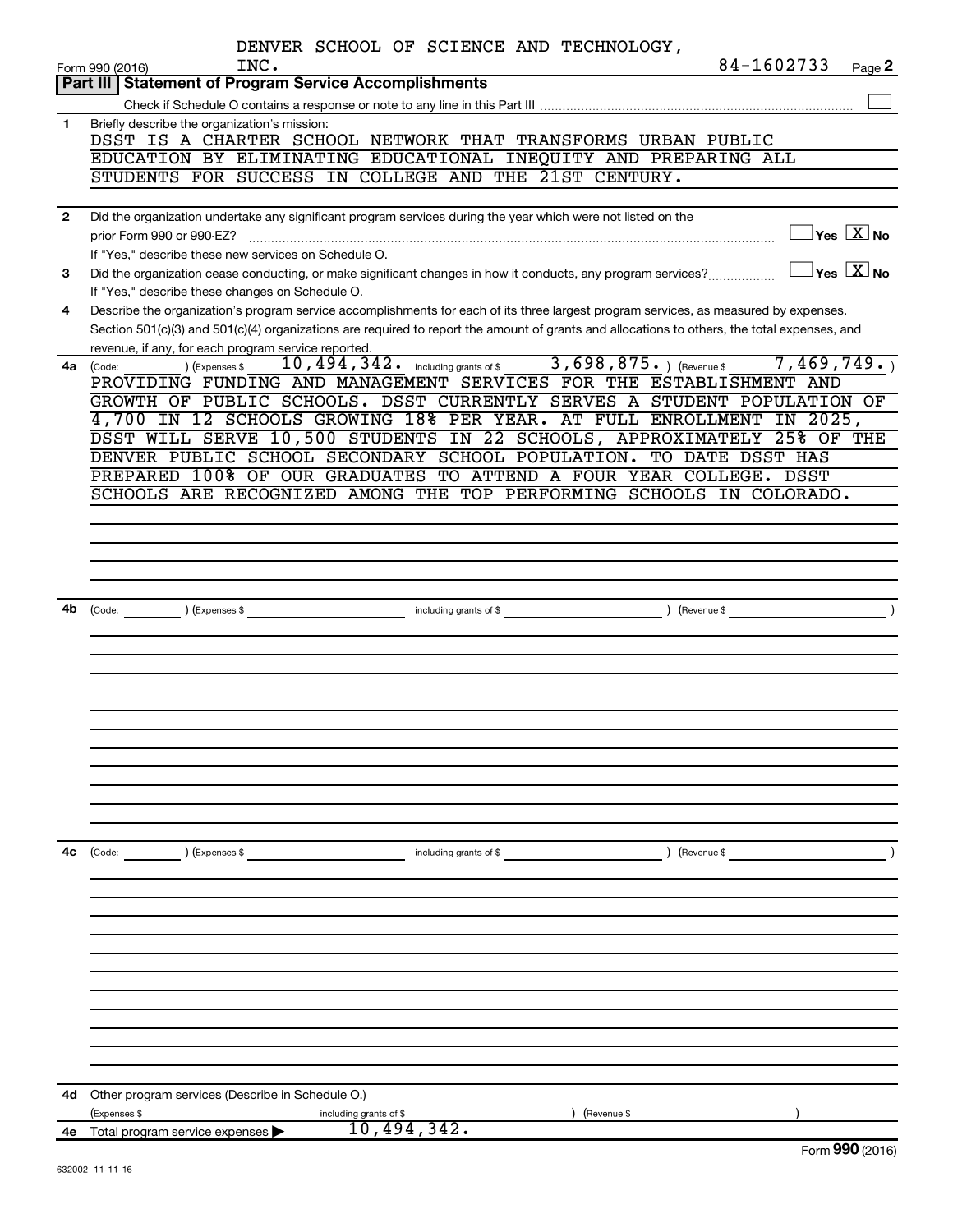DENVER SCHOOL OF SCIENCE AND TECHNOLOGY, INC. 84-1602733

Form 990 (2016) Page **2**

## Part III | Statement of Program Service Accomplishments

Check if Schedule O contains a response or note to any line in this Part III ☐

**1** Briefly describe the organization's mission:

DSST IS A CHARTER SCHOOL NETWORK THAT TRANSFORMS URBAN PUBLIC EDUCATION BY ELIMINATING EDUCATIONAL INEQUITY AND PREPARING ALL STUDENTS FOR SUCCESS IN COLLEGE AND THE 21ST CENTURY.

**2** Did the organization undertake any significant program services during the year which were not listed on the prior Form 990 or 990-EZ? ☐ Yes ☒ No

If "Yes," describe these new services on Schedule O.

**3** Did the organization cease conducting, or make significant changes in how it conducts, any program services? ☐ Yes ☒ No

If "Yes," describe these changes on Schedule O.

**4** Describe the organization's program service accomplishments for each of its three largest program services, as measured by expenses. Section 501(c)(3) and 501(c)(4) organizations are required to report the amount of grants and allocations to others, the total expenses, and revenue, if any, for each program service reported.

**4a** (Code: ) (Expenses $ 10,494,342. including grants of $ 3,698,875. ) (Revenue $ 7,469,749. )

PROVIDING FUNDING AND MANAGEMENT SERVICES FOR THE ESTABLISHMENT AND GROWTH OF PUBLIC SCHOOLS. DSST CURRENTLY SERVES A STUDENT POPULATION OF 4,700 IN 12 SCHOOLS GROWING 18% PER YEAR. AT FULL ENROLLMENT IN 2025, DSST WILL SERVE 10,500 STUDENTS IN 22 SCHOOLS, APPROXIMATELY 25% OF THE DENVER PUBLIC SCHOOL SECONDARY SCHOOL POPULATION. TO DATE DSST HAS PREPARED 100% OF OUR GRADUATES TO ATTEND A FOUR YEAR COLLEGE. DSST SCHOOLS ARE RECOGNIZED AMONG THE TOP PERFORMING SCHOOLS IN COLORADO.

**4b** (Code: ) (Expenses $ including grants of $ ) (Revenue $ )

**4c** (Code: ) (Expenses $ including grants of $ ) (Revenue $ )

**4d** Other program services (Describe in Schedule O.)

(Expenses $ including grants of $ ) (Revenue $ )

**4e** Total program service expenses ▶ 10,494,342.

Form **990** (2016)

632002 11-11-16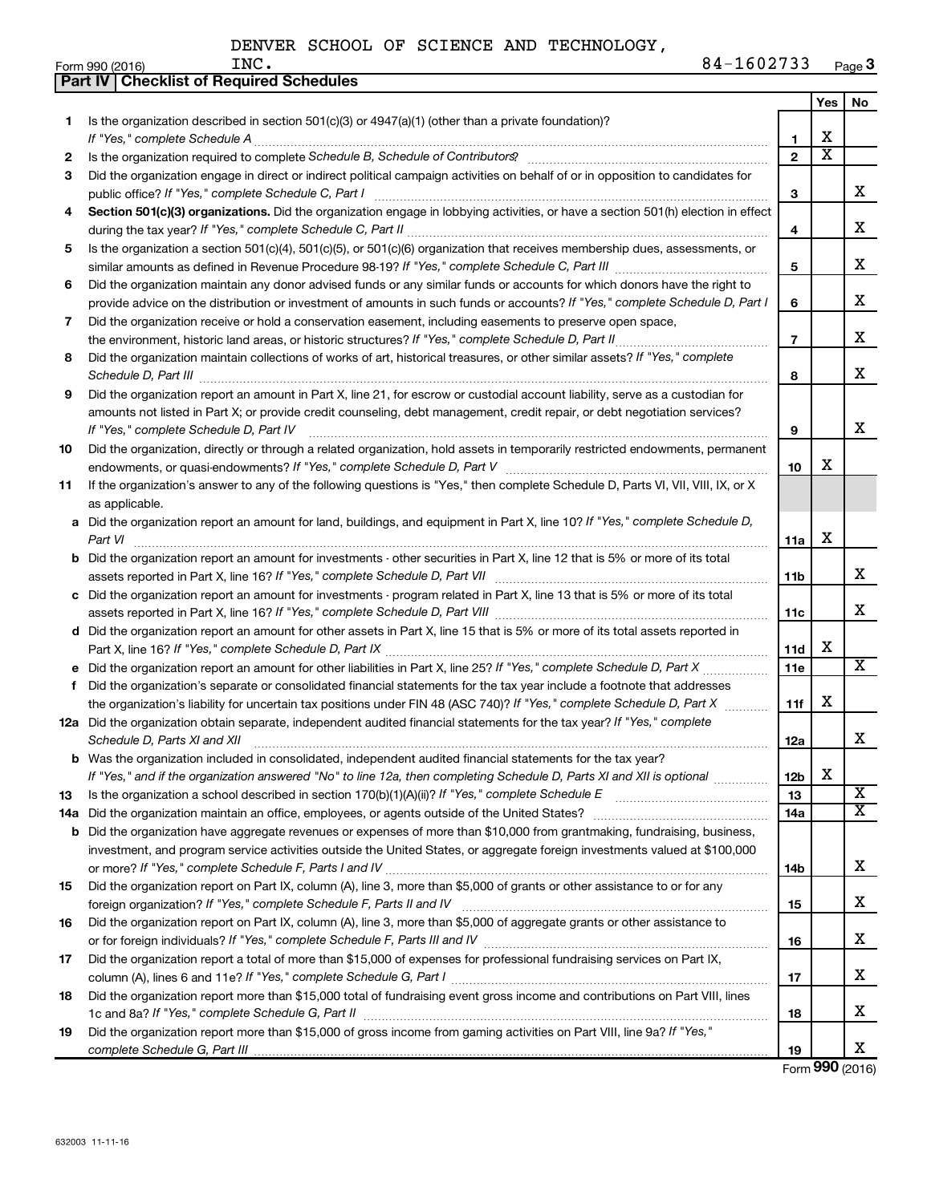DENVER SCHOOL OF SCIENCE AND TECHNOLOGY, INC. 84-1602733

Form 990 (2016) Page 3

## Part IV | Checklist of Required Schedules

| | | | Yes | No |
|---|---|---|---|---|
| 1 | Is the organization described in section 501(c)(3) or 4947(a)(1) (other than a private foundation)? *If "Yes," complete Schedule A* | 1 | X | |
| 2 | Is the organization required to complete *Schedule B, Schedule of Contributors*? | 2 | X | |
| 3 | Did the organization engage in direct or indirect political campaign activities on behalf of or in opposition to candidates for public office? *If "Yes," complete Schedule C, Part I* | 3 | | X |
| 4 | **Section 501(c)(3) organizations.** Did the organization engage in lobbying activities, or have a section 501(h) election in effect during the tax year? *If "Yes," complete Schedule C, Part II* | 4 | | X |
| 5 | Is the organization a section 501(c)(4), 501(c)(5), or 501(c)(6) organization that receives membership dues, assessments, or similar amounts as defined in Revenue Procedure 98-19? *If "Yes," complete Schedule C, Part III* | 5 | | X |
| 6 | Did the organization maintain any donor advised funds or any similar funds or accounts for which donors have the right to provide advice on the distribution or investment of amounts in such funds or accounts? *If "Yes," complete Schedule D, Part I* | 6 | | X |
| 7 | Did the organization receive or hold a conservation easement, including easements to preserve open space, the environment, historic land areas, or historic structures? *If "Yes," complete Schedule D, Part II* | 7 | | X |
| 8 | Did the organization maintain collections of works of art, historical treasures, or other similar assets? *If "Yes," complete Schedule D, Part III* | 8 | | X |
| 9 | Did the organization report an amount in Part X, line 21, for escrow or custodial account liability, serve as a custodian for amounts not listed in Part X; or provide credit counseling, debt management, credit repair, or debt negotiation services? *If "Yes," complete Schedule D, Part IV* | 9 | | X |
| 10 | Did the organization, directly or through a related organization, hold assets in temporarily restricted endowments, permanent endowments, or quasi-endowments? *If "Yes," complete Schedule D, Part V* | 10 | X | |
| 11 | If the organization's answer to any of the following questions is "Yes," then complete Schedule D, Parts VI, VII, VIII, IX, or X as applicable. | | | |
| a | Did the organization report an amount for land, buildings, and equipment in Part X, line 10? *If "Yes," complete Schedule D, Part VI* | 11a | X | |
| b | Did the organization report an amount for investments - other securities in Part X, line 12 that is 5% or more of its total assets reported in Part X, line 16? *If "Yes," complete Schedule D, Part VII* | 11b | | X |
| c | Did the organization report an amount for investments - program related in Part X, line 13 that is 5% or more of its total assets reported in Part X, line 16? *If "Yes," complete Schedule D, Part VIII* | 11c | | X |
| d | Did the organization report an amount for other assets in Part X, line 15 that is 5% or more of its total assets reported in Part X, line 16? *If "Yes," complete Schedule D, Part IX* | 11d | X | |
| e | Did the organization report an amount for other liabilities in Part X, line 25? *If "Yes," complete Schedule D, Part X* | 11e | | X |
| f | Did the organization's separate or consolidated financial statements for the tax year include a footnote that addresses the organization's liability for uncertain tax positions under FIN 48 (ASC 740)? *If "Yes," complete Schedule D, Part X* | 11f | X | |
| 12a | Did the organization obtain separate, independent audited financial statements for the tax year? *If "Yes," complete Schedule D, Parts XI and XII* | 12a | | X |
| b | Was the organization included in consolidated, independent audited financial statements for the tax year? *If "Yes," and if the organization answered "No" to line 12a, then completing Schedule D, Parts XI and XII is optional* | 12b | X | |
| 13 | Is the organization a school described in section 170(b)(1)(A)(ii)? *If "Yes," complete Schedule E* | 13 | | X |
| 14a | Did the organization maintain an office, employees, or agents outside of the United States? | 14a | | X |
| b | Did the organization have aggregate revenues or expenses of more than $10,000 from grantmaking, fundraising, business, investment, and program service activities outside the United States, or aggregate foreign investments valued at $100,000 or more? *If "Yes," complete Schedule F, Parts I and IV* | 14b | | X |
| 15 | Did the organization report on Part IX, column (A), line 3, more than $5,000 of grants or other assistance to or for any foreign organization? *If "Yes," complete Schedule F, Parts II and IV* | 15 | | X |
| 16 | Did the organization report on Part IX, column (A), line 3, more than $5,000 of aggregate grants or other assistance to or for foreign individuals? *If "Yes," complete Schedule F, Parts III and IV* | 16 | | X |
| 17 | Did the organization report a total of more than $15,000 of expenses for professional fundraising services on Part IX, column (A), lines 6 and 11e? *If "Yes," complete Schedule G, Part I* | 17 | | X |
| 18 | Did the organization report more than $15,000 total of fundraising event gross income and contributions on Part VIII, lines 1c and 8a? *If "Yes," complete Schedule G, Part II* | 18 | | X |
| 19 | Did the organization report more than $15,000 of gross income from gaming activities on Part VIII, line 9a? *If "Yes," complete Schedule G, Part III* | 19 | | X |

Form **990** (2016)

632003 11-11-16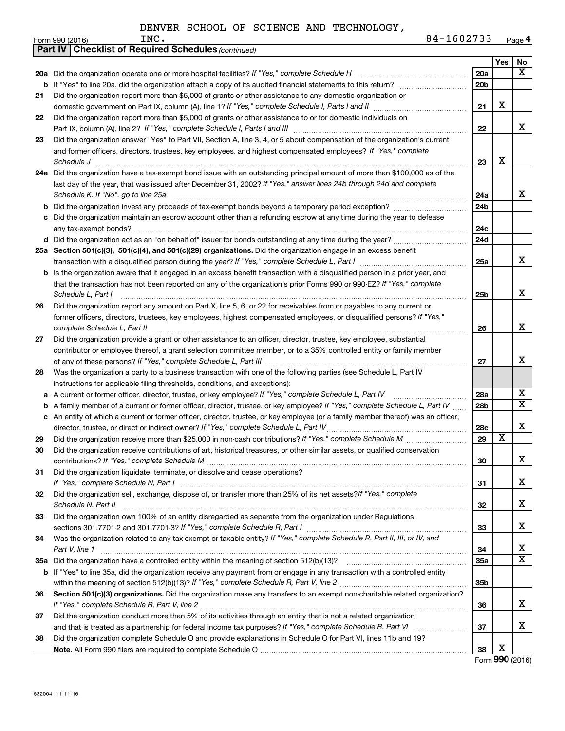DENVER SCHOOL OF SCIENCE AND TECHNOLOGY, INC. 84-1602733

Form 990 (2016) Page 4

**Part IV | Checklist of Required Schedules** *(continued)*

| | | | Yes | No |
|---|---|---|---|---|
| **20a** | Did the organization operate one or more hospital facilities? *If "Yes," complete Schedule H* | 20a | | X |
| **b** | If "Yes" to line 20a, did the organization attach a copy of its audited financial statements to this return? | 20b | | |
| **21** | Did the organization report more than $5,000 of grants or other assistance to any domestic organization or domestic government on Part IX, column (A), line 1? *If "Yes," complete Schedule I, Parts I and II* | 21 | X | |
| **22** | Did the organization report more than $5,000 of grants or other assistance to or for domestic individuals on Part IX, column (A), line 2? *If "Yes," complete Schedule I, Parts I and III* | 22 | | X |
| **23** | Did the organization answer "Yes" to Part VII, Section A, line 3, 4, or 5 about compensation of the organization's current and former officers, directors, trustees, key employees, and highest compensated employees? *If "Yes," complete Schedule J* | 23 | X | |
| **24a** | Did the organization have a tax-exempt bond issue with an outstanding principal amount of more than $100,000 as of the last day of the year, that was issued after December 31, 2002? *If "Yes," answer lines 24b through 24d and complete Schedule K. If "No", go to line 25a* | 24a | | X |
| **b** | Did the organization invest any proceeds of tax-exempt bonds beyond a temporary period exception? | 24b | | |
| **c** | Did the organization maintain an escrow account other than a refunding escrow at any time during the year to defease any tax-exempt bonds? | 24c | | |
| **d** | Did the organization act as an "on behalf of" issuer for bonds outstanding at any time during the year? | 24d | | |
| **25a** | **Section 501(c)(3), 501(c)(4), and 501(c)(29) organizations.** Did the organization engage in an excess benefit transaction with a disqualified person during the year? *If "Yes," complete Schedule L, Part I* | 25a | | X |
| **b** | Is the organization aware that it engaged in an excess benefit transaction with a disqualified person in a prior year, and that the transaction has not been reported on any of the organization's prior Forms 990 or 990-EZ? *If "Yes," complete Schedule L, Part I* | 25b | | X |
| **26** | Did the organization report any amount on Part X, line 5, 6, or 22 for receivables from or payables to any current or former officers, directors, trustees, key employees, highest compensated employees, or disqualified persons? *If "Yes," complete Schedule L, Part II* | 26 | | X |
| **27** | Did the organization provide a grant or other assistance to an officer, director, trustee, key employee, substantial contributor or employee thereof, a grant selection committee member, or to a 35% controlled entity or family member of any of these persons? *If "Yes," complete Schedule L, Part III* | 27 | | X |
| **28** | Was the organization a party to a business transaction with one of the following parties (see Schedule L, Part IV instructions for applicable filing thresholds, conditions, and exceptions): | | | |
| **a** | A current or former officer, director, trustee, or key employee? *If "Yes," complete Schedule L, Part IV* | 28a | | X |
| **b** | A family member of a current or former officer, director, trustee, or key employee? *If "Yes," complete Schedule L, Part IV* | 28b | | X |
| **c** | An entity of which a current or former officer, director, trustee, or key employee (or a family member thereof) was an officer, director, trustee, or direct or indirect owner? *If "Yes," complete Schedule L, Part IV* | 28c | | X |
| **29** | Did the organization receive more than $25,000 in non-cash contributions? *If "Yes," complete Schedule M* | 29 | X | |
| **30** | Did the organization receive contributions of art, historical treasures, or other similar assets, or qualified conservation contributions? *If "Yes," complete Schedule M* | 30 | | X |
| **31** | Did the organization liquidate, terminate, or dissolve and cease operations? *If "Yes," complete Schedule N, Part I* | 31 | | X |
| **32** | Did the organization sell, exchange, dispose of, or transfer more than 25% of its net assets? *If "Yes," complete Schedule N, Part II* | 32 | | X |
| **33** | Did the organization own 100% of an entity disregarded as separate from the organization under Regulations sections 301.7701-2 and 301.7701-3? *If "Yes," complete Schedule R, Part I* | 33 | | X |
| **34** | Was the organization related to any tax-exempt or taxable entity? *If "Yes," complete Schedule R, Part II, III, or IV, and Part V, line 1* | 34 | | X |
| **35a** | Did the organization have a controlled entity within the meaning of section 512(b)(13)? | 35a | | X |
| **b** | If "Yes" to line 35a, did the organization receive any payment from or engage in any transaction with a controlled entity within the meaning of section 512(b)(13)? *If "Yes," complete Schedule R, Part V, line 2* | 35b | | |
| **36** | **Section 501(c)(3) organizations.** Did the organization make any transfers to an exempt non-charitable related organization? *If "Yes," complete Schedule R, Part V, line 2* | 36 | | X |
| **37** | Did the organization conduct more than 5% of its activities through an entity that is not a related organization and that is treated as a partnership for federal income tax purposes? *If "Yes," complete Schedule R, Part VI* | 37 | | X |
| **38** | Did the organization complete Schedule O and provide explanations in Schedule O for Part VI, lines 11b and 19? **Note.** All Form 990 filers are required to complete Schedule O | 38 | X | |

Form **990** (2016)

632004 11-11-16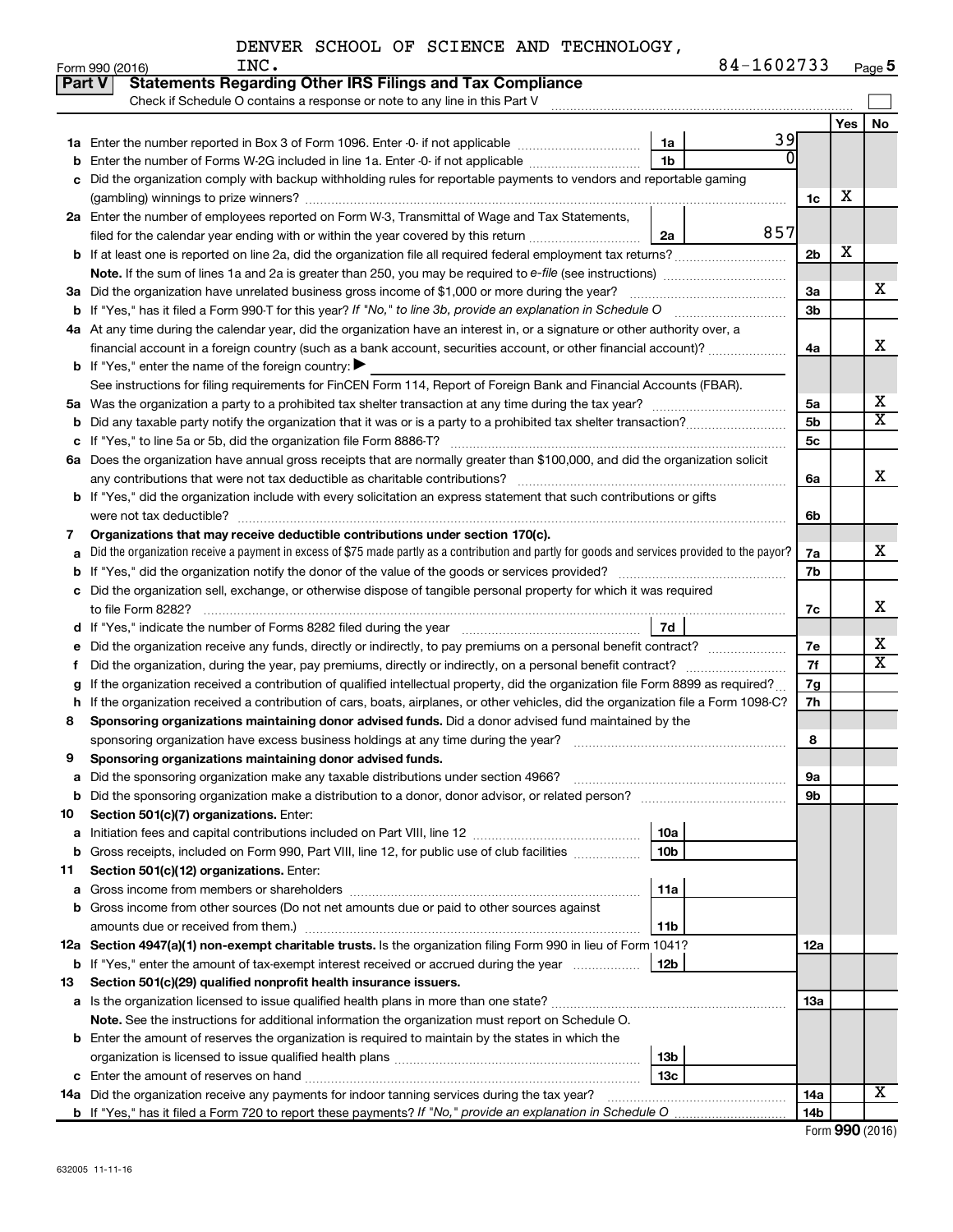DENVER SCHOOL OF SCIENCE AND TECHNOLOGY, INC. 84-1602733

Form 990 (2016) Page 5

## Part V Statements Regarding Other IRS Filings and Tax Compliance

Check if Schedule O contains a response or note to any line in this Part V

| | | | | | Yes | No |
|---|---|---|---|---|---|---|
| **1a** | Enter the number reported in Box 3 of Form 1096. Enter -0- if not applicable | 1a | 39 | | | |
| **b** | Enter the number of Forms W-2G included in line 1a. Enter -0- if not applicable | 1b | 0 | | | |
| **c** | Did the organization comply with backup withholding rules for reportable payments to vendors and reportable gaming (gambling) winnings to prize winners? | | | 1c | X | |
| **2a** | Enter the number of employees reported on Form W-3, Transmittal of Wage and Tax Statements, filed for the calendar year ending with or within the year covered by this return | 2a | 857 | | | |
| **b** | If at least one is reported on line 2a, did the organization file all required federal employment tax returns? | | | 2b | X | |
| | **Note.** If the sum of lines 1a and 2a is greater than 250, you may be required to *e-file* (see instructions) | | | | | |
| **3a** | Did the organization have unrelated business gross income of $1,000 or more during the year? | | | 3a | | X |
| **b** | If "Yes," has it filed a Form 990-T for this year? *If "No," to line 3b, provide an explanation in Schedule O* | | | 3b | | |
| **4a** | At any time during the calendar year, did the organization have an interest in, or a signature or other authority over, a financial account in a foreign country (such as a bank account, securities account, or other financial account)? | | | 4a | | X |
| **b** | If "Yes," enter the name of the foreign country: ▶ | | | | | |
| | See instructions for filing requirements for FinCEN Form 114, Report of Foreign Bank and Financial Accounts (FBAR). | | | | | |
| **5a** | Was the organization a party to a prohibited tax shelter transaction at any time during the tax year? | | | 5a | | X |
| **b** | Did any taxable party notify the organization that it was or is a party to a prohibited tax shelter transaction? | | | 5b | | X |
| **c** | If "Yes," to line 5a or 5b, did the organization file Form 8886-T? | | | 5c | | |
| **6a** | Does the organization have annual gross receipts that are normally greater than $100,000, and did the organization solicit any contributions that were not tax deductible as charitable contributions? | | | 6a | | X |
| **b** | If "Yes," did the organization include with every solicitation an express statement that such contributions or gifts were not tax deductible? | | | 6b | | |
| **7** | **Organizations that may receive deductible contributions under section 170(c).** | | | | | |
| **a** | Did the organization receive a payment in excess of $75 made partly as a contribution and partly for goods and services provided to the payor? | | | 7a | | X |
| **b** | If "Yes," did the organization notify the donor of the value of the goods or services provided? | | | 7b | | |
| **c** | Did the organization sell, exchange, or otherwise dispose of tangible personal property for which it was required to file Form 8282? | | | 7c | | X |
| **d** | If "Yes," indicate the number of Forms 8282 filed during the year | 7d | | | | |
| **e** | Did the organization receive any funds, directly or indirectly, to pay premiums on a personal benefit contract? | | | 7e | | X |
| **f** | Did the organization, during the year, pay premiums, directly or indirectly, on a personal benefit contract? | | | 7f | | X |
| **g** | If the organization received a contribution of qualified intellectual property, did the organization file Form 8899 as required? | | | 7g | | |
| **h** | If the organization received a contribution of cars, boats, airplanes, or other vehicles, did the organization file a Form 1098-C? | | | 7h | | |
| **8** | **Sponsoring organizations maintaining donor advised funds.** Did a donor advised fund maintained by the sponsoring organization have excess business holdings at any time during the year? | | | 8 | | |
| **9** | **Sponsoring organizations maintaining donor advised funds.** | | | | | |
| **a** | Did the sponsoring organization make any taxable distributions under section 4966? | | | 9a | | |
| **b** | Did the sponsoring organization make a distribution to a donor, donor advisor, or related person? | | | 9b | | |
| **10** | **Section 501(c)(7) organizations.** Enter: | | | | | |
| **a** | Initiation fees and capital contributions included on Part VIII, line 12 | 10a | | | | |
| **b** | Gross receipts, included on Form 990, Part VIII, line 12, for public use of club facilities | 10b | | | | |
| **11** | **Section 501(c)(12) organizations.** Enter: | | | | | |
| **a** | Gross income from members or shareholders | 11a | | | | |
| **b** | Gross income from other sources (Do not net amounts due or paid to other sources against amounts due or received from them.) | 11b | | | | |
| **12a** | **Section 4947(a)(1) non-exempt charitable trusts.** Is the organization filing Form 990 in lieu of Form 1041? | | | 12a | | |
| **b** | If "Yes," enter the amount of tax-exempt interest received or accrued during the year | 12b | | | | |
| **13** | **Section 501(c)(29) qualified nonprofit health insurance issuers.** | | | | | |
| **a** | Is the organization licensed to issue qualified health plans in more than one state? | | | 13a | | |
| | **Note.** See the instructions for additional information the organization must report on Schedule O. | | | | | |
| **b** | Enter the amount of reserves the organization is required to maintain by the states in which the organization is licensed to issue qualified health plans | 13b | | | | |
| **c** | Enter the amount of reserves on hand | 13c | | | | |
| **14a** | Did the organization receive any payments for indoor tanning services during the tax year? | | | 14a | | X |
| **b** | If "Yes," has it filed a Form 720 to report these payments? *If "No," provide an explanation in Schedule O* | | | 14b | | |

Form **990** (2016)

632005 11-11-16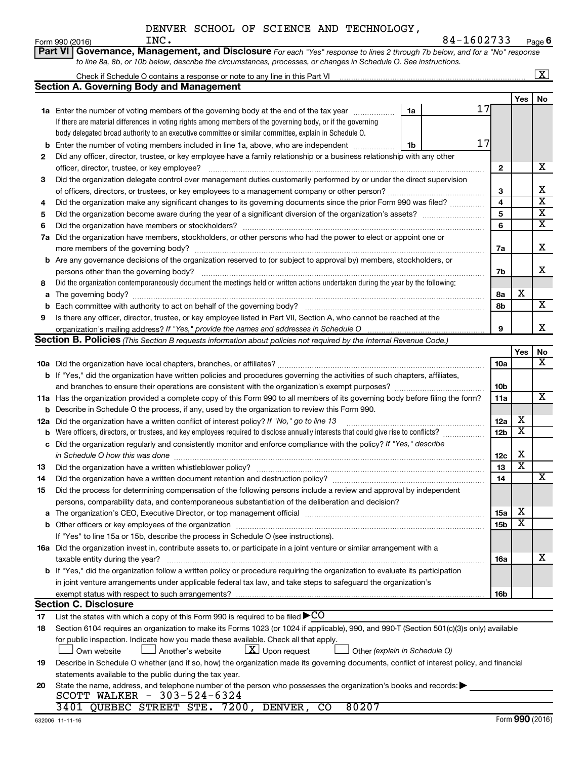DENVER SCHOOL OF SCIENCE AND TECHNOLOGY, INC. 84-1602733

Form 990 (2016) Page 6

**Part VI Governance, Management, and Disclosure** *For each "Yes" response to lines 2 through 7b below, and for a "No" response to line 8a, 8b, or 10b below, describe the circumstances, processes, or changes in Schedule O. See instructions.*

Check if Schedule O contains a response or note to any line in this Part VI [X]

## Section A. Governing Body and Management

| | | | Yes | No |
|---|---|---|---|---|
| 1a | Enter the number of voting members of the governing body at the end of the tax year — 1a: 17. If there are material differences in voting rights among members of the governing body, or if the governing body delegated broad authority to an executive committee or similar committee, explain in Schedule O. | | | |
| b | Enter the number of voting members included in line 1a, above, who are independent — 1b: 17 | | | |
| 2 | Did any officer, director, trustee, or key employee have a family relationship or a business relationship with any other officer, director, trustee, or key employee? | 2 | | X |
| 3 | Did the organization delegate control over management duties customarily performed by or under the direct supervision of officers, directors, or trustees, or key employees to a management company or other person? | 3 | | X |
| 4 | Did the organization make any significant changes to its governing documents since the prior Form 990 was filed? | 4 | | X |
| 5 | Did the organization become aware during the year of a significant diversion of the organization's assets? | 5 | | X |
| 6 | Did the organization have members or stockholders? | 6 | | X |
| 7a | Did the organization have members, stockholders, or other persons who had the power to elect or appoint one or more members of the governing body? | 7a | | X |
| b | Are any governance decisions of the organization reserved to (or subject to approval by) members, stockholders, or persons other than the governing body? | 7b | | X |
| 8 | Did the organization contemporaneously document the meetings held or written actions undertaken during the year by the following: | | | |
| a | The governing body? | 8a | X | |
| b | Each committee with authority to act on behalf of the governing body? | 8b | | X |
| 9 | Is there any officer, director, trustee, or key employee listed in Part VII, Section A, who cannot be reached at the organization's mailing address? *If "Yes," provide the names and addresses in Schedule O* | 9 | | X |

## Section B. Policies *(This Section B requests information about policies not required by the Internal Revenue Code.)*

| | | | Yes | No |
|---|---|---|---|---|
| 10a | Did the organization have local chapters, branches, or affiliates? | 10a | | X |
| b | If "Yes," did the organization have written policies and procedures governing the activities of such chapters, affiliates, and branches to ensure their operations are consistent with the organization's exempt purposes? | 10b | | |
| 11a | Has the organization provided a complete copy of this Form 990 to all members of its governing body before filing the form? | 11a | | X |
| b | Describe in Schedule O the process, if any, used by the organization to review this Form 990. | | | |
| 12a | Did the organization have a written conflict of interest policy? *If "No," go to line 13* | 12a | X | |
| b | Were officers, directors, or trustees, and key employees required to disclose annually interests that could give rise to conflicts? | 12b | X | |
| c | Did the organization regularly and consistently monitor and enforce compliance with the policy? *If "Yes," describe in Schedule O how this was done* | 12c | X | |
| 13 | Did the organization have a written whistleblower policy? | 13 | X | |
| 14 | Did the organization have a written document retention and destruction policy? | 14 | | X |
| 15 | Did the process for determining compensation of the following persons include a review and approval by independent persons, comparability data, and contemporaneous substantiation of the deliberation and decision? | | | |
| a | The organization's CEO, Executive Director, or top management official | 15a | X | |
| b | Other officers or key employees of the organization | 15b | X | |
| | If "Yes" to line 15a or 15b, describe the process in Schedule O (see instructions). | | | |
| 16a | Did the organization invest in, contribute assets to, or participate in a joint venture or similar arrangement with a taxable entity during the year? | 16a | | X |
| b | If "Yes," did the organization follow a written policy or procedure requiring the organization to evaluate its participation in joint venture arrangements under applicable federal tax law, and take steps to safeguard the organization's exempt status with respect to such arrangements? | 16b | | |

## Section C. Disclosure

17 List the states with which a copy of this Form 990 is required to be filed ▶ CO

18 Section 6104 requires an organization to make its Forms 1023 (or 1024 if applicable), 990, and 990-T (Section 501(c)(3)s only) available for public inspection. Indicate how you made these available. Check all that apply.

[ ] Own website [ ] Another's website [X] Upon request [ ] Other *(explain in Schedule O)*

19 Describe in Schedule O whether (and if so, how) the organization made its governing documents, conflict of interest policy, and financial statements available to the public during the tax year.

20 State the name, address, and telephone number of the person who possesses the organization's books and records: ▶
SCOTT WALKER - 303-524-6324
3401 QUEBEC STREET STE. 7200, DENVER, CO 80207

632006 11-11-16 Form 990 (2016)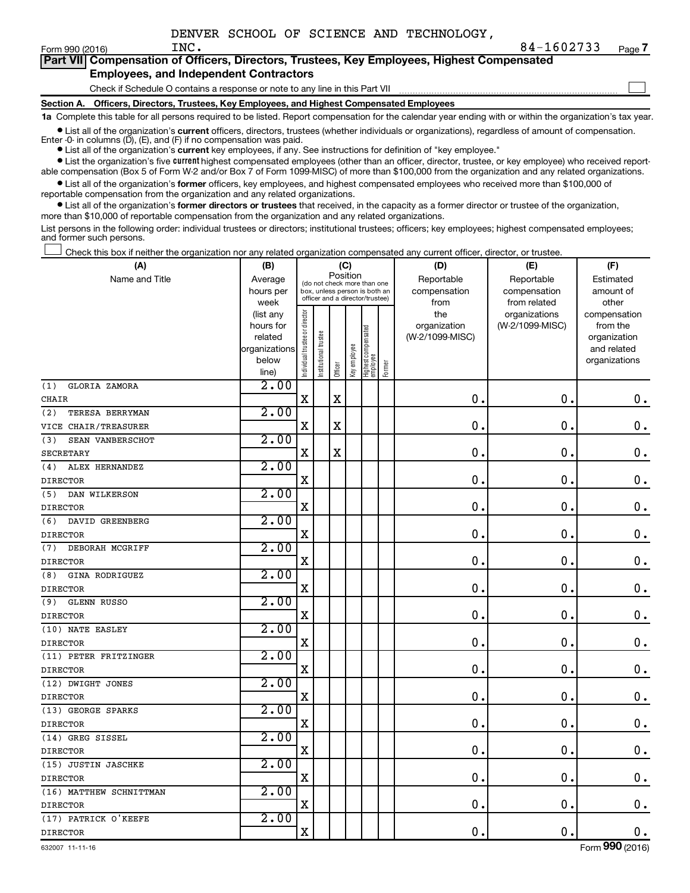DENVER SCHOOL OF SCIENCE AND TECHNOLOGY, INC. 84-1602733

## Part VII Compensation of Officers, Directors, Trustees, Key Employees, Highest Compensated Employees, and Independent Contractors

Check if Schedule O contains a response or note to any line in this Part VII

### Section A. Officers, Directors, Trustees, Key Employees, and Highest Compensated Employees

**1a** Complete this table for all persons required to be listed. Report compensation for the calendar year ending with or within the organization's tax year.

- List all of the organization's **current** officers, directors, trustees (whether individuals or organizations), regardless of amount of compensation. Enter -0- in columns (D), (E), and (F) if no compensation was paid.
- List all of the organization's **current** key employees, if any. See instructions for definition of "key employee."
- List the organization's five **current** highest compensated employees (other than an officer, director, trustee, or key employee) who received reportable compensation (Box 5 of Form W-2 and/or Box 7 of Form 1099-MISC) of more than $100,000 from the organization and any related organizations.
- List all of the organization's **former** officers, key employees, and highest compensated employees who received more than $100,000 of reportable compensation from the organization and any related organizations.
- List all of the organization's **former directors or trustees** that received, in the capacity as a former director or trustee of the organization, more than $10,000 of reportable compensation from the organization and any related organizations.

List persons in the following order: individual trustees or directors; institutional trustees; officers; key employees; highest compensated employees; and former such persons.

Check this box if neither the organization nor any related organization compensated any current officer, director, or trustee.

| (A) Name and Title | (B) Average hours per week (list any hours for related organizations below line) | (C) Position: Individual trustee or director | Institutional trustee | Officer | Key employee | Highest compensated employee | Former | (D) Reportable compensation from the organization (W-2/1099-MISC) | (E) Reportable compensation from related organizations (W-2/1099-MISC) | (F) Estimated amount of other compensation from the organization and related organizations |
|---|---|---|---|---|---|---|---|---|---|---|
| (1) GLORIA ZAMORA<br>CHAIR | 2.00 | X | | X | | | | 0. | 0. | 0. |
| (2) TERESA BERRYMAN<br>VICE CHAIR/TREASURER | 2.00 | X | | X | | | | 0. | 0. | 0. |
| (3) SEAN VANBERSCHOT<br>SECRETARY | 2.00 | X | | X | | | | 0. | 0. | 0. |
| (4) ALEX HERNANDEZ<br>DIRECTOR | 2.00 | X | | | | | | 0. | 0. | 0. |
| (5) DAN WILKERSON<br>DIRECTOR | 2.00 | X | | | | | | 0. | 0. | 0. |
| (6) DAVID GREENBERG<br>DIRECTOR | 2.00 | X | | | | | | 0. | 0. | 0. |
| (7) DEBORAH MCGRIFF<br>DIRECTOR | 2.00 | X | | | | | | 0. | 0. | 0. |
| (8) GINA RODRIGUEZ<br>DIRECTOR | 2.00 | X | | | | | | 0. | 0. | 0. |
| (9) GLENN RUSSO<br>DIRECTOR | 2.00 | X | | | | | | 0. | 0. | 0. |
| (10) NATE EASLEY<br>DIRECTOR | 2.00 | X | | | | | | 0. | 0. | 0. |
| (11) PETER FRITZINGER<br>DIRECTOR | 2.00 | X | | | | | | 0. | 0. | 0. |
| (12) DWIGHT JONES<br>DIRECTOR | 2.00 | X | | | | | | 0. | 0. | 0. |
| (13) GEORGE SPARKS<br>DIRECTOR | 2.00 | X | | | | | | 0. | 0. | 0. |
| (14) GREG SISSEL<br>DIRECTOR | 2.00 | X | | | | | | 0. | 0. | 0. |
| (15) JUSTIN JASCHKE<br>DIRECTOR | 2.00 | X | | | | | | 0. | 0. | 0. |
| (16) MATTHEW SCHNITTMAN<br>DIRECTOR | 2.00 | X | | | | | | 0. | 0. | 0. |
| (17) PATRICK O'KEEFE<br>DIRECTOR | 2.00 | X | | | | | | 0. | 0. | 0. |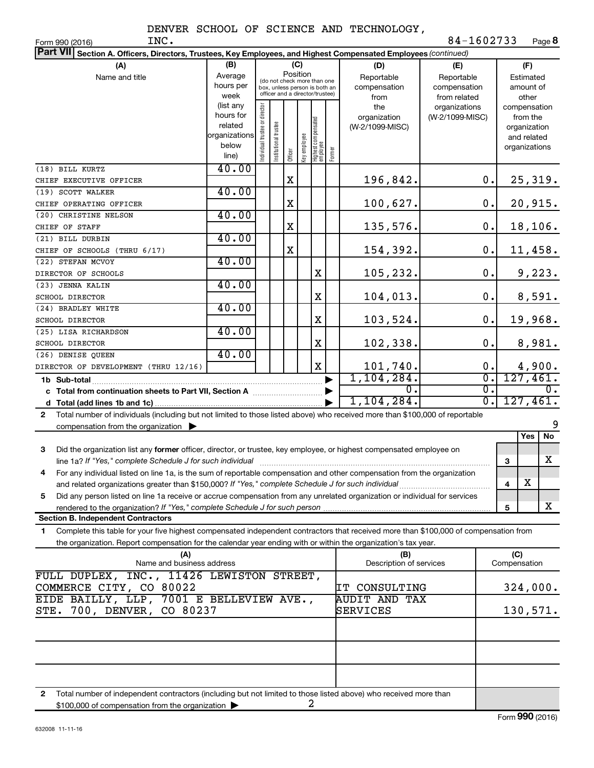DENVER SCHOOL OF SCIENCE AND TECHNOLOGY, INC. 84-1602733

Form 990 (2016) Page 8

**Part VII Section A. Officers, Directors, Trustees, Key Employees, and Highest Compensated Employees** *(continued)*

| (A) Name and title | (B) Average hours per week (list any hours for related organizations below line) | (C) Position: Individual trustee or director | Institutional trustee | Officer | Key employee | Highest compensated employee | Former | (D) Reportable compensation from the organization (W-2/1099-MISC) | (E) Reportable compensation from related organizations (W-2/1099-MISC) | (F) Estimated amount of other compensation from the organization and related organizations |
|---|---|---|---|---|---|---|---|---|---|---|
| (18) BILL KURTZ<br>CHIEF EXECUTIVE OFFICER | 40.00 | | | X | | | | 196,842. | 0. | 25,319. |
| (19) SCOTT WALKER<br>CHIEF OPERATING OFFICER | 40.00 | | | X | | | | 100,627. | 0. | 20,915. |
| (20) CHRISTINE NELSON<br>CHIEF OF STAFF | 40.00 | | | X | | | | 135,576. | 0. | 18,106. |
| (21) BILL DURBIN<br>CHIEF OF SCHOOLS (THRU 6/17) | 40.00 | | | X | | | | 154,392. | 0. | 11,458. |
| (22) STEFAN MCVOY<br>DIRECTOR OF SCHOOLS | 40.00 | | | | | X | | 105,232. | 0. | 9,223. |
| (23) JENNA KALIN<br>SCHOOL DIRECTOR | 40.00 | | | | | X | | 104,013. | 0. | 8,591. |
| (24) BRADLEY WHITE<br>SCHOOL DIRECTOR | 40.00 | | | | | X | | 103,524. | 0. | 19,968. |
| (25) LISA RICHARDSON<br>SCHOOL DIRECTOR | 40.00 | | | | | X | | 102,338. | 0. | 8,981. |
| (26) DENISE QUEEN<br>DIRECTOR OF DEVELOPMENT (THRU 12/16) | 40.00 | | | | | X | | 101,740. | 0. | 4,900. |
| **1b Sub-total** | | | | | | | | 1,104,284. | 0. | 127,461. |
| **c Total from continuation sheets to Part VII, Section A** | | | | | | | | 0. | 0. | 0. |
| **d Total (add lines 1b and 1c)** | | | | | | | | 1,104,284. | 0. | 127,461. |

**2** Total number of individuals (including but not limited to those listed above) who received more than $100,000 of reportable compensation from the organization ▶ 9

| | | Yes | No |
|---|---|---|---|
| **3** Did the organization list any **former** officer, director, or trustee, key employee, or highest compensated employee on line 1a? *If "Yes," complete Schedule J for such individual* | 3 | | X |
| **4** For any individual listed on line 1a, is the sum of reportable compensation and other compensation from the organization and related organizations greater than $150,000? *If "Yes," complete Schedule J for such individual* | 4 | X | |
| **5** Did any person listed on line 1a receive or accrue compensation from any unrelated organization or individual for services rendered to the organization? *If "Yes," complete Schedule J for such person* | 5 | | X |

**Section B. Independent Contractors**

**1** Complete this table for your five highest compensated independent contractors that received more than $100,000 of compensation from the organization. Report compensation for the calendar year ending with or within the organization's tax year.

| (A) Name and business address | (B) Description of services | (C) Compensation |
|---|---|---|
| FULL DUPLEX, INC., 11426 LEWISTON STREET, COMMERCE CITY, CO 80022 | IT CONSULTING | 324,000. |
| EIDE BAILLY, LLP, 7001 E BELLEVIEW AVE., STE. 700, DENVER, CO 80237 | AUDIT AND TAX SERVICES | 130,571. |
| | | |
| | | |
| | | |

**2** Total number of independent contractors (including but not limited to those listed above) who received more than $100,000 of compensation from the organization ▶ 2

Form **990** (2016)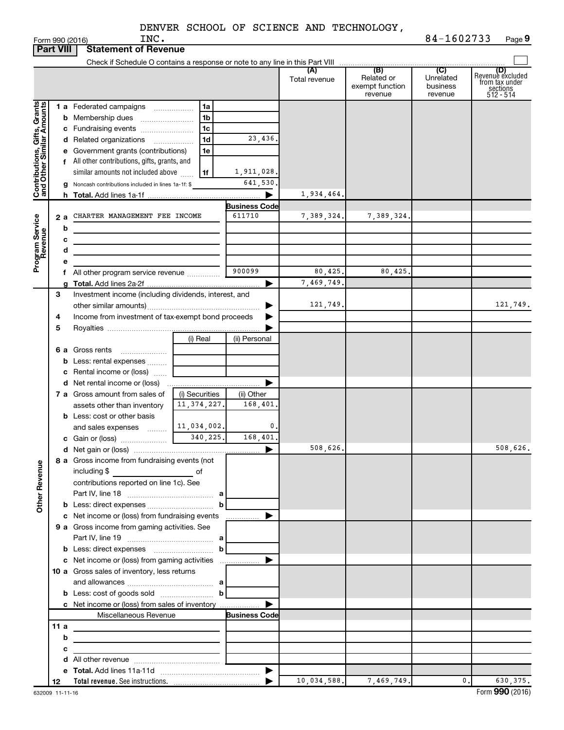DENVER SCHOOL OF SCIENCE AND TECHNOLOGY, INC. 84-1602733

Form 990 (2016)

**Part VIII Statement of Revenue**

Check if Schedule O contains a response or note to any line in this Part VIII

| | | | | (A) Total revenue | (B) Related or exempt function revenue | (C) Unrelated business revenue | (D) Revenue excluded from tax under sections 512 - 514 |
|---|---|---|---|---|---|---|---|
| **Contributions, Gifts, Grants and Other Similar Amounts** | 1a Federated campaigns | 1a | | | | | |
| | b Membership dues | 1b | | | | | |
| | c Fundraising events | 1c | | | | | |
| | d Related organizations | 1d | 23,436. | | | | |
| | e Government grants (contributions) | 1e | | | | | |
| | f All other contributions, gifts, grants, and similar amounts not included above | 1f | 1,911,028. | | | | |
| | g Noncash contributions included in lines 1a-1f: $ | | 641,530. | | | | |
| | h Total. Add lines 1a-1f | | ▶ | 1,934,464. | | | |
| **Program Service Revenue** | | | Business Code | | | | |
| | 2a CHARTER MANAGEMENT FEE INCOME | | 611710 | 7,389,324. | 7,389,324. | | |
| | b | | | | | | |
| | c | | | | | | |
| | d | | | | | | |
| | e | | | | | | |
| | f All other program service revenue | | 900099 | 80,425. | 80,425. | | |
| | g Total. Add lines 2a-2f | | ▶ | 7,469,749. | | | |
| | 3 Investment income (including dividends, interest, and other similar amounts) | | ▶ | 121,749. | | | 121,749. |
| | 4 Income from investment of tax-exempt bond proceeds | | ▶ | | | | |
| | 5 Royalties | | ▶ | | | | |
| | | (i) Real | (ii) Personal | | | | |
| | 6a Gross rents | | | | | | |
| | b Less: rental expenses | | | | | | |
| | c Rental income or (loss) | | | | | | |
| | d Net rental income or (loss) | | ▶ | | | | |
| | 7a Gross amount from sales of assets other than inventory | (i) Securities 11,374,227. | (ii) Other 168,401. | | | | |
| | b Less: cost or other basis and sales expenses | 11,034,002. | 0. | | | | |
| | c Gain or (loss) | 340,225. | 168,401. | | | | |
| | d Net gain or (loss) | | ▶ | 508,626. | | | 508,626. |
| **Other Revenue** | 8a Gross income from fundraising events (not including $ ______ of contributions reported on line 1c). See Part IV, line 18 | a | | | | | |
| | b Less: direct expenses | b | | | | | |
| | c Net income or (loss) from fundraising events | | ▶ | | | | |
| | 9a Gross income from gaming activities. See Part IV, line 19 | a | | | | | |
| | b Less: direct expenses | b | | | | | |
| | c Net income or (loss) from gaming activities | | ▶ | | | | |
| | 10a Gross sales of inventory, less returns and allowances | a | | | | | |
| | b Less: cost of goods sold | b | | | | | |
| | c Net income or (loss) from sales of inventory | | ▶ | | | | |
| | Miscellaneous Revenue | | Business Code | | | | |
| | 11a | | | | | | |
| | b | | | | | | |
| | c | | | | | | |
| | d All other revenue | | | | | | |
| | e Total. Add lines 11a-11d | | ▶ | | | | |
| | 12 Total revenue. See instructions. | | ▶ | 10,034,588. | 7,469,749. | 0. | 630,375. |

632009 11-11-16

Form **990** (2016)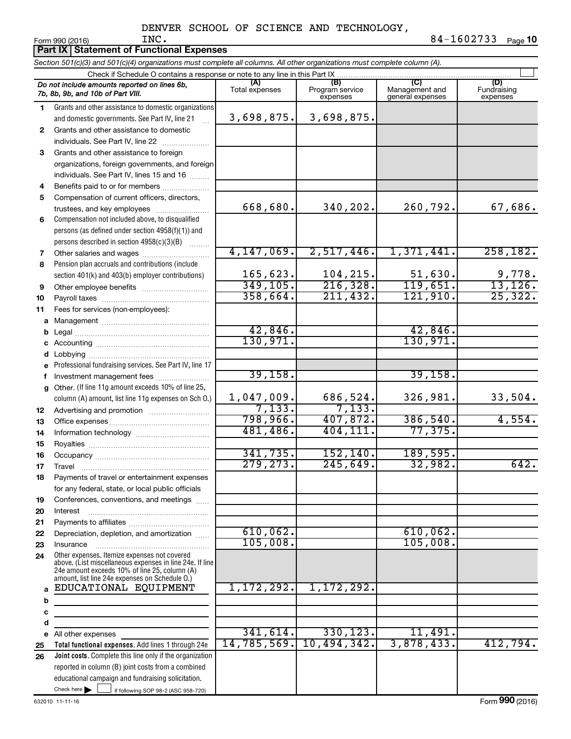DENVER SCHOOL OF SCIENCE AND TECHNOLOGY, INC. 84-1602733

Form 990 (2016)

## Part IX Statement of Functional Expenses

*Section 501(c)(3) and 501(c)(4) organizations must complete all columns. All other organizations must complete column (A).*

Check if Schedule O contains a response or note to any line in this Part IX

| *Do not include amounts reported on lines 6b, 7b, 8b, 9b, and 10b of Part VIII.* | (A) Total expenses | (B) Program service expenses | (C) Management and general expenses | (D) Fundraising expenses |
|---|---|---|---|---|
| **1** Grants and other assistance to domestic organizations and domestic governments. See Part IV, line 21 | 3,698,875. | 3,698,875. | | |
| **2** Grants and other assistance to domestic individuals. See Part IV, line 22 | | | | |
| **3** Grants and other assistance to foreign organizations, foreign governments, and foreign individuals. See Part IV, lines 15 and 16 | | | | |
| **4** Benefits paid to or for members | | | | |
| **5** Compensation of current officers, directors, trustees, and key employees | 668,680. | 340,202. | 260,792. | 67,686. |
| **6** Compensation not included above, to disqualified persons (as defined under section 4958(f)(1)) and persons described in section 4958(c)(3)(B) | | | | |
| **7** Other salaries and wages | 4,147,069. | 2,517,446. | 1,371,441. | 258,182. |
| **8** Pension plan accruals and contributions (include section 401(k) and 403(b) employer contributions) | 165,623. | 104,215. | 51,630. | 9,778. |
| **9** Other employee benefits | 349,105. | 216,328. | 119,651. | 13,126. |
| **10** Payroll taxes | 358,664. | 211,432. | 121,910. | 25,322. |
| **11** Fees for services (non-employees): | | | | |
| **a** Management | | | | |
| **b** Legal | 42,846. | | 42,846. | |
| **c** Accounting | 130,971. | | 130,971. | |
| **d** Lobbying | | | | |
| **e** Professional fundraising services. See Part IV, line 17 | | | | |
| **f** Investment management fees | 39,158. | | 39,158. | |
| **g** Other. (If line 11g amount exceeds 10% of line 25, column (A) amount, list line 11g expenses on Sch O.) | 1,047,009. | 686,524. | 326,981. | 33,504. |
| **12** Advertising and promotion | 7,133. | 7,133. | | |
| **13** Office expenses | 798,966. | 407,872. | 386,540. | 4,554. |
| **14** Information technology | 481,486. | 404,111. | 77,375. | |
| **15** Royalties | | | | |
| **16** Occupancy | 341,735. | 152,140. | 189,595. | |
| **17** Travel | 279,273. | 245,649. | 32,982. | 642. |
| **18** Payments of travel or entertainment expenses for any federal, state, or local public officials | | | | |
| **19** Conferences, conventions, and meetings | | | | |
| **20** Interest | | | | |
| **21** Payments to affiliates | | | | |
| **22** Depreciation, depletion, and amortization | 610,062. | | 610,062. | |
| **23** Insurance | 105,008. | | 105,008. | |
| **24** Other expenses. Itemize expenses not covered above. (List miscellaneous expenses in line 24e. If line 24e amount exceeds 10% of line 25, column (A) amount, list line 24e expenses on Schedule O.) | | | | |
| **a** EDUCATIONAL EQUIPMENT | 1,172,292. | 1,172,292. | | |
| **b** | | | | |
| **c** | | | | |
| **d** | | | | |
| **e** All other expenses | 341,614. | 330,123. | 11,491. | |
| **25 Total functional expenses.** Add lines 1 through 24e | 14,785,569. | 10,494,342. | 3,878,433. | 412,794. |
| **26 Joint costs.** Complete this line only if the organization reported in column (B) joint costs from a combined educational campaign and fundraising solicitation. Check here ☐ if following SOP 98-2 (ASC 958-720) | | | | |

632010 11-11-16

Form **990** (2016)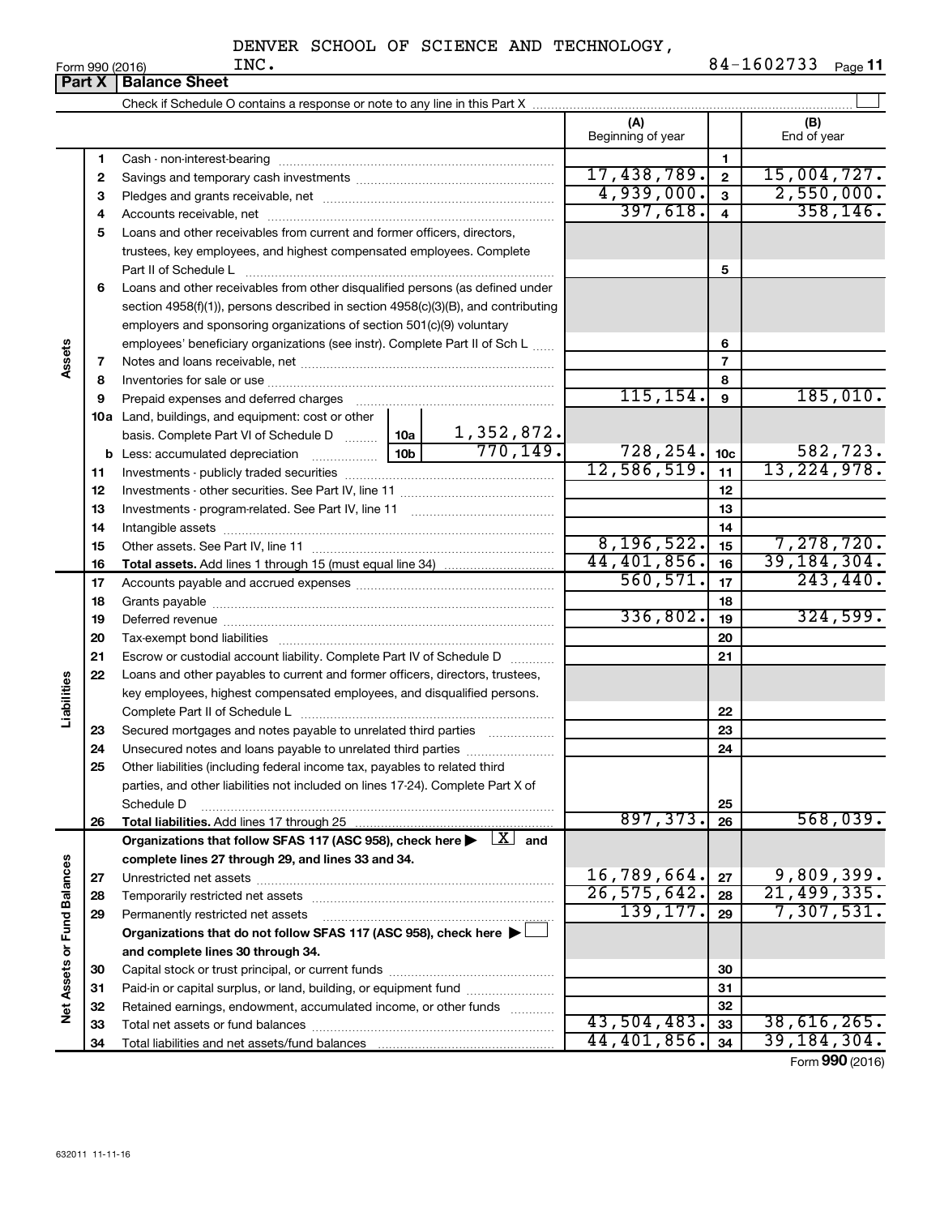DENVER SCHOOL OF SCIENCE AND TECHNOLOGY, INC. 84-1602733

Form 990 (2016)

## Part X | Balance Sheet

Check if Schedule O contains a response or note to any line in this Part X

| | | | | (A) Beginning of year | | (B) End of year |
|---|---|---|---|---|---|---|
| **Assets** | 1 | Cash - non-interest-bearing | | | 1 | |
| | 2 | Savings and temporary cash investments | | 17,438,789. | 2 | 15,004,727. |
| | 3 | Pledges and grants receivable, net | | 4,939,000. | 3 | 2,550,000. |
| | 4 | Accounts receivable, net | | 397,618. | 4 | 358,146. |
| | 5 | Loans and other receivables from current and former officers, directors, trustees, key employees, and highest compensated employees. Complete Part II of Schedule L | | | 5 | |
| | 6 | Loans and other receivables from other disqualified persons (as defined under section 4958(f)(1)), persons described in section 4958(c)(3)(B), and contributing employers and sponsoring organizations of section 501(c)(9) voluntary employees' beneficiary organizations (see instr). Complete Part II of Sch L | | | 6 | |
| | 7 | Notes and loans receivable, net | | | 7 | |
| | 8 | Inventories for sale or use | | | 8 | |
| | 9 | Prepaid expenses and deferred charges | | 115,154. | 9 | 185,010. |
| | 10a | Land, buildings, and equipment: cost or other basis. Complete Part VI of Schedule D | 10a 1,352,872. | | | |
| | b | Less: accumulated depreciation | 10b 770,149. | 728,254. | 10c | 582,723. |
| | 11 | Investments - publicly traded securities | | 12,586,519. | 11 | 13,224,978. |
| | 12 | Investments - other securities. See Part IV, line 11 | | | 12 | |
| | 13 | Investments - program-related. See Part IV, line 11 | | | 13 | |
| | 14 | Intangible assets | | | 14 | |
| | 15 | Other assets. See Part IV, line 11 | | 8,196,522. | 15 | 7,278,720. |
| | 16 | **Total assets.** Add lines 1 through 15 (must equal line 34) | | 44,401,856. | 16 | 39,184,304. |
| **Liabilities** | 17 | Accounts payable and accrued expenses | | 560,571. | 17 | 243,440. |
| | 18 | Grants payable | | | 18 | |
| | 19 | Deferred revenue | | 336,802. | 19 | 324,599. |
| | 20 | Tax-exempt bond liabilities | | | 20 | |
| | 21 | Escrow or custodial account liability. Complete Part IV of Schedule D | | | 21 | |
| | 22 | Loans and other payables to current and former officers, directors, trustees, key employees, highest compensated employees, and disqualified persons. Complete Part II of Schedule L | | | 22 | |
| | 23 | Secured mortgages and notes payable to unrelated third parties | | | 23 | |
| | 24 | Unsecured notes and loans payable to unrelated third parties | | | 24 | |
| | 25 | Other liabilities (including federal income tax, payables to related third parties, and other liabilities not included on lines 17-24). Complete Part X of Schedule D | | | 25 | |
| | 26 | **Total liabilities.** Add lines 17 through 25 | | 897,373. | 26 | 568,039. |
| **Net Assets or Fund Balances** | | **Organizations that follow SFAS 117 (ASC 958), check here ▶ [X] and complete lines 27 through 29, and lines 33 and 34.** | | | | |
| | 27 | Unrestricted net assets | | 16,789,664. | 27 | 9,809,399. |
| | 28 | Temporarily restricted net assets | | 26,575,642. | 28 | 21,499,335. |
| | 29 | Permanently restricted net assets | | 139,177. | 29 | 7,307,531. |
| | | **Organizations that do not follow SFAS 117 (ASC 958), check here ▶ [ ] and complete lines 30 through 34.** | | | | |
| | 30 | Capital stock or trust principal, or current funds | | | 30 | |
| | 31 | Paid-in or capital surplus, or land, building, or equipment fund | | | 31 | |
| | 32 | Retained earnings, endowment, accumulated income, or other funds | | | 32 | |
| | 33 | Total net assets or fund balances | | 43,504,483. | 33 | 38,616,265. |
| | 34 | Total liabilities and net assets/fund balances | | 44,401,856. | 34 | 39,184,304. |

Form **990** (2016)

632011 11-11-16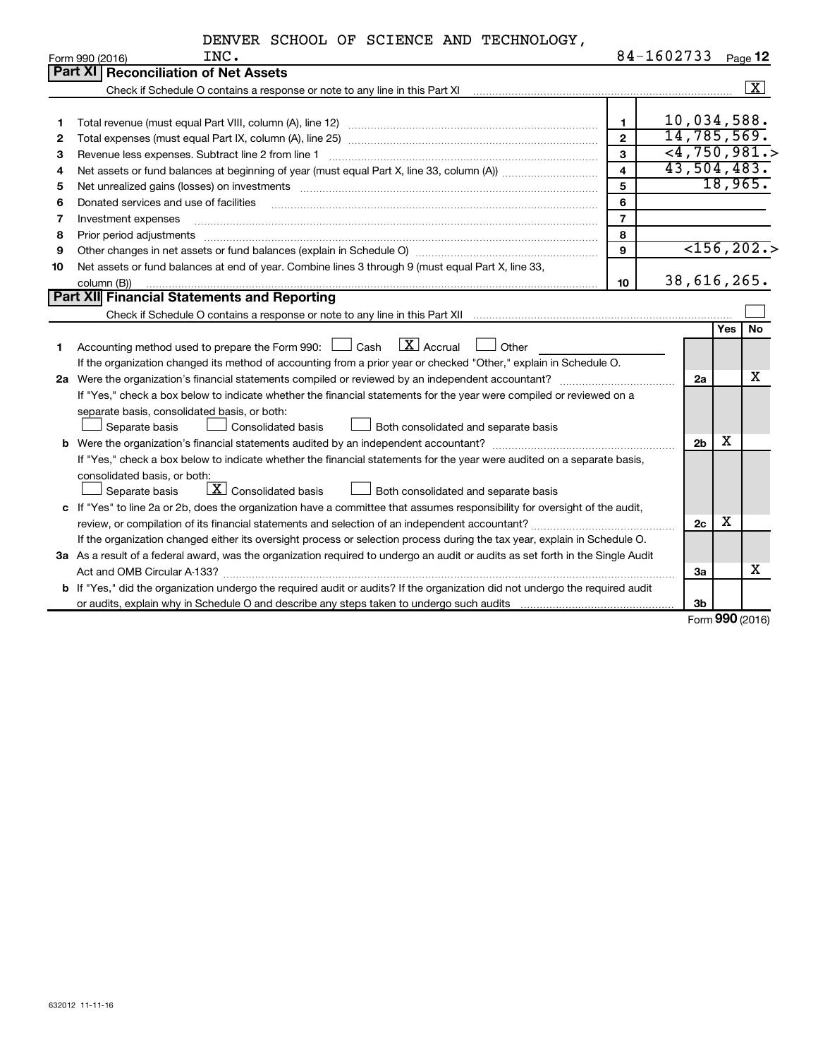DENVER SCHOOL OF SCIENCE AND TECHNOLOGY, INC. 84-1602733

Form 990 (2016)

## Part XI Reconciliation of Net Assets

Check if Schedule O contains a response or note to any line in this Part XI [X]

| | | | |
|---|---|---|---|
| 1 | Total revenue (must equal Part VIII, column (A), line 12) | 1 | 10,034,588. |
| 2 | Total expenses (must equal Part IX, column (A), line 25) | 2 | 14,785,569. |
| 3 | Revenue less expenses. Subtract line 2 from line 1 | 3 | <4,750,981.> |
| 4 | Net assets or fund balances at beginning of year (must equal Part X, line 33, column (A)) | 4 | 43,504,483. |
| 5 | Net unrealized gains (losses) on investments | 5 | 18,965. |
| 6 | Donated services and use of facilities | 6 | |
| 7 | Investment expenses | 7 | |
| 8 | Prior period adjustments | 8 | |
| 9 | Other changes in net assets or fund balances (explain in Schedule O) | 9 | <156,202.> |
| 10 | Net assets or fund balances at end of year. Combine lines 3 through 9 (must equal Part X, line 33, column (B)) | 10 | 38,616,265. |

## Part XII Financial Statements and Reporting

Check if Schedule O contains a response or note to any line in this Part XII [ ]

| | | | Yes | No |
|---|---|---|---|---|
| 1 | Accounting method used to prepare the Form 990: [ ] Cash [X] Accrual [ ] Other<br>If the organization changed its method of accounting from a prior year or checked "Other," explain in Schedule O. | | | |
| 2a | Were the organization's financial statements compiled or reviewed by an independent accountant?<br>If "Yes," check a box below to indicate whether the financial statements for the year were compiled or reviewed on a separate basis, consolidated basis, or both:<br>[ ] Separate basis [ ] Consolidated basis [ ] Both consolidated and separate basis | 2a | | X |
| b | Were the organization's financial statements audited by an independent accountant?<br>If "Yes," check a box below to indicate whether the financial statements for the year were audited on a separate basis, consolidated basis, or both:<br>[ ] Separate basis [X] Consolidated basis [ ] Both consolidated and separate basis | 2b | X | |
| c | If "Yes" to line 2a or 2b, does the organization have a committee that assumes responsibility for oversight of the audit, review, or compilation of its financial statements and selection of an independent accountant?<br>If the organization changed either its oversight process or selection process during the tax year, explain in Schedule O. | 2c | X | |
| 3a | As a result of a federal award, was the organization required to undergo an audit or audits as set forth in the Single Audit Act and OMB Circular A-133? | 3a | | X |
| b | If "Yes," did the organization undergo the required audit or audits? If the organization did not undergo the required audit or audits, explain why in Schedule O and describe any steps taken to undergo such audits | 3b | | |

Form 990 (2016)

632012 11-11-16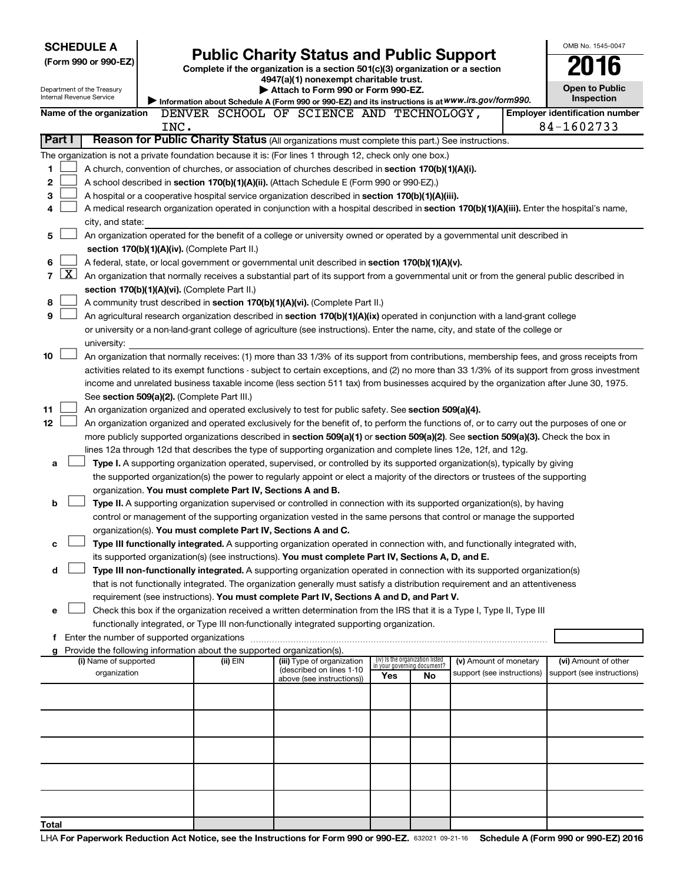**SCHEDULE A**
**(Form 990 or 990-EZ)**

Department of the Treasury
Internal Revenue Service

# Public Charity Status and Public Support

**Complete if the organization is a section 501(c)(3) organization or a section 4947(a)(1) nonexempt charitable trust.**
**▶ Attach to Form 990 or Form 990-EZ.**
▶ Information about Schedule A (Form 990 or 990-EZ) and its instructions is at *www.irs.gov/form990.*

OMB No. 1545-0047
**2016**
**Open to Public Inspection**

**Name of the organization** DENVER SCHOOL OF SCIENCE AND TECHNOLOGY, INC.
**Employer identification number** 84-1602733

## Part I — Reason for Public Charity Status (All organizations must complete this part.) See instructions.

The organization is not a private foundation because it is: (For lines 1 through 12, check only one box.)

1. ☐ A church, convention of churches, or association of churches described in **section 170(b)(1)(A)(i).**
2. ☐ A school described in **section 170(b)(1)(A)(ii).** (Attach Schedule E (Form 990 or 990-EZ).)
3. ☐ A hospital or a cooperative hospital service organization described in **section 170(b)(1)(A)(iii).**
4. ☐ A medical research organization operated in conjunction with a hospital described in **section 170(b)(1)(A)(iii).** Enter the hospital's name, city, and state:
5. ☐ An organization operated for the benefit of a college or university owned or operated by a governmental unit described in **section 170(b)(1)(A)(iv).** (Complete Part II.)
6. ☐ A federal, state, or local government or governmental unit described in **section 170(b)(1)(A)(v).**
7. ☒ An organization that normally receives a substantial part of its support from a governmental unit or from the general public described in **section 170(b)(1)(A)(vi).** (Complete Part II.)
8. ☐ A community trust described in **section 170(b)(1)(A)(vi).** (Complete Part II.)
9. ☐ An agricultural research organization described in **section 170(b)(1)(A)(ix)** operated in conjunction with a land-grant college or university or a non-land-grant college of agriculture (see instructions). Enter the name, city, and state of the college or university:
10. ☐ An organization that normally receives: (1) more than 33 1/3% of its support from contributions, membership fees, and gross receipts from activities related to its exempt functions - subject to certain exceptions, and (2) no more than 33 1/3% of its support from gross investment income and unrelated business taxable income (less section 511 tax) from businesses acquired by the organization after June 30, 1975. See **section 509(a)(2).** (Complete Part III.)
11. ☐ An organization organized and operated exclusively to test for public safety. See **section 509(a)(4).**
12. ☐ An organization organized and operated exclusively for the benefit of, to perform the functions of, or to carry out the purposes of one or more publicly supported organizations described in **section 509(a)(1)** or **section 509(a)(2).** See **section 509(a)(3).** Check the box in lines 12a through 12d that describes the type of supporting organization and complete lines 12e, 12f, and 12g.
   - **a** ☐ **Type I.** A supporting organization operated, supervised, or controlled by its supported organization(s), typically by giving the supported organization(s) the power to regularly appoint or elect a majority of the directors or trustees of the supporting organization. **You must complete Part IV, Sections A and B.**
   - **b** ☐ **Type II.** A supporting organization supervised or controlled in connection with its supported organization(s), by having control or management of the supporting organization vested in the same persons that control or manage the supported organization(s). **You must complete Part IV, Sections A and C.**
   - **c** ☐ **Type III functionally integrated.** A supporting organization operated in connection with, and functionally integrated with, its supported organization(s) (see instructions). **You must complete Part IV, Sections A, D, and E.**
   - **d** ☐ **Type III non-functionally integrated.** A supporting organization operated in connection with its supported organization(s) that is not functionally integrated. The organization generally must satisfy a distribution requirement and an attentiveness requirement (see instructions). **You must complete Part IV, Sections A and D, and Part V.**
   - **e** ☐ Check this box if the organization received a written determination from the IRS that it is a Type I, Type II, Type III functionally integrated, or Type III non-functionally integrated supporting organization.
   - **f** Enter the number of supported organizations
   - **g** Provide the following information about the supported organization(s).

| (i) Name of supported organization | (ii) EIN | (iii) Type of organization (described on lines 1-10 above (see instructions)) | (iv) Is the organization listed in your governing document? Yes | No | (v) Amount of monetary support (see instructions) | (vi) Amount of other support (see instructions) |
|---|---|---|---|---|---|---|
| | | | | | | |
| | | | | | | |
| | | | | | | |
| | | | | | | |
| | | | | | | |
| **Total** | | | | | | |

LHA **For Paperwork Reduction Act Notice, see the Instructions for Form 990 or 990-EZ.** 632021 09-21-16 **Schedule A (Form 990 or 990-EZ) 2016**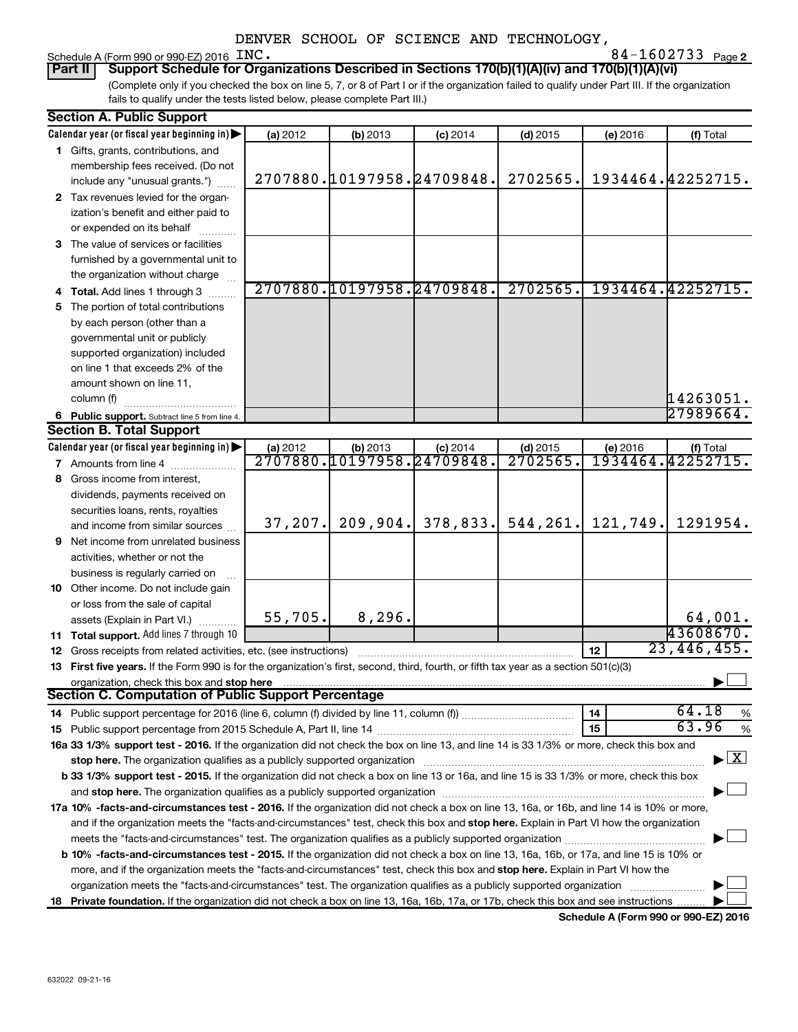DENVER SCHOOL OF SCIENCE AND TECHNOLOGY, INC.

Schedule A (Form 990 or 990-EZ) 2016 84-1602733 Page 2

**Part II** **Support Schedule for Organizations Described in Sections 170(b)(1)(A)(iv) and 170(b)(1)(A)(vi)**

(Complete only if you checked the box on line 5, 7, or 8 of Part I or if the organization failed to qualify under Part III. If the organization fails to qualify under the tests listed below, please complete Part III.)

**Section A. Public Support**

| Calendar year (or fiscal year beginning in) ▶ | (a) 2012 | (b) 2013 | (c) 2014 | (d) 2015 | (e) 2016 | (f) Total |
|---|---|---|---|---|---|---|
| **1** Gifts, grants, contributions, and membership fees received. (Do not include any "unusual grants.") | 2707880. | 10197958. | 24709848. | 2702565. | 1934464. | 42252715. |
| **2** Tax revenues levied for the organization's benefit and either paid to or expended on its behalf | | | | | | |
| **3** The value of services or facilities furnished by a governmental unit to the organization without charge | | | | | | |
| **4 Total.** Add lines 1 through 3 | 2707880. | 10197958. | 24709848. | 2702565. | 1934464. | 42252715. |
| **5** The portion of total contributions by each person (other than a governmental unit or publicly supported organization) included on line 1 that exceeds 2% of the amount shown on line 11, column (f) | | | | | | 14263051. |
| **6 Public support.** Subtract line 5 from line 4. | | | | | | 27989664. |

**Section B. Total Support**

| Calendar year (or fiscal year beginning in) ▶ | (a) 2012 | (b) 2013 | (c) 2014 | (d) 2015 | (e) 2016 | (f) Total |
|---|---|---|---|---|---|---|
| **7** Amounts from line 4 | 2707880. | 10197958. | 24709848. | 2702565. | 1934464. | 42252715. |
| **8** Gross income from interest, dividends, payments received on securities loans, rents, royalties and income from similar sources | 37,207. | 209,904. | 378,833. | 544,261. | 121,749. | 1291954. |
| **9** Net income from unrelated business activities, whether or not the business is regularly carried on | | | | | | |
| **10** Other income. Do not include gain or loss from the sale of capital assets (Explain in Part VI.) | 55,705. | 8,296. | | | | 64,001. |
| **11 Total support.** Add lines 7 through 10 | | | | | | 43608670. |

**12** Gross receipts from related activities, etc. (see instructions) | **12** | 23,446,455.

**13 First five years.** If the Form 990 is for the organization's first, second, third, fourth, or fifth tax year as a section 501(c)(3) organization, check this box and **stop here** ▶ ☐

**Section C. Computation of Public Support Percentage**

**14** Public support percentage for 2016 (line 6, column (f) divided by line 11, column (f)) | **14** | 64.18 %

**15** Public support percentage from 2015 Schedule A, Part II, line 14 | **15** | 63.96 %

**16a 33 1/3% support test - 2016.** If the organization did not check the box on line 13, and line 14 is 33 1/3% or more, check this box and **stop here.** The organization qualifies as a publicly supported organization ▶ ☒

**b 33 1/3% support test - 2015.** If the organization did not check a box on line 13 or 16a, and line 15 is 33 1/3% or more, check this box and **stop here.** The organization qualifies as a publicly supported organization ▶ ☐

**17a 10% -facts-and-circumstances test - 2016.** If the organization did not check a box on line 13, 16a, or 16b, and line 14 is 10% or more, and if the organization meets the "facts-and-circumstances" test, check this box and **stop here.** Explain in Part VI how the organization meets the "facts-and-circumstances" test. The organization qualifies as a publicly supported organization ▶ ☐

**b 10% -facts-and-circumstances test - 2015.** If the organization did not check a box on line 13, 16a, 16b, or 17a, and line 15 is 10% or more, and if the organization meets the "facts-and-circumstances" test, check this box and **stop here.** Explain in Part VI how the organization meets the "facts-and-circumstances" test. The organization qualifies as a publicly supported organization ▶ ☐

**18 Private foundation.** If the organization did not check a box on line 13, 16a, 16b, 17a, or 17b, check this box and see instructions ▶ ☐

**Schedule A (Form 990 or 990-EZ) 2016**

632022 09-21-16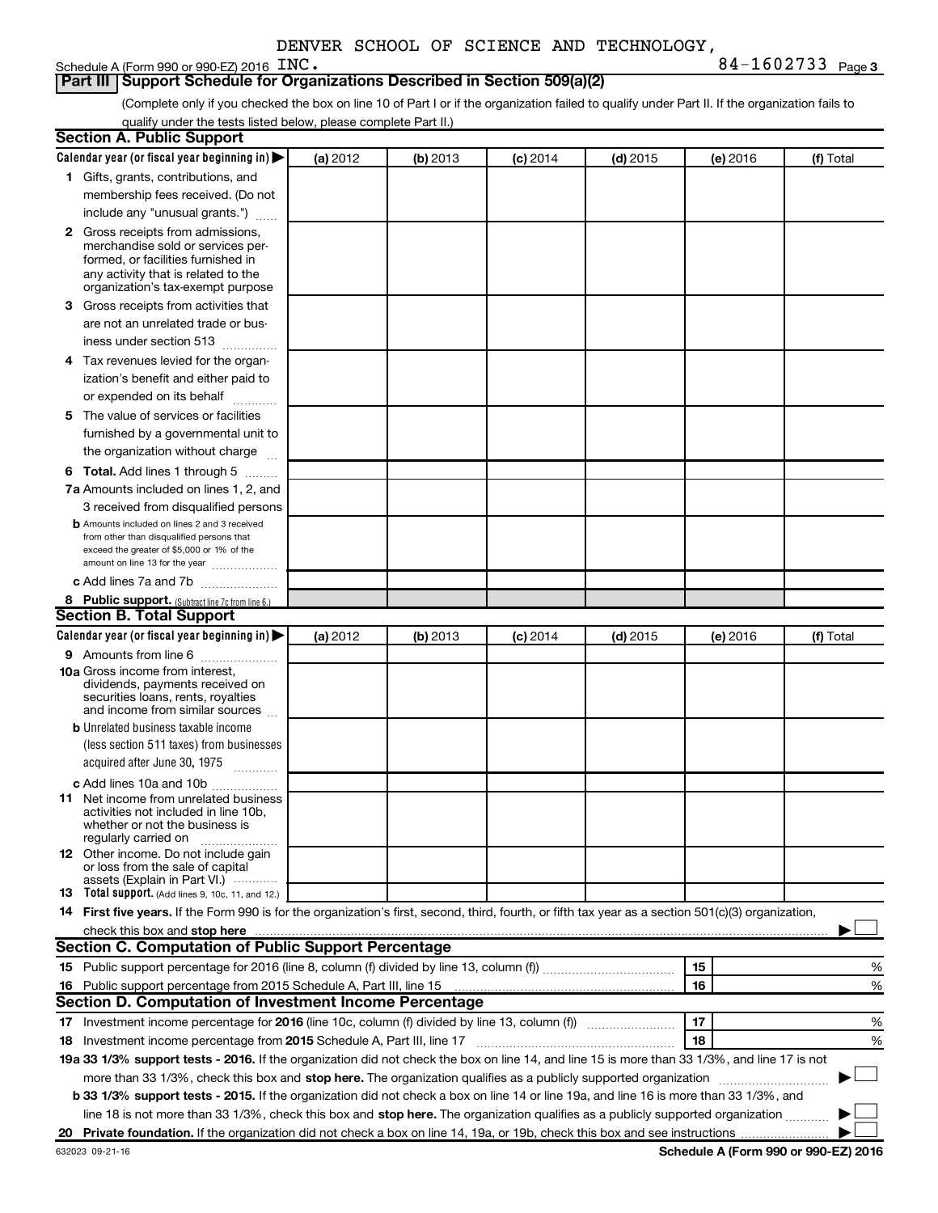DENVER SCHOOL OF SCIENCE AND TECHNOLOGY, INC.

Schedule A (Form 990 or 990-EZ) 2016 — 84-1602733 Page 3

**Part III Support Schedule for Organizations Described in Section 509(a)(2)**

(Complete only if you checked the box on line 10 of Part I or if the organization failed to qualify under Part II. If the organization fails to qualify under the tests listed below, please complete Part II.)

## Section A. Public Support

| Calendar year (or fiscal year beginning in) ▶ | (a) 2012 | (b) 2013 | (c) 2014 | (d) 2015 | (e) 2016 | (f) Total |
|---|---|---|---|---|---|---|
| **1** Gifts, grants, contributions, and membership fees received. (Do not include any "unusual grants.") | | | | | | |
| **2** Gross receipts from admissions, merchandise sold or services performed, or facilities furnished in any activity that is related to the organization's tax-exempt purpose | | | | | | |
| **3** Gross receipts from activities that are not an unrelated trade or business under section 513 | | | | | | |
| **4** Tax revenues levied for the organization's benefit and either paid to or expended on its behalf | | | | | | |
| **5** The value of services or facilities furnished by a governmental unit to the organization without charge | | | | | | |
| **6 Total.** Add lines 1 through 5 | | | | | | |
| **7a** Amounts included on lines 1, 2, and 3 received from disqualified persons | | | | | | |
| **b** Amounts included on lines 2 and 3 received from other than disqualified persons that exceed the greater of $5,000 or 1% of the amount on line 13 for the year | | | | | | |
| **c** Add lines 7a and 7b | | | | | | |
| **8 Public support.** (Subtract line 7c from line 6.) | | | | | | |

## Section B. Total Support

| Calendar year (or fiscal year beginning in) ▶ | (a) 2012 | (b) 2013 | (c) 2014 | (d) 2015 | (e) 2016 | (f) Total |
|---|---|---|---|---|---|---|
| **9** Amounts from line 6 | | | | | | |
| **10a** Gross income from interest, dividends, payments received on securities loans, rents, royalties and income from similar sources | | | | | | |
| **b** Unrelated business taxable income (less section 511 taxes) from businesses acquired after June 30, 1975 | | | | | | |
| **c** Add lines 10a and 10b | | | | | | |
| **11** Net income from unrelated business activities not included in line 10b, whether or not the business is regularly carried on | | | | | | |
| **12** Other income. Do not include gain or loss from the sale of capital assets (Explain in Part VI.) | | | | | | |
| **13 Total support.** (Add lines 9, 10c, 11, and 12.) | | | | | | |

**14 First five years.** If the Form 990 is for the organization's first, second, third, fourth, or fifth tax year as a section 501(c)(3) organization, check this box and **stop here** ▶ ☐

## Section C. Computation of Public Support Percentage

| | | | |
|---|---|---|---|
| **15** | Public support percentage for 2016 (line 8, column (f) divided by line 13, column (f)) | 15 | % |
| **16** | Public support percentage from 2015 Schedule A, Part III, line 15 | 16 | % |

## Section D. Computation of Investment Income Percentage

| | | | |
|---|---|---|---|
| **17** | Investment income percentage for **2016** (line 10c, column (f) divided by line 13, column (f)) | 17 | % |
| **18** | Investment income percentage from **2015** Schedule A, Part III, line 17 | 18 | % |

**19a 33 1/3% support tests - 2016.** If the organization did not check the box on line 14, and line 15 is more than 33 1/3%, and line 17 is not more than 33 1/3%, check this box and **stop here.** The organization qualifies as a publicly supported organization ▶ ☐

**b 33 1/3% support tests - 2015.** If the organization did not check a box on line 14 or line 19a, and line 16 is more than 33 1/3%, and line 18 is not more than 33 1/3%, check this box and **stop here.** The organization qualifies as a publicly supported organization ▶ ☐

**20 Private foundation.** If the organization did not check a box on line 14, 19a, or 19b, check this box and see instructions ▶ ☐

632023 09-21-16 — Schedule A (Form 990 or 990-EZ) 2016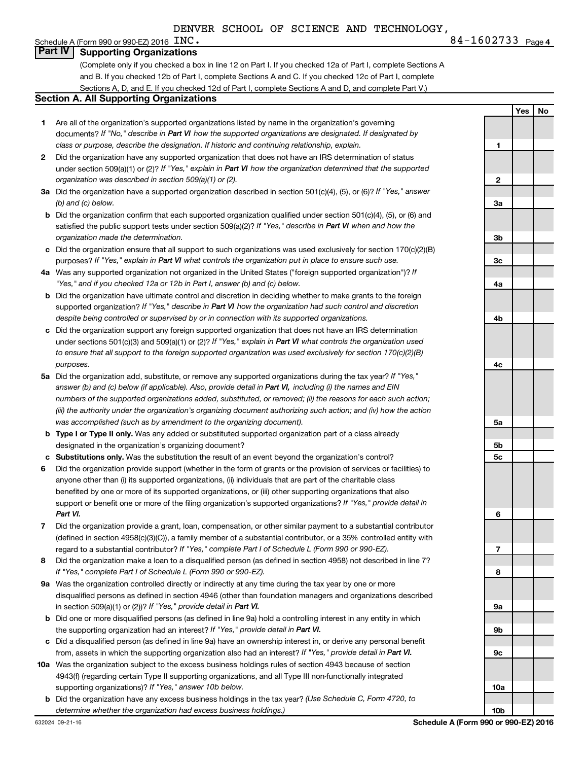DENVER SCHOOL OF SCIENCE AND TECHNOLOGY, INC. 84-1602733

Schedule A (Form 990 or 990-EZ) 2016

## Part IV Supporting Organizations

(Complete only if you checked a box in line 12 on Part I. If you checked 12a of Part I, complete Sections A and B. If you checked 12b of Part I, complete Sections A and C. If you checked 12c of Part I, complete Sections A, D, and E. If you checked 12d of Part I, complete Sections A and D, and complete Part V.)

### Section A. All Supporting Organizations

| | | | Yes | No |
|---|---|---|---|---|
| 1 | Are all of the organization's supported organizations listed by name in the organization's governing documents? *If "No," describe in **Part VI** how the supported organizations are designated. If designated by class or purpose, describe the designation. If historic and continuing relationship, explain.* | 1 | | |
| 2 | Did the organization have any supported organization that does not have an IRS determination of status under section 509(a)(1) or (2)? *If "Yes," explain in **Part VI** how the organization determined that the supported organization was described in section 509(a)(1) or (2).* | 2 | | |
| 3a | Did the organization have a supported organization described in section 501(c)(4), (5), or (6)? *If "Yes," answer (b) and (c) below.* | 3a | | |
| b | Did the organization confirm that each supported organization qualified under section 501(c)(4), (5), or (6) and satisfied the public support tests under section 509(a)(2)? *If "Yes," describe in **Part VI** when and how the organization made the determination.* | 3b | | |
| c | Did the organization ensure that all support to such organizations was used exclusively for section 170(c)(2)(B) purposes? *If "Yes," explain in **Part VI** what controls the organization put in place to ensure such use.* | 3c | | |
| 4a | Was any supported organization not organized in the United States ("foreign supported organization")? *If "Yes," and if you checked 12a or 12b in Part I, answer (b) and (c) below.* | 4a | | |
| b | Did the organization have ultimate control and discretion in deciding whether to make grants to the foreign supported organization? *If "Yes," describe in **Part VI** how the organization had such control and discretion despite being controlled or supervised by or in connection with its supported organizations.* | 4b | | |
| c | Did the organization support any foreign supported organization that does not have an IRS determination under sections 501(c)(3) and 509(a)(1) or (2)? *If "Yes," explain in **Part VI** what controls the organization used to ensure that all support to the foreign supported organization was used exclusively for section 170(c)(2)(B) purposes.* | 4c | | |
| 5a | Did the organization add, substitute, or remove any supported organizations during the tax year? *If "Yes," answer (b) and (c) below (if applicable). Also, provide detail in **Part VI**, including (i) the names and EIN numbers of the supported organizations added, substituted, or removed; (ii) the reasons for each such action; (iii) the authority under the organization's organizing document authorizing such action; and (iv) how the action was accomplished (such as by amendment to the organizing document).* | 5a | | |
| b | **Type I or Type II only.** Was any added or substituted supported organization part of a class already designated in the organization's organizing document? | 5b | | |
| c | **Substitutions only.** Was the substitution the result of an event beyond the organization's control? | 5c | | |
| 6 | Did the organization provide support (whether in the form of grants or the provision of services or facilities) to anyone other than (i) its supported organizations, (ii) individuals that are part of the charitable class benefited by one or more of its supported organizations, or (iii) other supporting organizations that also support or benefit one or more of the filing organization's supported organizations? *If "Yes," provide detail in **Part VI.*** | 6 | | |
| 7 | Did the organization provide a grant, loan, compensation, or other similar payment to a substantial contributor (defined in section 4958(c)(3)(C)), a family member of a substantial contributor, or a 35% controlled entity with regard to a substantial contributor? *If "Yes," complete Part I of Schedule L (Form 990 or 990-EZ).* | 7 | | |
| 8 | Did the organization make a loan to a disqualified person (as defined in section 4958) not described in line 7? *If "Yes," complete Part I of Schedule L (Form 990 or 990-EZ).* | 8 | | |
| 9a | Was the organization controlled directly or indirectly at any time during the tax year by one or more disqualified persons as defined in section 4946 (other than foundation managers and organizations described in section 509(a)(1) or (2))? *If "Yes," provide detail in **Part VI.*** | 9a | | |
| b | Did one or more disqualified persons (as defined in line 9a) hold a controlling interest in any entity in which the supporting organization had an interest? *If "Yes," provide detail in **Part VI.*** | 9b | | |
| c | Did a disqualified person (as defined in line 9a) have an ownership interest in, or derive any personal benefit from, assets in which the supporting organization also had an interest? *If "Yes," provide detail in **Part VI.*** | 9c | | |
| 10a | Was the organization subject to the excess business holdings rules of section 4943 because of section 4943(f) (regarding certain Type II supporting organizations, and all Type III non-functionally integrated supporting organizations)? *If "Yes," answer 10b below.* | 10a | | |
| b | Did the organization have any excess business holdings in the tax year? *(Use Schedule C, Form 4720, to determine whether the organization had excess business holdings.)* | 10b | | |

632024 09-21-16

**Schedule A (Form 990 or 990-EZ) 2016**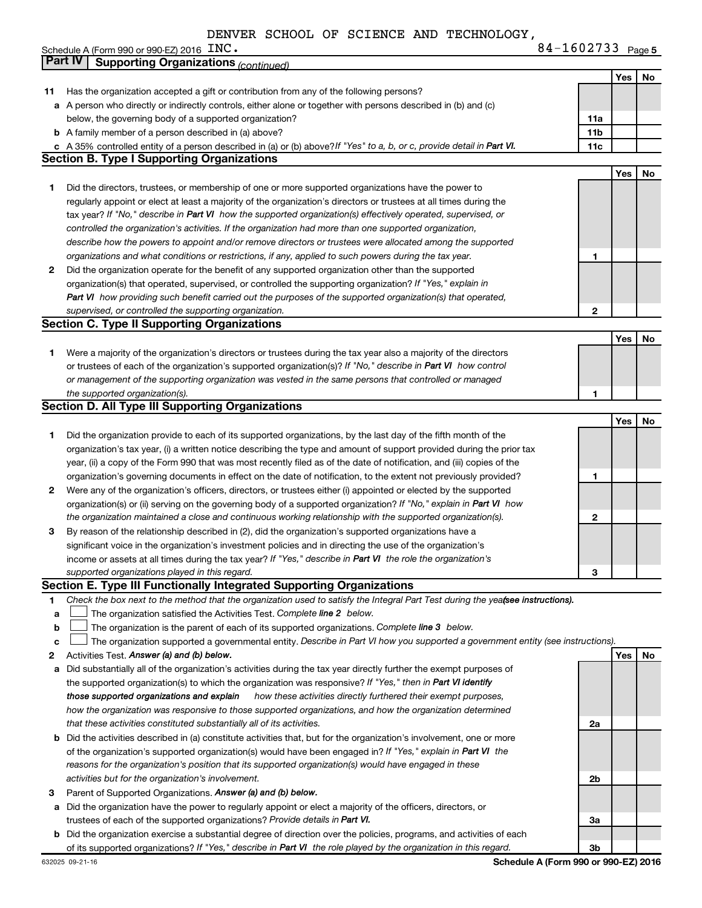DENVER SCHOOL OF SCIENCE AND TECHNOLOGY, INC.

Schedule A (Form 990 or 990-EZ) 2016 INC. 84-1602733 Page 5

## Part IV Supporting Organizations *(continued)*

| | | | Yes | No |
|---|---|---|---|---|
| **11** | Has the organization accepted a gift or contribution from any of the following persons? | | | |
| **a** | A person who directly or indirectly controls, either alone or together with persons described in (b) and (c) below, the governing body of a supported organization? | **11a** | | |
| **b** | A family member of a person described in (a) above? | **11b** | | |
| **c** | A 35% controlled entity of a person described in (a) or (b) above? *If "Yes" to a, b, or c, provide detail in **Part VI.*** | **11c** | | |

### Section B. Type I Supporting Organizations

| | | | Yes | No |
|---|---|---|---|---|
| **1** | Did the directors, trustees, or membership of one or more supported organizations have the power to regularly appoint or elect at least a majority of the organization's directors or trustees at all times during the tax year? *If "No," describe in **Part VI** how the supported organization(s) effectively operated, supervised, or controlled the organization's activities. If the organization had more than one supported organization, describe how the powers to appoint and/or remove directors or trustees were allocated among the supported organizations and what conditions or restrictions, if any, applied to such powers during the tax year.* | **1** | | |
| **2** | Did the organization operate for the benefit of any supported organization other than the supported organization(s) that operated, supervised, or controlled the supporting organization? *If "Yes," explain in **Part VI** how providing such benefit carried out the purposes of the supported organization(s) that operated, supervised, or controlled the supporting organization.* | **2** | | |

### Section C. Type II Supporting Organizations

| | | | Yes | No |
|---|---|---|---|---|
| **1** | Were a majority of the organization's directors or trustees during the tax year also a majority of the directors or trustees of each of the organization's supported organization(s)? *If "No," describe in **Part VI** how control or management of the supporting organization was vested in the same persons that controlled or managed the supported organization(s).* | **1** | | |

### Section D. All Type III Supporting Organizations

| | | | Yes | No |
|---|---|---|---|---|
| **1** | Did the organization provide to each of its supported organizations, by the last day of the fifth month of the organization's tax year, (i) a written notice describing the type and amount of support provided during the prior tax year, (ii) a copy of the Form 990 that was most recently filed as of the date of notification, and (iii) copies of the organization's governing documents in effect on the date of notification, to the extent not previously provided? | **1** | | |
| **2** | Were any of the organization's officers, directors, or trustees either (i) appointed or elected by the supported organization(s) or (ii) serving on the governing body of a supported organization? *If "No," explain in **Part VI** how the organization maintained a close and continuous working relationship with the supported organization(s).* | **2** | | |
| **3** | By reason of the relationship described in (2), did the organization's supported organizations have a significant voice in the organization's investment policies and in directing the use of the organization's income or assets at all times during the tax year? *If "Yes," describe in **Part VI** the role the organization's supported organizations played in this regard.* | **3** | | |

### Section E. Type III Functionally Integrated Supporting Organizations

**1** *Check the box next to the method that the organization used to satisfy the Integral Part Test during the year **(see instructions).***

**a** ☐ The organization satisfied the Activities Test. *Complete **line 2** below.*

**b** ☐ The organization is the parent of each of its supported organizations. *Complete **line 3** below.*

**c** ☐ The organization supported a governmental entity. *Describe in Part VI how you supported a government entity (see instructions).*

| | | | Yes | No |
|---|---|---|---|---|
| **2** | Activities Test. ***Answer (a) and (b) below.*** | | | |
| **a** | Did substantially all of the organization's activities during the tax year directly further the exempt purposes of the supported organization(s) to which the organization was responsive? *If "Yes," then in **Part VI identify those supported organizations and explain** how these activities directly furthered their exempt purposes, how the organization was responsive to those supported organizations, and how the organization determined that these activities constituted substantially all of its activities.* | **2a** | | |
| **b** | Did the activities described in (a) constitute activities that, but for the organization's involvement, one or more of the organization's supported organization(s) would have been engaged in? *If "Yes," explain in **Part VI** the reasons for the organization's position that its supported organization(s) would have engaged in these activities but for the organization's involvement.* | **2b** | | |
| **3** | Parent of Supported Organizations. ***Answer (a) and (b) below.*** | | | |
| **a** | Did the organization have the power to regularly appoint or elect a majority of the officers, directors, or trustees of each of the supported organizations? *Provide details in **Part VI.*** | **3a** | | |
| **b** | Did the organization exercise a substantial degree of direction over the policies, programs, and activities of each of its supported organizations? *If "Yes," describe in **Part VI** the role played by the organization in this regard.* | **3b** | | |

632025 09-21-16 **Schedule A (Form 990 or 990-EZ) 2016**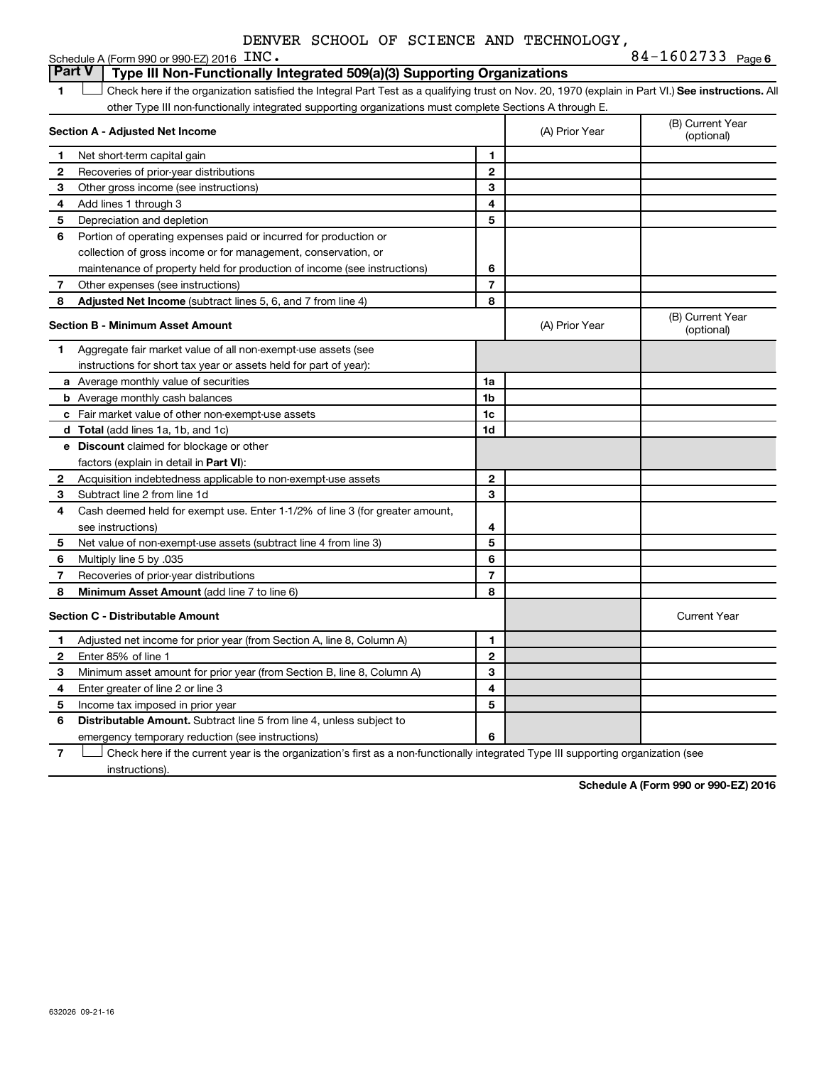DENVER SCHOOL OF SCIENCE AND TECHNOLOGY, INC. 84-1602733

## Part V Type III Non-Functionally Integrated 509(a)(3) Supporting Organizations

1 ☐ Check here if the organization satisfied the Integral Part Test as a qualifying trust on Nov. 20, 1970 (explain in Part VI.) **See instructions.** All other Type III non-functionally integrated supporting organizations must complete Sections A through E.

| **Section A - Adjusted Net Income** | | (A) Prior Year | (B) Current Year (optional) |
|---|---|---|---|
| 1 Net short-term capital gain | 1 | | |
| 2 Recoveries of prior-year distributions | 2 | | |
| 3 Other gross income (see instructions) | 3 | | |
| 4 Add lines 1 through 3 | 4 | | |
| 5 Depreciation and depletion | 5 | | |
| 6 Portion of operating expenses paid or incurred for production or collection of gross income or for management, conservation, or maintenance of property held for production of income (see instructions) | 6 | | |
| 7 Other expenses (see instructions) | 7 | | |
| 8 **Adjusted Net Income** (subtract lines 5, 6, and 7 from line 4) | 8 | | |

| **Section B - Minimum Asset Amount** | | (A) Prior Year | (B) Current Year (optional) |
|---|---|---|---|
| 1 Aggregate fair market value of all non-exempt-use assets (see instructions for short tax year or assets held for part of year): | | | |
| a Average monthly value of securities | 1a | | |
| b Average monthly cash balances | 1b | | |
| c Fair market value of other non-exempt-use assets | 1c | | |
| d **Total** (add lines 1a, 1b, and 1c) | 1d | | |
| e **Discount** claimed for blockage or other factors (explain in detail in **Part VI**): | | | |
| 2 Acquisition indebtedness applicable to non-exempt-use assets | 2 | | |
| 3 Subtract line 2 from line 1d | 3 | | |
| 4 Cash deemed held for exempt use. Enter 1-1/2% of line 3 (for greater amount, see instructions) | 4 | | |
| 5 Net value of non-exempt-use assets (subtract line 4 from line 3) | 5 | | |
| 6 Multiply line 5 by .035 | 6 | | |
| 7 Recoveries of prior-year distributions | 7 | | |
| 8 **Minimum Asset Amount** (add line 7 to line 6) | 8 | | |

| **Section C - Distributable Amount** | | | Current Year |
|---|---|---|---|
| 1 Adjusted net income for prior year (from Section A, line 8, Column A) | 1 | | |
| 2 Enter 85% of line 1 | 2 | | |
| 3 Minimum asset amount for prior year (from Section B, line 8, Column A) | 3 | | |
| 4 Enter greater of line 2 or line 3 | 4 | | |
| 5 Income tax imposed in prior year | 5 | | |
| 6 **Distributable Amount.** Subtract line 5 from line 4, unless subject to emergency temporary reduction (see instructions) | 6 | | |

7 ☐ Check here if the current year is the organization's first as a non-functionally integrated Type III supporting organization (see instructions).

**Schedule A (Form 990 or 990-EZ) 2016**

632026 09-21-16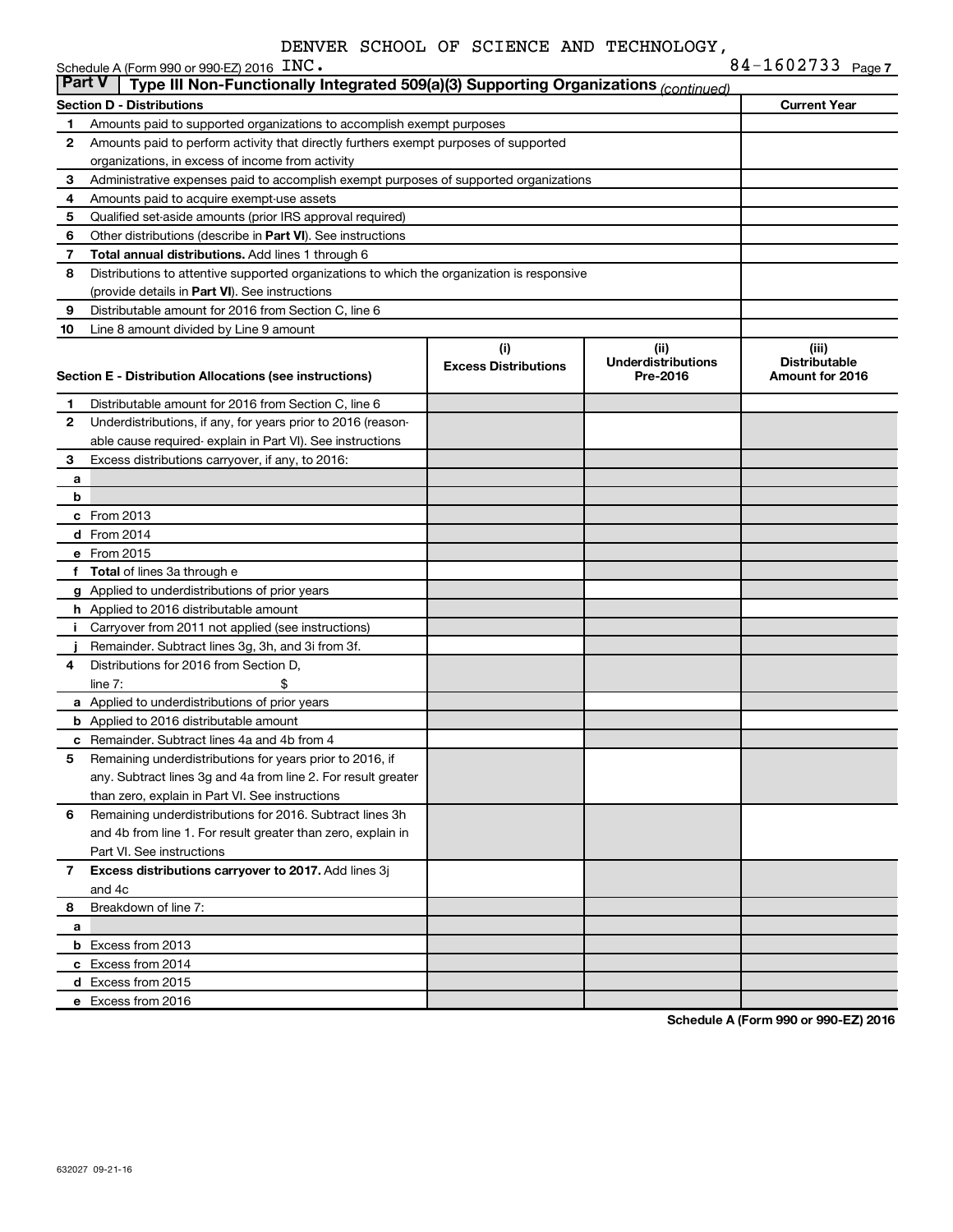DENVER SCHOOL OF SCIENCE AND TECHNOLOGY, INC.

Schedule A (Form 990 or 990-EZ) 2016 84-1602733 Page 7

## Part V Type III Non-Functionally Integrated 509(a)(3) Supporting Organizations *(continued)*

| **Section D - Distributions** | | **Current Year** |
|---|---|---|
| 1 | Amounts paid to supported organizations to accomplish exempt purposes | |
| 2 | Amounts paid to perform activity that directly furthers exempt purposes of supported organizations, in excess of income from activity | |
| 3 | Administrative expenses paid to accomplish exempt purposes of supported organizations | |
| 4 | Amounts paid to acquire exempt-use assets | |
| 5 | Qualified set-aside amounts (prior IRS approval required) | |
| 6 | Other distributions (describe in **Part VI**). See instructions | |
| 7 | **Total annual distributions.** Add lines 1 through 6 | |
| 8 | Distributions to attentive supported organizations to which the organization is responsive (provide details in **Part VI**). See instructions | |
| 9 | Distributable amount for 2016 from Section C, line 6 | |
| 10 | Line 8 amount divided by Line 9 amount | |

| **Section E - Distribution Allocations (see instructions)** | | (i) Excess Distributions | (ii) Underdistributions Pre-2016 | (iii) Distributable Amount for 2016 |
|---|---|---|---|---|
| 1 | Distributable amount for 2016 from Section C, line 6 | | | |
| 2 | Underdistributions, if any, for years prior to 2016 (reasonable cause required- explain in Part VI). See instructions | | | |
| 3 | Excess distributions carryover, if any, to 2016: | | | |
| a | | | | |
| b | | | | |
| c | From 2013 | | | |
| d | From 2014 | | | |
| e | From 2015 | | | |
| f | **Total** of lines 3a through e | | | |
| g | Applied to underdistributions of prior years | | | |
| h | Applied to 2016 distributable amount | | | |
| i | Carryover from 2011 not applied (see instructions) | | | |
| j | Remainder. Subtract lines 3g, 3h, and 3i from 3f. | | | |
| 4 | Distributions for 2016 from Section D, line 7: $ | | | |
| a | Applied to underdistributions of prior years | | | |
| b | Applied to 2016 distributable amount | | | |
| c | Remainder. Subtract lines 4a and 4b from 4 | | | |
| 5 | Remaining underdistributions for years prior to 2016, if any. Subtract lines 3g and 4a from line 2. For result greater than zero, explain in Part VI. See instructions | | | |
| 6 | Remaining underdistributions for 2016. Subtract lines 3h and 4b from line 1. For result greater than zero, explain in Part VI. See instructions | | | |
| 7 | **Excess distributions carryover to 2017.** Add lines 3j and 4c | | | |
| 8 | Breakdown of line 7: | | | |
| a | | | | |
| b | Excess from 2013 | | | |
| c | Excess from 2014 | | | |
| d | Excess from 2015 | | | |
| e | Excess from 2016 | | | |

**Schedule A (Form 990 or 990-EZ) 2016**

632027 09-21-16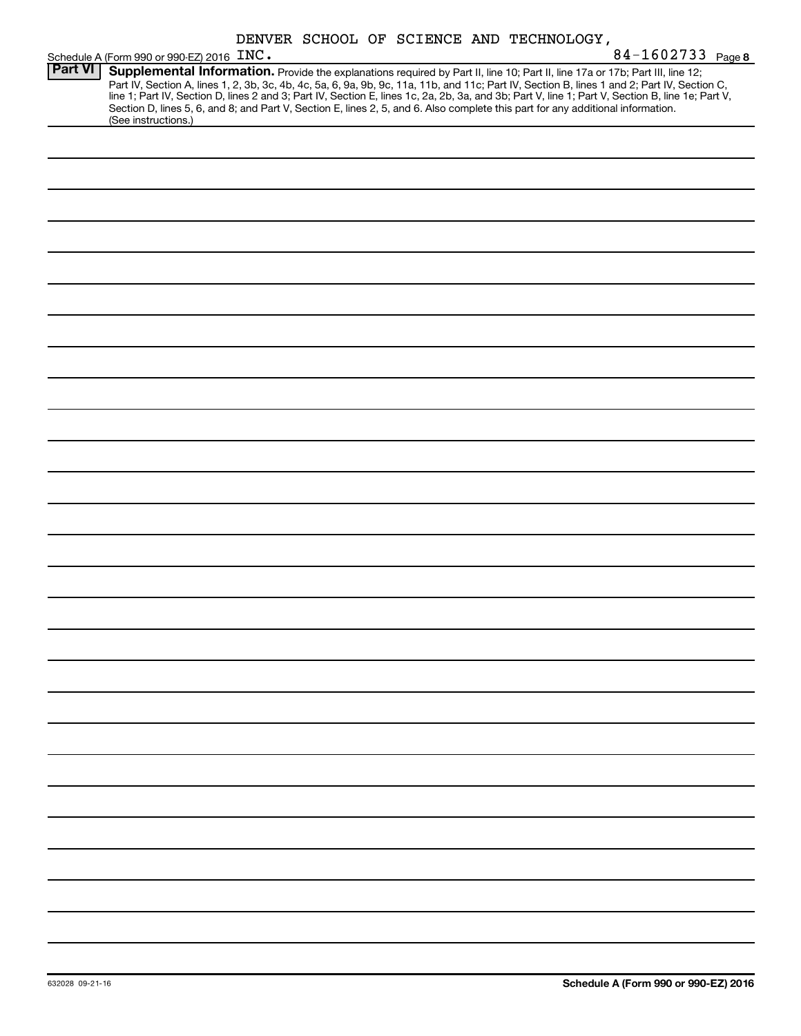DENVER SCHOOL OF SCIENCE AND TECHNOLOGY, INC. 84-1602733

**Part VI** **Supplemental Information.** Provide the explanations required by Part II, line 10; Part II, line 17a or 17b; Part III, line 12; Part IV, Section A, lines 1, 2, 3b, 3c, 4b, 4c, 5a, 6, 9a, 9b, 9c, 11a, 11b, and 11c; Part IV, Section B, lines 1 and 2; Part IV, Section C, line 1; Part IV, Section D, lines 2 and 3; Part IV, Section E, lines 1c, 2a, 2b, 3a, and 3b; Part V, line 1; Part V, Section B, line 1e; Part V, Section D, lines 5, 6, and 8; and Part V, Section E, lines 2, 5, and 6. Also complete this part for any additional information. (See instructions.)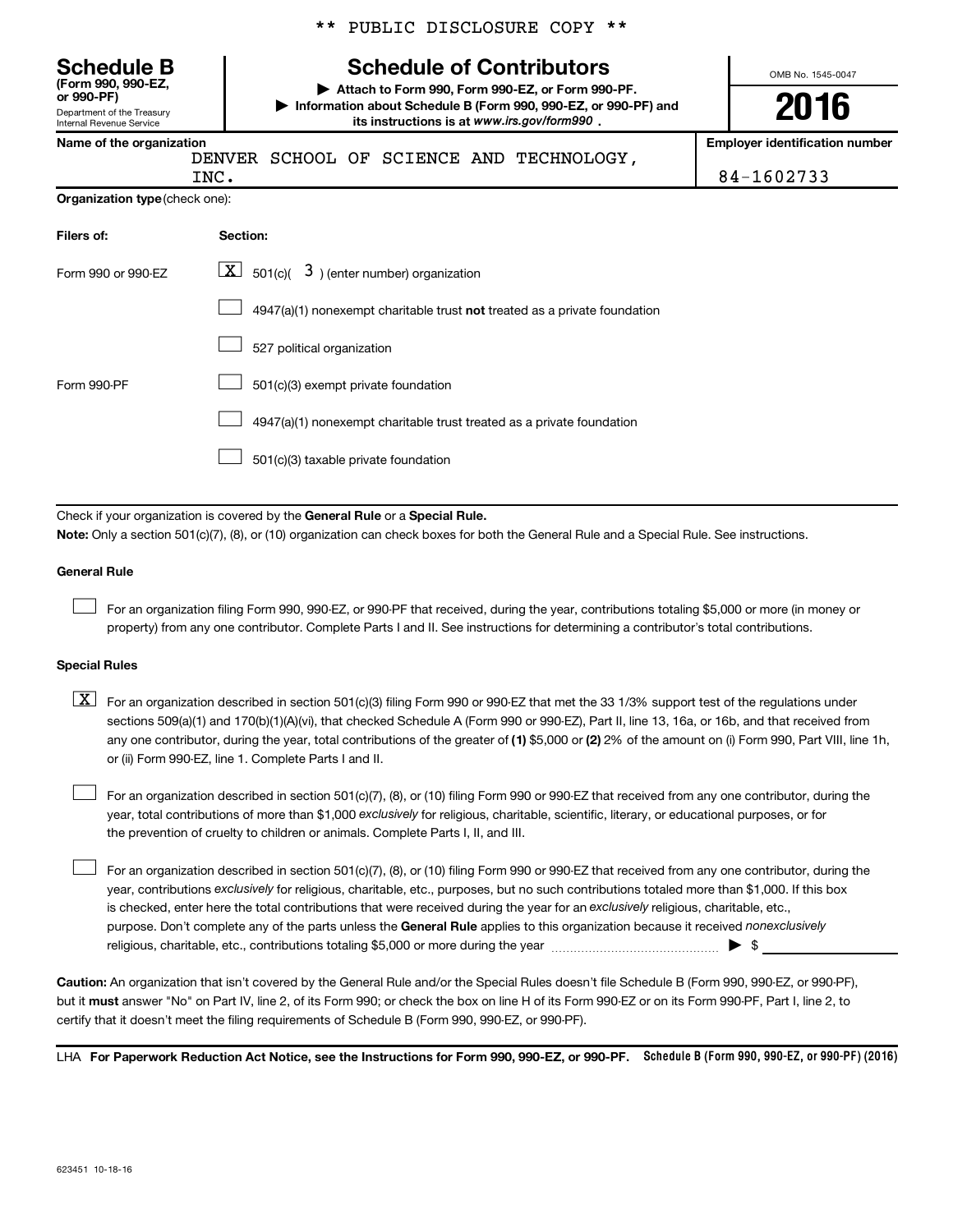** PUBLIC DISCLOSURE COPY **

**Schedule B**
**(Form 990, 990-EZ, or 990-PF)**
Department of the Treasury
Internal Revenue Service

# Schedule of Contributors

▶ **Attach to Form 990, Form 990-EZ, or Form 990-PF.**
▶ **Information about Schedule B (Form 990, 990-EZ, or 990-PF) and its instructions is at www.irs.gov/form990 .**

OMB No. 1545-0047

**2016**

**Name of the organization**
DENVER SCHOOL OF SCIENCE AND TECHNOLOGY, INC.

**Employer identification number**
84-1602733

**Organization type** (check one):

| Filers of: | Section: |
|---|---|
| Form 990 or 990-EZ | [X] 501(c)( 3 ) (enter number) organization |
| | [ ] 4947(a)(1) nonexempt charitable trust **not** treated as a private foundation |
| | [ ] 527 political organization |
| Form 990-PF | [ ] 501(c)(3) exempt private foundation |
| | [ ] 4947(a)(1) nonexempt charitable trust treated as a private foundation |
| | [ ] 501(c)(3) taxable private foundation |

Check if your organization is covered by the **General Rule** or a **Special Rule.**

**Note:** Only a section 501(c)(7), (8), or (10) organization can check boxes for both the General Rule and a Special Rule. See instructions.

**General Rule**

[ ] For an organization filing Form 990, 990-EZ, or 990-PF that received, during the year, contributions totaling $5,000 or more (in money or property) from any one contributor. Complete Parts I and II. See instructions for determining a contributor's total contributions.

**Special Rules**

[X] For an organization described in section 501(c)(3) filing Form 990 or 990-EZ that met the 33 1/3% support test of the regulations under sections 509(a)(1) and 170(b)(1)(A)(vi), that checked Schedule A (Form 990 or 990-EZ), Part II, line 13, 16a, or 16b, and that received from any one contributor, during the year, total contributions of the greater of **(1)** $5,000 or **(2)** 2% of the amount on (i) Form 990, Part VIII, line 1h, or (ii) Form 990-EZ, line 1. Complete Parts I and II.

[ ] For an organization described in section 501(c)(7), (8), or (10) filing Form 990 or 990-EZ that received from any one contributor, during the year, total contributions of more than $1,000 *exclusively* for religious, charitable, scientific, literary, or educational purposes, or for the prevention of cruelty to children or animals. Complete Parts I, II, and III.

[ ] For an organization described in section 501(c)(7), (8), or (10) filing Form 990 or 990-EZ that received from any one contributor, during the year, contributions *exclusively* for religious, charitable, etc., purposes, but no such contributions totaled more than $1,000. If this box is checked, enter here the total contributions that were received during the year for an *exclusively* religious, charitable, etc., purpose. Don't complete any of the parts unless the **General Rule** applies to this organization because it received *nonexclusively* religious, charitable, etc., contributions totaling $5,000 or more during the year ▶ $

**Caution:** An organization that isn't covered by the General Rule and/or the Special Rules doesn't file Schedule B (Form 990, 990-EZ, or 990-PF), but it **must** answer "No" on Part IV, line 2, of its Form 990; or check the box on line H of its Form 990-EZ or on its Form 990-PF, Part I, line 2, to certify that it doesn't meet the filing requirements of Schedule B (Form 990, 990-EZ, or 990-PF).

LHA **For Paperwork Reduction Act Notice, see the Instructions for Form 990, 990-EZ, or 990-PF.** **Schedule B (Form 990, 990-EZ, or 990-PF) (2016)**

623451 10-18-16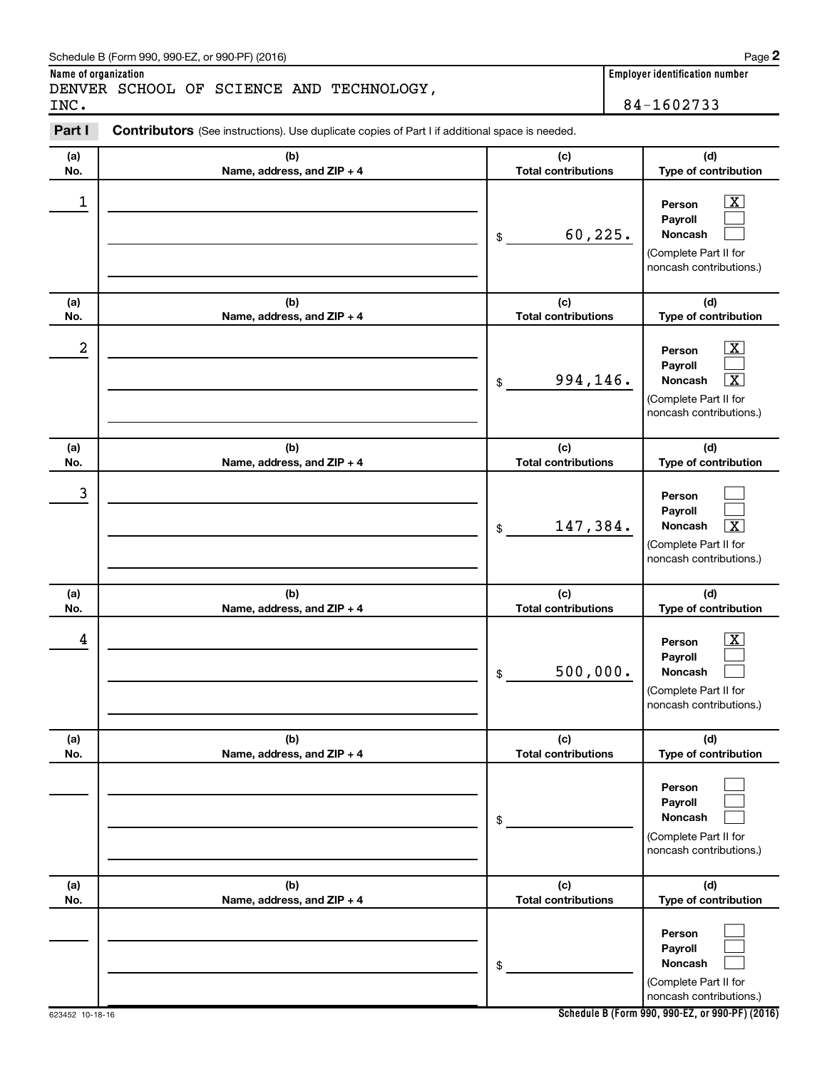Schedule B (Form 990, 990-EZ, or 990-PF) (2016)

**Name of organization**
DENVER SCHOOL OF SCIENCE AND TECHNOLOGY, INC.

**Employer identification number**
84-1602733

**Part I** **Contributors** (See instructions). Use duplicate copies of Part I if additional space is needed.

| (a) No. | (b) Name, address, and ZIP + 4 | (c) Total contributions | (d) Type of contribution |
|---|---|---|---|
| 1 | | $ 60,225. | Person [X] Payroll [ ] Noncash [ ] (Complete Part II for noncash contributions.) |
| 2 | | $ 994,146. | Person [X] Payroll [ ] Noncash [X] (Complete Part II for noncash contributions.) |
| 3 | | $ 147,384. | Person [ ] Payroll [ ] Noncash [X] (Complete Part II for noncash contributions.) |
| 4 | | $ 500,000. | Person [X] Payroll [ ] Noncash [ ] (Complete Part II for noncash contributions.) |
| | | $ | Person [ ] Payroll [ ] Noncash [ ] (Complete Part II for noncash contributions.) |
| | | $ | Person [ ] Payroll [ ] Noncash [ ] (Complete Part II for noncash contributions.) |

623452 10-18-16

Schedule B (Form 990, 990-EZ, or 990-PF) (2016)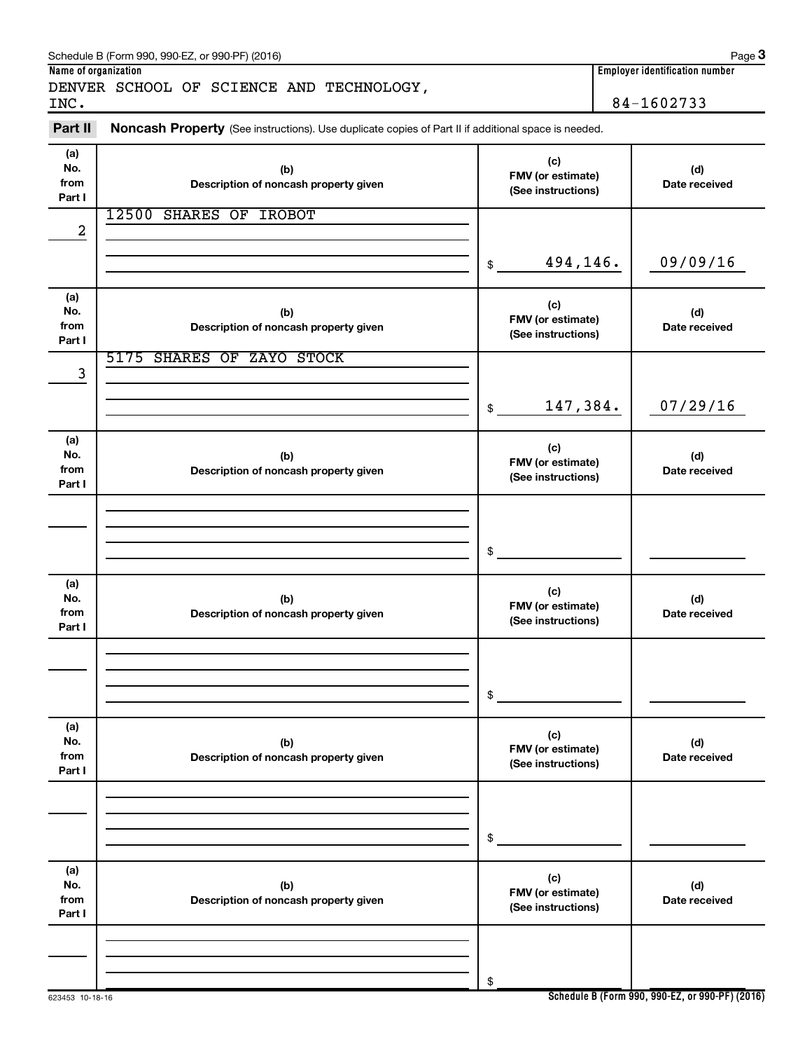Schedule B (Form 990, 990-EZ, or 990-PF) (2016)

**Name of organization**

DENVER SCHOOL OF SCIENCE AND TECHNOLOGY, INC.

**Employer identification number**

84-1602733

**Part II** **Noncash Property** (See instructions). Use duplicate copies of Part II if additional space is needed.

| (a) No. from Part I | (b) Description of noncash property given | (c) FMV (or estimate) (See instructions) | (d) Date received |
|---|---|---|---|
| 2 | 12500 SHARES OF IROBOT | $ 494,146. | 09/09/16 |
| 3 | 5175 SHARES OF ZAYO STOCK | $ 147,384. | 07/29/16 |
| | | $ | |
| | | $ | |
| | | $ | |
| | | $ | |

623453 10-18-16

Schedule B (Form 990, 990-EZ, or 990-PF) (2016)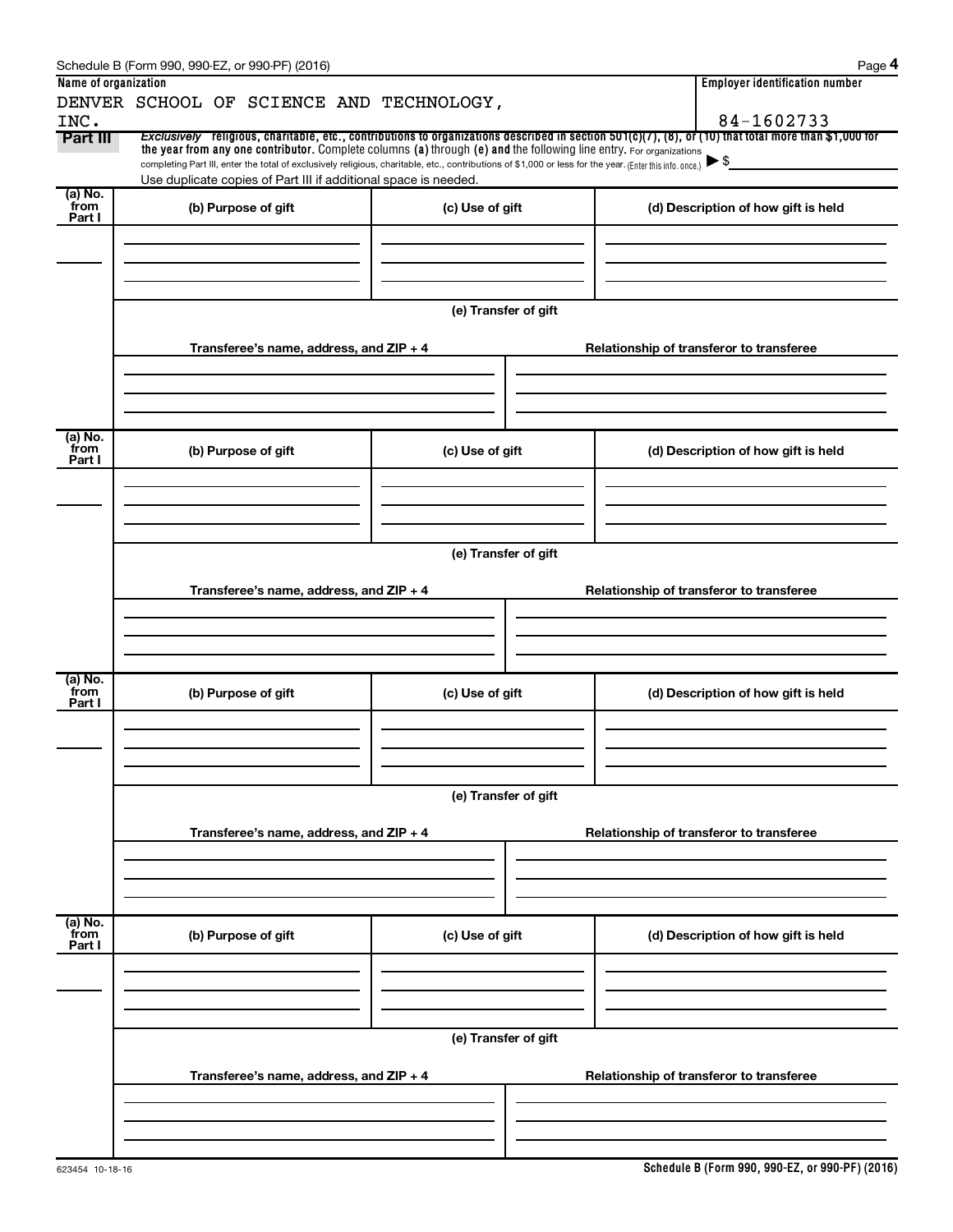Schedule B (Form 990, 990-EZ, or 990-PF) (2016) Page **4**

**Name of organization**

DENVER SCHOOL OF SCIENCE AND TECHNOLOGY, INC.

**Employer identification number**

84-1602733

**Part III** *Exclusively* **religious, charitable, etc., contributions to organizations described in section 501(c)(7), (8), or (10) that total more than $1,000 for the year from any one contributor.** Complete columns **(a)** through **(e) and** the following line entry. For organizations completing Part III, enter the total of exclusively religious, charitable, etc., contributions of $1,000 or less for the year. (Enter this info. once.) ▶ $

Use duplicate copies of Part III if additional space is needed.

| (a) No. from Part I | (b) Purpose of gift | (c) Use of gift | (d) Description of how gift is held |
|---|---|---|---|
| | | | |

(e) Transfer of gift

| Transferee's name, address, and ZIP + 4 | Relationship of transferor to transferee |
|---|---|
| | |

| (a) No. from Part I | (b) Purpose of gift | (c) Use of gift | (d) Description of how gift is held |
|---|---|---|---|
| | | | |

(e) Transfer of gift

| Transferee's name, address, and ZIP + 4 | Relationship of transferor to transferee |
|---|---|
| | |

| (a) No. from Part I | (b) Purpose of gift | (c) Use of gift | (d) Description of how gift is held |
|---|---|---|---|
| | | | |

(e) Transfer of gift

| Transferee's name, address, and ZIP + 4 | Relationship of transferor to transferee |
|---|---|
| | |

| (a) No. from Part I | (b) Purpose of gift | (c) Use of gift | (d) Description of how gift is held |
|---|---|---|---|
| | | | |

(e) Transfer of gift

| Transferee's name, address, and ZIP + 4 | Relationship of transferor to transferee |
|---|---|
| | |

623454 10-18-16 **Schedule B (Form 990, 990-EZ, or 990-PF) (2016)**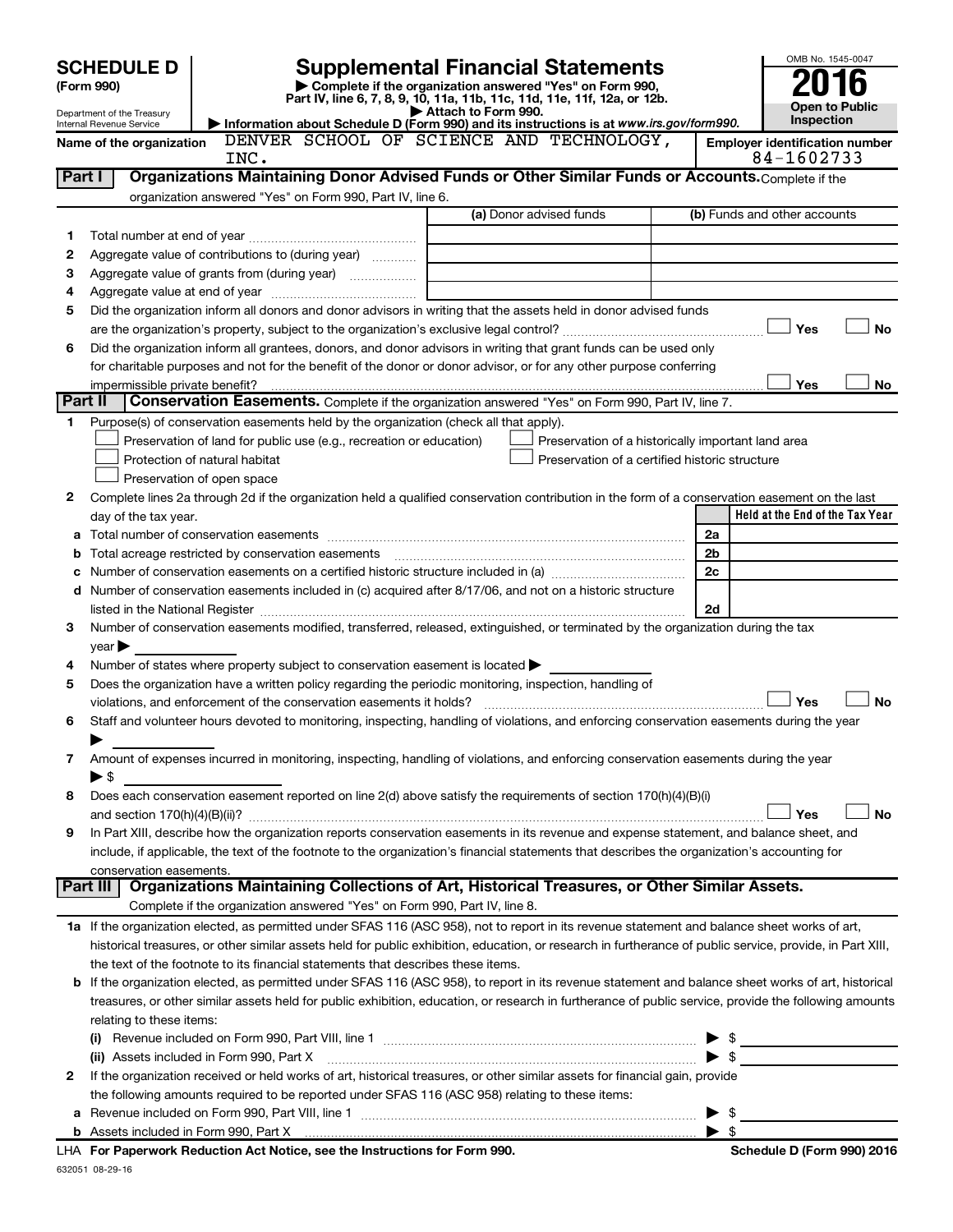# SCHEDULE D (Form 990)

Department of the Treasury
Internal Revenue Service

## Supplemental Financial Statements

▶ Complete if the organization answered "Yes" on Form 990, Part IV, line 6, 7, 8, 9, 10, 11a, 11b, 11c, 11d, 11e, 11f, 12a, or 12b.
▶ Attach to Form 990.
▶ Information about Schedule D (Form 990) and its instructions is at www.irs.gov/form990.

OMB No. 1545-0047
**2016**
**Open to Public Inspection**

Name of the organization: DENVER SCHOOL OF SCIENCE AND TECHNOLOGY, INC.

Employer identification number: 84-1602733

### Part I — Organizations Maintaining Donor Advised Funds or Other Similar Funds or Accounts.

Complete if the organization answered "Yes" on Form 990, Part IV, line 6.

| | | (a) Donor advised funds | (b) Funds and other accounts |
|---|---|---|---|
| 1 | Total number at end of year | | |
| 2 | Aggregate value of contributions to (during year) | | |
| 3 | Aggregate value of grants from (during year) | | |
| 4 | Aggregate value at end of year | | |

5 Did the organization inform all donors and donor advisors in writing that the assets held in donor advised funds are the organization's property, subject to the organization's exclusive legal control? ☐ Yes ☐ No

6 Did the organization inform all grantees, donors, and donor advisors in writing that grant funds can be used only for charitable purposes and not for the benefit of the donor or donor advisor, or for any other purpose conferring impermissible private benefit? ☐ Yes ☐ No

### Part II — Conservation Easements.

Complete if the organization answered "Yes" on Form 990, Part IV, line 7.

1 Purpose(s) of conservation easements held by the organization (check all that apply).

- ☐ Preservation of land for public use (e.g., recreation or education)
- ☐ Preservation of a historically important land area
- ☐ Protection of natural habitat
- ☐ Preservation of a certified historic structure
- ☐ Preservation of open space

2 Complete lines 2a through 2d if the organization held a qualified conservation contribution in the form of a conservation easement on the last day of the tax year.

| | | | Held at the End of the Tax Year |
|---|---|---|---|
| a | Total number of conservation easements | 2a | |
| b | Total acreage restricted by conservation easements | 2b | |
| c | Number of conservation easements on a certified historic structure included in (a) | 2c | |
| d | Number of conservation easements included in (c) acquired after 8/17/06, and not on a historic structure listed in the National Register | 2d | |

3 Number of conservation easements modified, transferred, released, extinguished, or terminated by the organization during the tax year ▶

4 Number of states where property subject to conservation easement is located ▶

5 Does the organization have a written policy regarding the periodic monitoring, inspection, handling of violations, and enforcement of the conservation easements it holds? ☐ Yes ☐ No

6 Staff and volunteer hours devoted to monitoring, inspecting, handling of violations, and enforcing conservation easements during the year ▶

7 Amount of expenses incurred in monitoring, inspecting, handling of violations, and enforcing conservation easements during the year ▶ $

8 Does each conservation easement reported on line 2(d) above satisfy the requirements of section 170(h)(4)(B)(i) and section 170(h)(4)(B)(ii)? ☐ Yes ☐ No

9 In Part XIII, describe how the organization reports conservation easements in its revenue and expense statement, and balance sheet, and include, if applicable, the text of the footnote to the organization's financial statements that describes the organization's accounting for conservation easements.

### Part III — Organizations Maintaining Collections of Art, Historical Treasures, or Other Similar Assets.

Complete if the organization answered "Yes" on Form 990, Part IV, line 8.

1a If the organization elected, as permitted under SFAS 116 (ASC 958), not to report in its revenue statement and balance sheet works of art, historical treasures, or other similar assets held for public exhibition, education, or research in furtherance of public service, provide, in Part XIII, the text of the footnote to its financial statements that describes these items.

b If the organization elected, as permitted under SFAS 116 (ASC 958), to report in its revenue statement and balance sheet works of art, historical treasures, or other similar assets held for public exhibition, education, or research in furtherance of public service, provide the following amounts relating to these items:

(i) Revenue included on Form 990, Part VIII, line 1 ▶ $

(ii) Assets included in Form 990, Part X ▶ $

2 If the organization received or held works of art, historical treasures, or other similar assets for financial gain, provide the following amounts required to be reported under SFAS 116 (ASC 958) relating to these items:

a Revenue included on Form 990, Part VIII, line 1 ▶ $

b Assets included in Form 990, Part X ▶ $

LHA For Paperwork Reduction Act Notice, see the Instructions for Form 990. Schedule D (Form 990) 2016

632051 08-29-16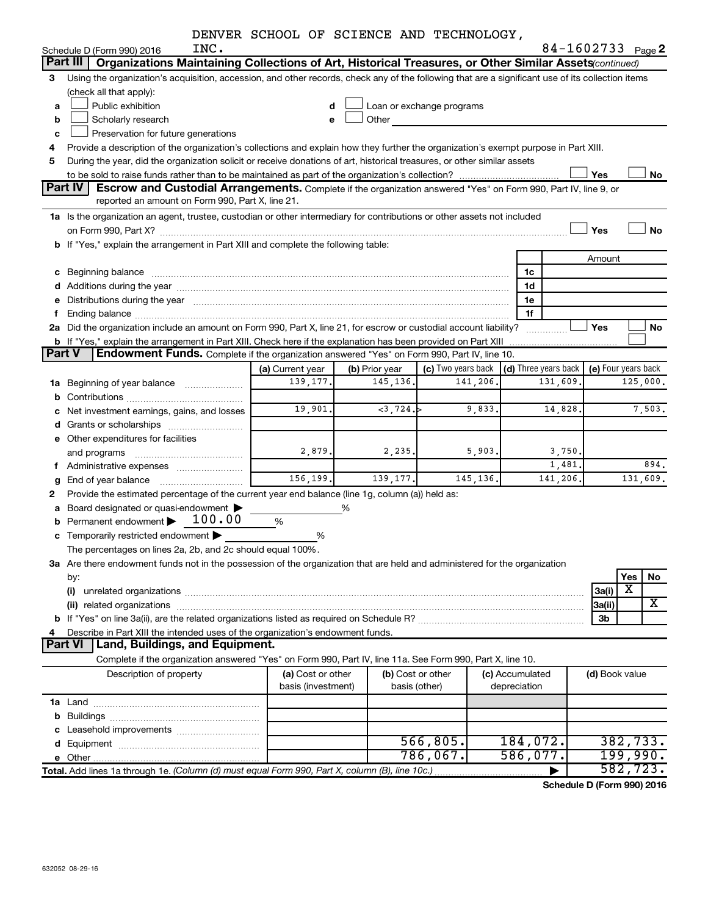DENVER SCHOOL OF SCIENCE AND TECHNOLOGY, INC.

Schedule D (Form 990) 2016 — 84-1602733 Page 2

## Part III Organizations Maintaining Collections of Art, Historical Treasures, or Other Similar Assets *(continued)*

3 Using the organization's acquisition, accession, and other records, check any of the following that are a significant use of its collection items (check all that apply):

a ☐ Public exhibition
b ☐ Scholarly research
c ☐ Preservation for future generations
d ☐ Loan or exchange programs
e ☐ Other

4 Provide a description of the organization's collections and explain how they further the organization's exempt purpose in Part XIII.

5 During the year, did the organization solicit or receive donations of art, historical treasures, or other similar assets to be sold to raise funds rather than to be maintained as part of the organization's collection? ☐ Yes ☐ No

## Part IV Escrow and Custodial Arrangements.

Complete if the organization answered "Yes" on Form 990, Part IV, line 9, or reported an amount on Form 990, Part X, line 21.

1a Is the organization an agent, trustee, custodian or other intermediary for contributions or other assets not included on Form 990, Part X? ☐ Yes ☐ No

b If "Yes," explain the arrangement in Part XIII and complete the following table:

| | | Amount |
|---|---|---|
| c Beginning balance | 1c | |
| d Additions during the year | 1d | |
| e Distributions during the year | 1e | |
| f Ending balance | 1f | |

2a Did the organization include an amount on Form 990, Part X, line 21, for escrow or custodial account liability? ☐ Yes ☐ No

b If "Yes," explain the arrangement in Part XIII. Check here if the explanation has been provided on Part XIII ☐

## Part V Endowment Funds.

Complete if the organization answered "Yes" on Form 990, Part IV, line 10.

| | (a) Current year | (b) Prior year | (c) Two years back | (d) Three years back | (e) Four years back |
|---|---|---|---|---|---|
| 1a Beginning of year balance | 139,177. | 145,136. | 141,206. | 131,609. | 125,000. |
| b Contributions | | | | | |
| c Net investment earnings, gains, and losses | 19,901. | <3,724.> | 9,833. | 14,828. | 7,503. |
| d Grants or scholarships | | | | | |
| e Other expenditures for facilities and programs | 2,879. | 2,235. | 5,903. | 3,750. | |
| f Administrative expenses | | | | 1,481. | 894. |
| g End of year balance | 156,199. | 139,177. | 145,136. | 141,206. | 131,609. |

2 Provide the estimated percentage of the current year end balance (line 1g, column (a)) held as:

a Board designated or quasi-endowment ▶ %
b Permanent endowment ▶ 100.00 %
c Temporarily restricted endowment ▶ %

The percentages on lines 2a, 2b, and 2c should equal 100%.

3a Are there endowment funds not in the possession of the organization that are held and administered for the organization by:

| | | Yes | No |
|---|---|---|---|
| (i) unrelated organizations | 3a(i) | X | |
| (ii) related organizations | 3a(ii) | | X |
| b If "Yes" on line 3a(ii), are the related organizations listed as required on Schedule R? | 3b | | |

4 Describe in Part XIII the intended uses of the organization's endowment funds.

## Part VI Land, Buildings, and Equipment.

Complete if the organization answered "Yes" on Form 990, Part IV, line 11a. See Form 990, Part X, line 10.

| Description of property | (a) Cost or other basis (investment) | (b) Cost or other basis (other) | (c) Accumulated depreciation | (d) Book value |
|---|---|---|---|---|
| 1a Land | | | | |
| b Buildings | | | | |
| c Leasehold improvements | | | | |
| d Equipment | | 566,805. | 184,072. | 382,733. |
| e Other | | 786,067. | 586,077. | 199,990. |
| Total. Add lines 1a through 1e. *(Column (d) must equal Form 990, Part X, column (B), line 10c.)* | | | ▶ | 582,723. |

Schedule D (Form 990) 2016

632052 08-29-16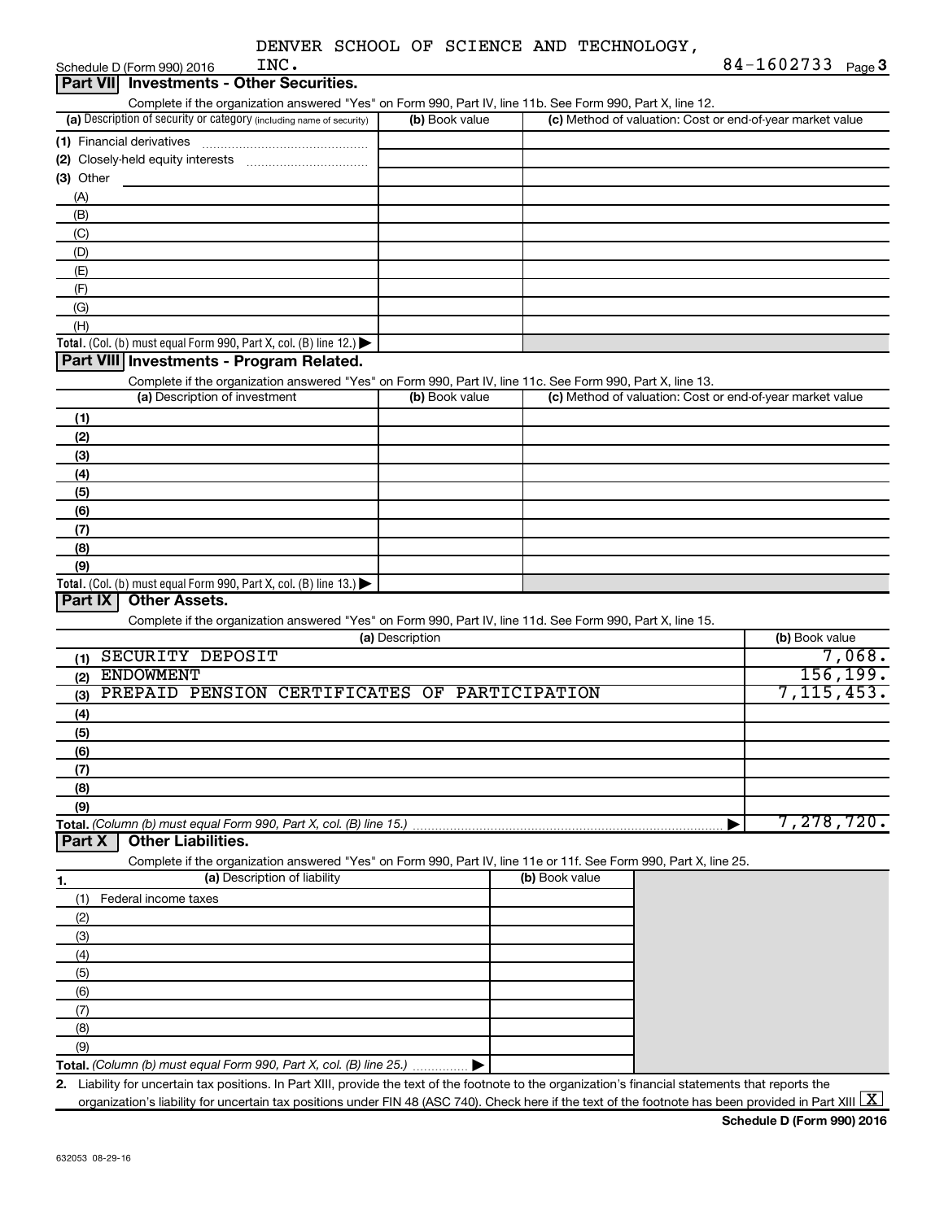DENVER SCHOOL OF SCIENCE AND TECHNOLOGY, INC. 84-1602733

Schedule D (Form 990) 2016

## Part VII Investments - Other Securities.

Complete if the organization answered "Yes" on Form 990, Part IV, line 11b. See Form 990, Part X, line 12.

| (a) Description of security or category (including name of security) | (b) Book value | (c) Method of valuation: Cost or end-of-year market value |
|---|---|---|
| (1) Financial derivatives | | |
| (2) Closely-held equity interests | | |
| (3) Other | | |
| (A) | | |
| (B) | | |
| (C) | | |
| (D) | | |
| (E) | | |
| (F) | | |
| (G) | | |
| (H) | | |
| **Total.** (Col. (b) must equal Form 990, Part X, col. (B) line 12.) ▶ | | |

## Part VIII Investments - Program Related.

Complete if the organization answered "Yes" on Form 990, Part IV, line 11c. See Form 990, Part X, line 13.

| (a) Description of investment | (b) Book value | (c) Method of valuation: Cost or end-of-year market value |
|---|---|---|
| (1) | | |
| (2) | | |
| (3) | | |
| (4) | | |
| (5) | | |
| (6) | | |
| (7) | | |
| (8) | | |
| (9) | | |
| **Total.** (Col. (b) must equal Form 990, Part X, col. (B) line 13.) ▶ | | |

## Part IX Other Assets.

Complete if the organization answered "Yes" on Form 990, Part IV, line 11d. See Form 990, Part X, line 15.

| (a) Description | (b) Book value |
|---|---|
| (1) SECURITY DEPOSIT | 7,068. |
| (2) ENDOWMENT | 156,199. |
| (3) PREPAID PENSION CERTIFICATES OF PARTICIPATION | 7,115,453. |
| (4) | |
| (5) | |
| (6) | |
| (7) | |
| (8) | |
| (9) | |
| **Total.** *(Column (b) must equal Form 990, Part X, col. (B) line 15.)* ▶ | 7,278,720. |

## Part X Other Liabilities.

Complete if the organization answered "Yes" on Form 990, Part IV, line 11e or 11f. See Form 990, Part X, line 25.

| 1. (a) Description of liability | (b) Book value |
|---|---|
| (1) Federal income taxes | |
| (2) | |
| (3) | |
| (4) | |
| (5) | |
| (6) | |
| (7) | |
| (8) | |
| (9) | |
| **Total.** *(Column (b) must equal Form 990, Part X, col. (B) line 25.)* ▶ | |

2. Liability for uncertain tax positions. In Part XIII, provide the text of the footnote to the organization's financial statements that reports the organization's liability for uncertain tax positions under FIN 48 (ASC 740). Check here if the text of the footnote has been provided in Part XIII [X]

**Schedule D (Form 990) 2016**

632053 08-29-16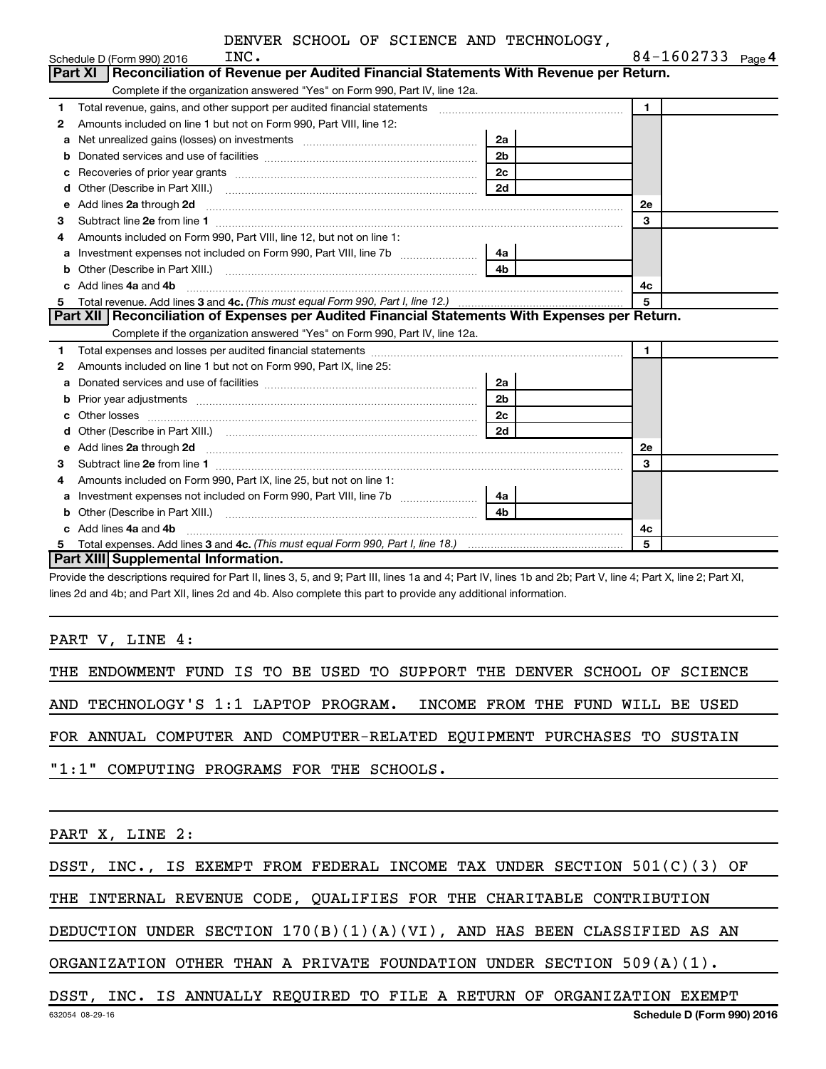DENVER SCHOOL OF SCIENCE AND TECHNOLOGY, INC.

Schedule D (Form 990) 2016 — 84-1602733 Page 4

## Part XI Reconciliation of Revenue per Audited Financial Statements With Revenue per Return.

Complete if the organization answered "Yes" on Form 990, Part IV, line 12a.

| | | | | | |
|---|---|---|---|---|---|
| 1 | Total revenue, gains, and other support per audited financial statements | | | 1 | |
| 2 | Amounts included on line 1 but not on Form 990, Part VIII, line 12: | | | | |
| a | Net unrealized gains (losses) on investments | 2a | | | |
| b | Donated services and use of facilities | 2b | | | |
| c | Recoveries of prior year grants | 2c | | | |
| d | Other (Describe in Part XIII.) | 2d | | | |
| e | Add lines **2a** through **2d** | | | 2e | |
| 3 | Subtract line **2e** from line **1** | | | 3 | |
| 4 | Amounts included on Form 990, Part VIII, line 12, but not on line 1: | | | | |
| a | Investment expenses not included on Form 990, Part VIII, line 7b | 4a | | | |
| b | Other (Describe in Part XIII.) | 4b | | | |
| c | Add lines **4a** and **4b** | | | 4c | |
| 5 | Total revenue. Add lines **3** and **4c.** *(This must equal Form 990, Part I, line 12.)* | | | 5 | |

## Part XII Reconciliation of Expenses per Audited Financial Statements With Expenses per Return.

Complete if the organization answered "Yes" on Form 990, Part IV, line 12a.

| | | | | | |
|---|---|---|---|---|---|
| 1 | Total expenses and losses per audited financial statements | | | 1 | |
| 2 | Amounts included on line 1 but not on Form 990, Part IX, line 25: | | | | |
| a | Donated services and use of facilities | 2a | | | |
| b | Prior year adjustments | 2b | | | |
| c | Other losses | 2c | | | |
| d | Other (Describe in Part XIII.) | 2d | | | |
| e | Add lines **2a** through **2d** | | | 2e | |
| 3 | Subtract line **2e** from line **1** | | | 3 | |
| 4 | Amounts included on Form 990, Part IX, line 25, but not on line 1: | | | | |
| a | Investment expenses not included on Form 990, Part VIII, line 7b | 4a | | | |
| b | Other (Describe in Part XIII.) | 4b | | | |
| c | Add lines **4a** and **4b** | | | 4c | |
| 5 | Total expenses. Add lines **3** and **4c.** *(This must equal Form 990, Part I, line 18.)* | | | 5 | |

## Part XIII Supplemental Information.

Provide the descriptions required for Part II, lines 3, 5, and 9; Part III, lines 1a and 4; Part IV, lines 1b and 2b; Part V, line 4; Part X, line 2; Part XI, lines 2d and 4b; and Part XII, lines 2d and 4b. Also complete this part to provide any additional information.

PART V, LINE 4:

THE ENDOWMENT FUND IS TO BE USED TO SUPPORT THE DENVER SCHOOL OF SCIENCE AND TECHNOLOGY'S 1:1 LAPTOP PROGRAM. INCOME FROM THE FUND WILL BE USED FOR ANNUAL COMPUTER AND COMPUTER-RELATED EQUIPMENT PURCHASES TO SUSTAIN "1:1" COMPUTING PROGRAMS FOR THE SCHOOLS.

PART X, LINE 2:

DSST, INC., IS EXEMPT FROM FEDERAL INCOME TAX UNDER SECTION 501(C)(3) OF THE INTERNAL REVENUE CODE, QUALIFIES FOR THE CHARITABLE CONTRIBUTION DEDUCTION UNDER SECTION 170(B)(1)(A)(VI), AND HAS BEEN CLASSIFIED AS AN ORGANIZATION OTHER THAN A PRIVATE FOUNDATION UNDER SECTION 509(A)(1). DSST, INC. IS ANNUALLY REQUIRED TO FILE A RETURN OF ORGANIZATION EXEMPT

632054 08-29-16 — Schedule D (Form 990) 2016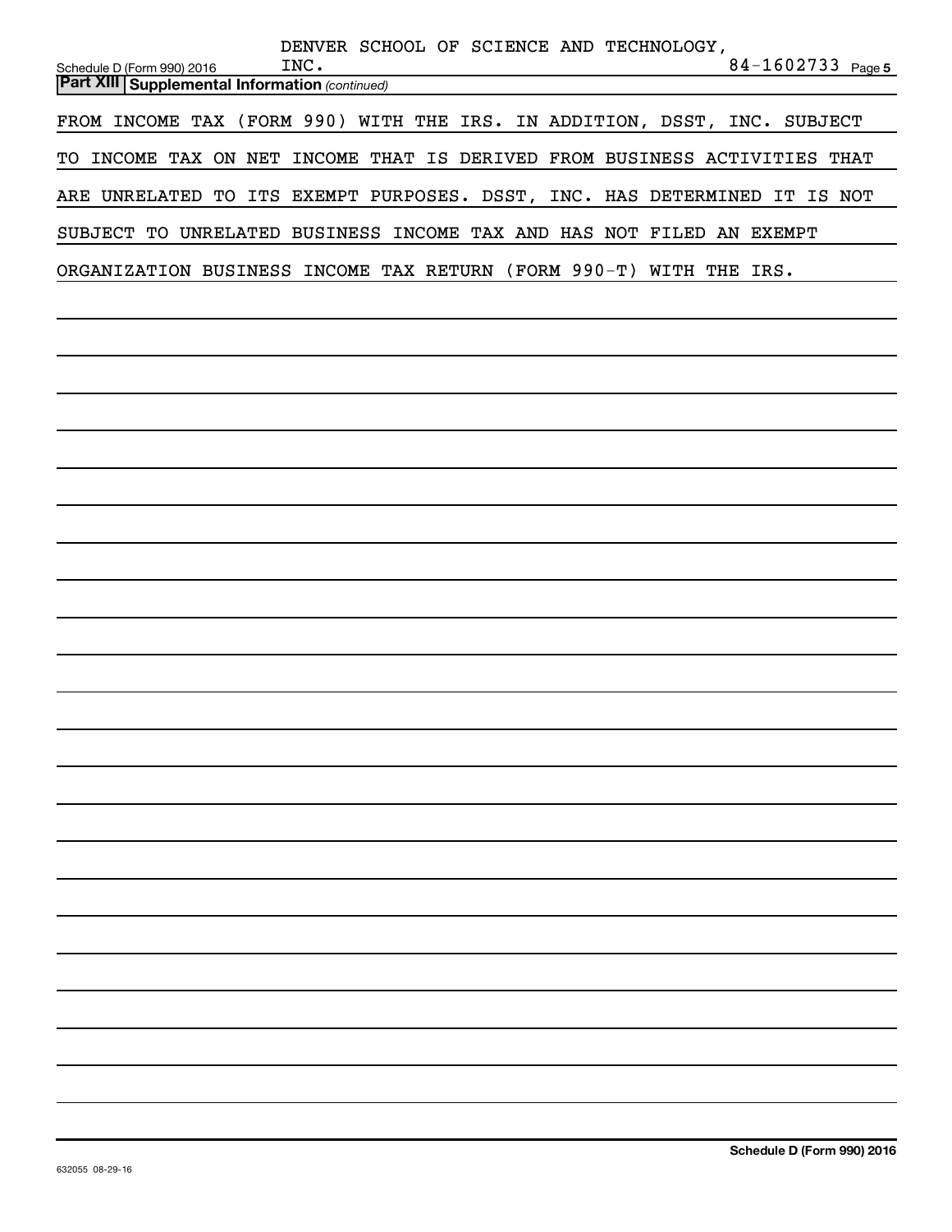DENVER SCHOOL OF SCIENCE AND TECHNOLOGY, INC. 84-1602733

## Part XIII Supplemental Information *(continued)*

FROM INCOME TAX (FORM 990) WITH THE IRS. IN ADDITION, DSST, INC. SUBJECT TO INCOME TAX ON NET INCOME THAT IS DERIVED FROM BUSINESS ACTIVITIES THAT ARE UNRELATED TO ITS EXEMPT PURPOSES. DSST, INC. HAS DETERMINED IT IS NOT SUBJECT TO UNRELATED BUSINESS INCOME TAX AND HAS NOT FILED AN EXEMPT ORGANIZATION BUSINESS INCOME TAX RETURN (FORM 990-T) WITH THE IRS.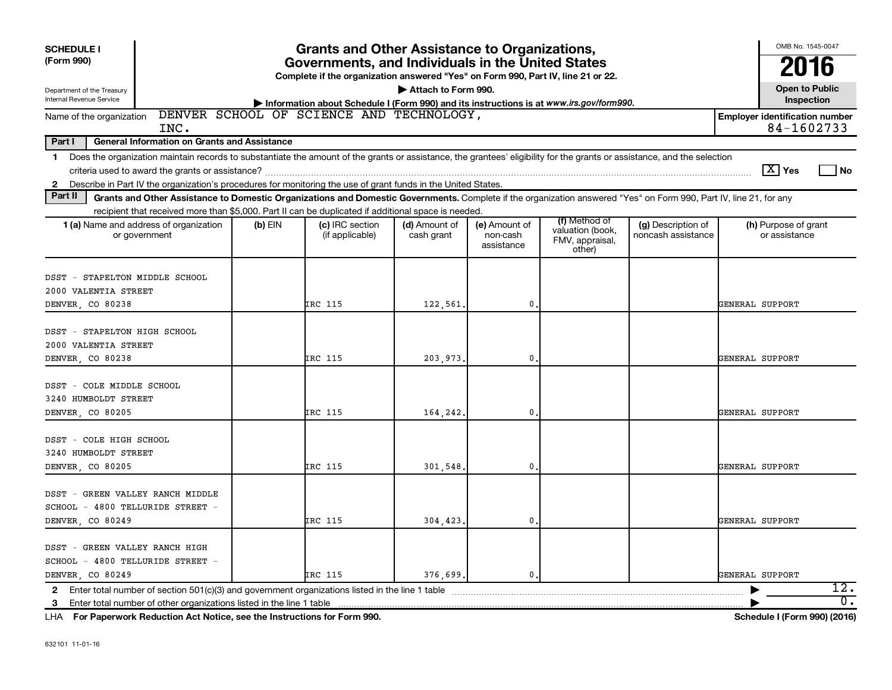**SCHEDULE I (Form 990)**

Department of the Treasury
Internal Revenue Service

# Grants and Other Assistance to Organizations, Governments, and Individuals in the United States

**Complete if the organization answered "Yes" on Form 990, Part IV, line 21 or 22.**

▶ Attach to Form 990.

▶ Information about Schedule I (Form 990) and its instructions is at *www.irs.gov/form990.*

OMB No. 1545-0047

**2016**

**Open to Public Inspection**

Name of the organization: DENVER SCHOOL OF SCIENCE AND TECHNOLOGY, INC.

**Employer identification number:** 84-1602733

## Part I General Information on Grants and Assistance

**1** Does the organization maintain records to substantiate the amount of the grants or assistance, the grantees' eligibility for the grants or assistance, and the selection criteria used to award the grants or assistance? [X] Yes [ ] No

**2** Describe in Part IV the organization's procedures for monitoring the use of grant funds in the United States.

## Part II Grants and Other Assistance to Domestic Organizations and Domestic Governments.

Complete if the organization answered "Yes" on Form 990, Part IV, line 21, for any recipient that received more than $5,000. Part II can be duplicated if additional space is needed.

| 1 (a) Name and address of organization or government | (b) EIN | (c) IRC section (if applicable) | (d) Amount of cash grant | (e) Amount of non-cash assistance | (f) Method of valuation (book, FMV, appraisal, other) | (g) Description of noncash assistance | (h) Purpose of grant or assistance |
|---|---|---|---|---|---|---|---|
| DSST - STAPELTON MIDDLE SCHOOL<br>2000 VALENTIA STREET<br>DENVER, CO 80238 | | IRC 115 | 122,561. | 0. | | | GENERAL SUPPORT |
| DSST - STAPELTON HIGH SCHOOL<br>2000 VALENTIA STREET<br>DENVER, CO 80238 | | IRC 115 | 203,973. | 0. | | | GENERAL SUPPORT |
| DSST - COLE MIDDLE SCHOOL<br>3240 HUMBOLDT STREET<br>DENVER, CO 80205 | | IRC 115 | 164,242. | 0. | | | GENERAL SUPPORT |
| DSST - COLE HIGH SCHOOL<br>3240 HUMBOLDT STREET<br>DENVER, CO 80205 | | IRC 115 | 301,548. | 0. | | | GENERAL SUPPORT |
| DSST - GREEN VALLEY RANCH MIDDLE SCHOOL - 4800 TELLURIDE STREET -<br>DENVER, CO 80249 | | IRC 115 | 304,423. | 0. | | | GENERAL SUPPORT |
| DSST - GREEN VALLEY RANCH HIGH SCHOOL - 4800 TELLURIDE STREET -<br>DENVER, CO 80249 | | IRC 115 | 376,699. | 0. | | | GENERAL SUPPORT |

**2** Enter total number of section 501(c)(3) and government organizations listed in the line 1 table ▶ 12.

**3** Enter total number of other organizations listed in the line 1 table ▶ 0.

LHA **For Paperwork Reduction Act Notice, see the Instructions for Form 990.** **Schedule I (Form 990) (2016)**

632101 11-01-16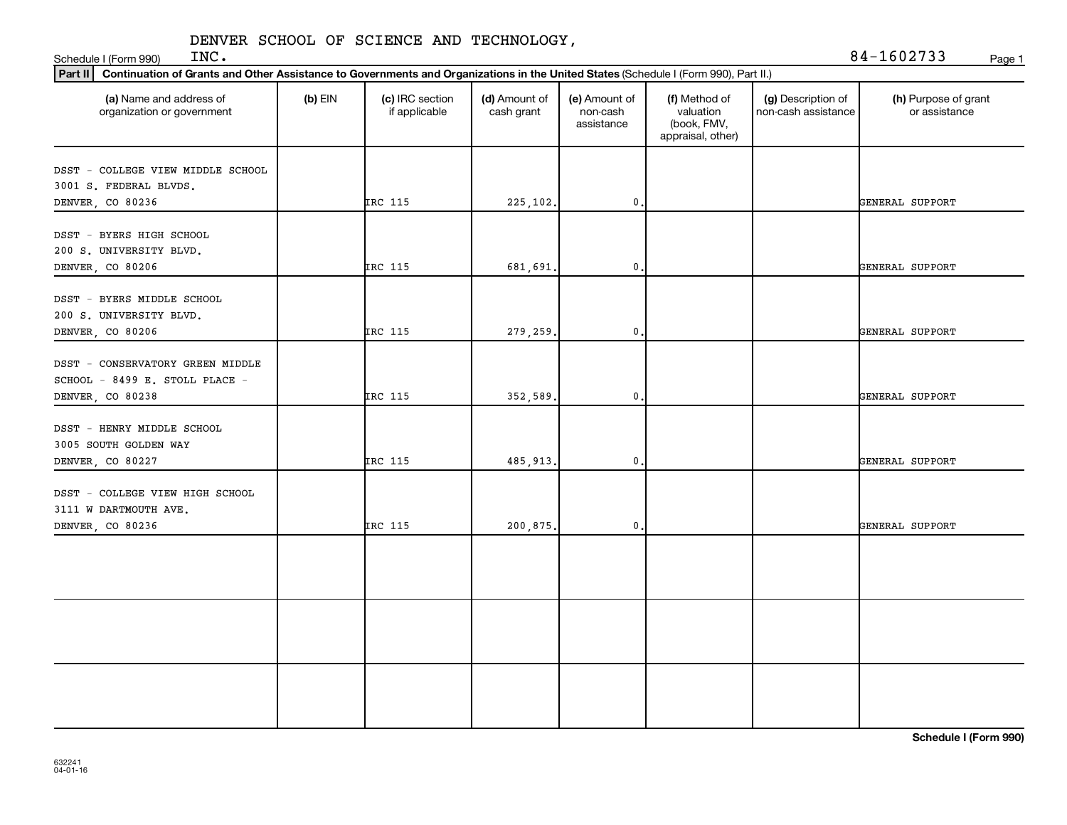DENVER SCHOOL OF SCIENCE AND TECHNOLOGY, INC.

Schedule I (Form 990) 84-1602733

**Part II** **Continuation of Grants and Other Assistance to Governments and Organizations in the United States** (Schedule I (Form 990), Part II.)

| (a) Name and address of organization or government | (b) EIN | (c) IRC section if applicable | (d) Amount of cash grant | (e) Amount of non-cash assistance | (f) Method of valuation (book, FMV, appraisal, other) | (g) Description of non-cash assistance | (h) Purpose of grant or assistance |
|---|---|---|---|---|---|---|---|
| DSST - COLLEGE VIEW MIDDLE SCHOOL 3001 S. FEDERAL BLVDS. DENVER, CO 80236 | | IRC 115 | 225,102. | 0. | | | GENERAL SUPPORT |
| DSST - BYERS HIGH SCHOOL 200 S. UNIVERSITY BLVD. DENVER, CO 80206 | | IRC 115 | 681,691. | 0. | | | GENERAL SUPPORT |
| DSST - BYERS MIDDLE SCHOOL 200 S. UNIVERSITY BLVD. DENVER, CO 80206 | | IRC 115 | 279,259. | 0. | | | GENERAL SUPPORT |
| DSST - CONSERVATORY GREEN MIDDLE SCHOOL - 8499 E. STOLL PLACE - DENVER, CO 80238 | | IRC 115 | 352,589. | 0. | | | GENERAL SUPPORT |
| DSST - HENRY MIDDLE SCHOOL 3005 SOUTH GOLDEN WAY DENVER, CO 80227 | | IRC 115 | 485,913. | 0. | | | GENERAL SUPPORT |
| DSST - COLLEGE VIEW HIGH SCHOOL 3111 W DARTMOUTH AVE. DENVER, CO 80236 | | IRC 115 | 200,875. | 0. | | | GENERAL SUPPORT |
| | | | | | | | |
| | | | | | | | |
| | | | | | | | |

**Schedule I (Form 990)**

632241
04-01-16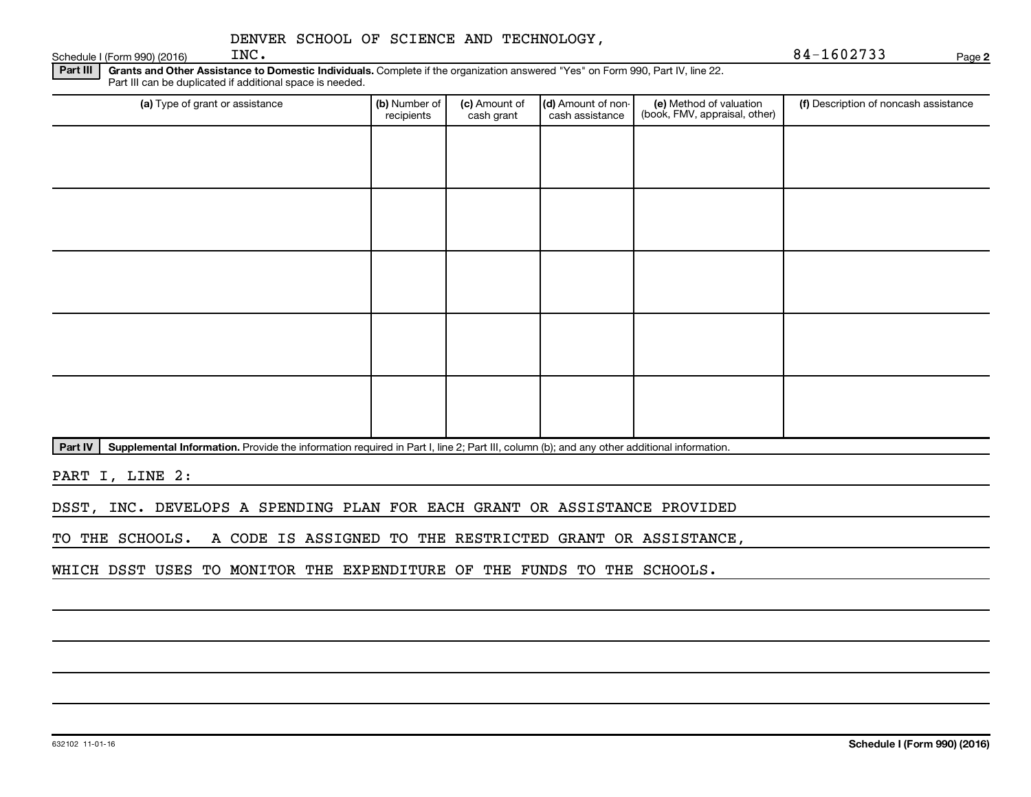DENVER SCHOOL OF SCIENCE AND TECHNOLOGY, INC.

Schedule I (Form 990) (2016) 84-1602733 Page **2**

**Part III** **Grants and Other Assistance to Domestic Individuals.** Complete if the organization answered "Yes" on Form 990, Part IV, line 22. Part III can be duplicated if additional space is needed.

| (a) Type of grant or assistance | (b) Number of recipients | (c) Amount of cash grant | (d) Amount of non-cash assistance | (e) Method of valuation (book, FMV, appraisal, other) | (f) Description of noncash assistance |
|---|---|---|---|---|---|
| | | | | | |
| | | | | | |
| | | | | | |
| | | | | | |
| | | | | | |

**Part IV** **Supplemental Information.** Provide the information required in Part I, line 2; Part III, column (b); and any other additional information.

PART I, LINE 2:

DSST, INC. DEVELOPS A SPENDING PLAN FOR EACH GRANT OR ASSISTANCE PROVIDED TO THE SCHOOLS. A CODE IS ASSIGNED TO THE RESTRICTED GRANT OR ASSISTANCE, WHICH DSST USES TO MONITOR THE EXPENDITURE OF THE FUNDS TO THE SCHOOLS.

632102 11-01-16 **Schedule I (Form 990) (2016)**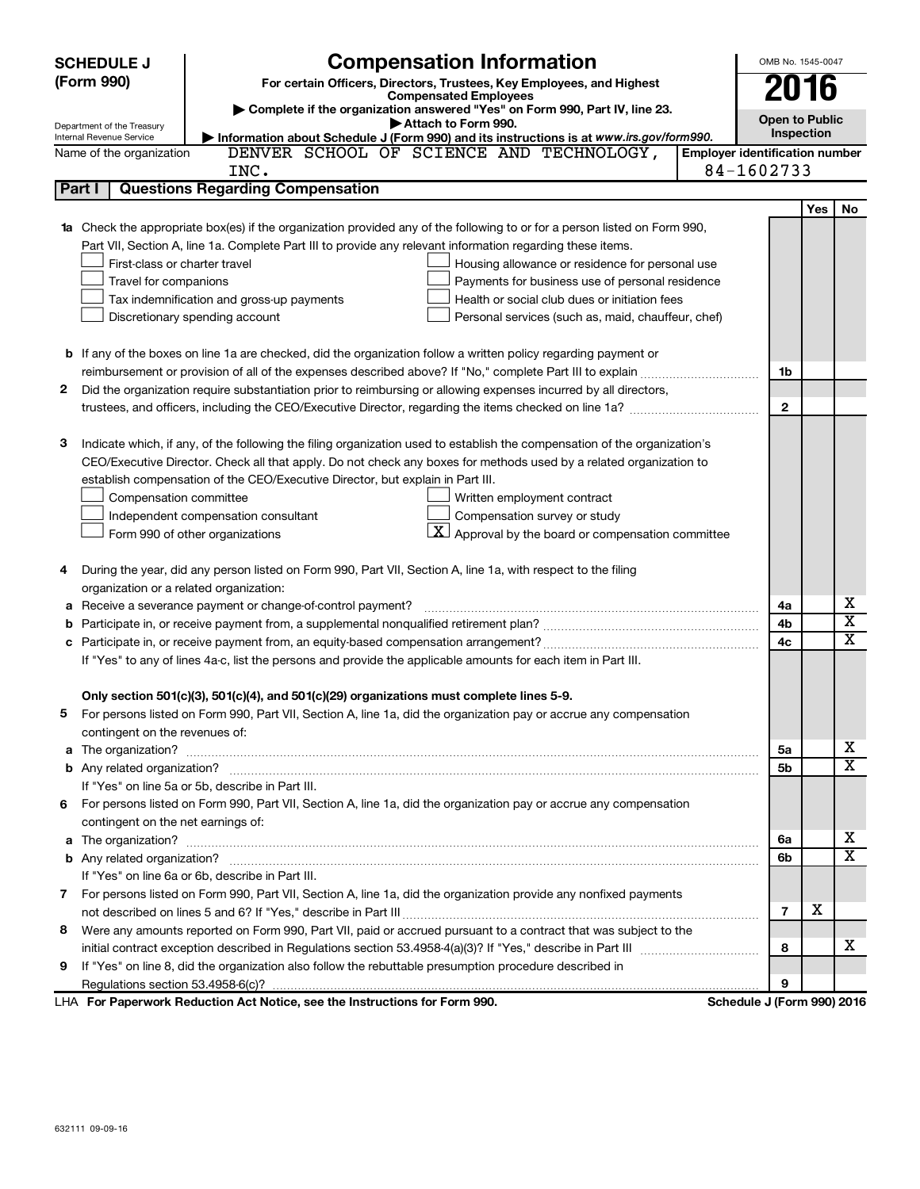**SCHEDULE J (Form 990)**

Department of the Treasury
Internal Revenue Service

# Compensation Information

**For certain Officers, Directors, Trustees, Key Employees, and Highest Compensated Employees**

▶ Complete if the organization answered "Yes" on Form 990, Part IV, line 23.
▶ Attach to Form 990.
▶ Information about Schedule J (Form 990) and its instructions is at *www.irs.gov/form990*.

OMB No. 1545-0047

**2016**

**Open to Public Inspection**

Name of the organization: DENVER SCHOOL OF SCIENCE AND TECHNOLOGY, INC.

Employer identification number: 84-1602733

## Part I Questions Regarding Compensation

| | | | Yes | No |
|---|---|---|---|---|
| **1a** | Check the appropriate box(es) if the organization provided any of the following to or for a person listed on Form 990, Part VII, Section A, line 1a. Complete Part III to provide any relevant information regarding these items.<br>☐ First-class or charter travel ☐ Housing allowance or residence for personal use<br>☐ Travel for companions ☐ Payments for business use of personal residence<br>☐ Tax indemnification and gross-up payments ☐ Health or social club dues or initiation fees<br>☐ Discretionary spending account ☐ Personal services (such as, maid, chauffeur, chef) | | | |
| **b** | If any of the boxes on line 1a are checked, did the organization follow a written policy regarding payment or reimbursement or provision of all of the expenses described above? If "No," complete Part III to explain | 1b | | |
| **2** | Did the organization require substantiation prior to reimbursing or allowing expenses incurred by all directors, trustees, and officers, including the CEO/Executive Director, regarding the items checked on line 1a? | 2 | | |
| **3** | Indicate which, if any, of the following the filing organization used to establish the compensation of the organization's CEO/Executive Director. Check all that apply. Do not check any boxes for methods used by a related organization to establish compensation of the CEO/Executive Director, but explain in Part III.<br>☐ Compensation committee ☐ Written employment contract<br>☐ Independent compensation consultant ☐ Compensation survey or study<br>☐ Form 990 of other organizations ☒ Approval by the board or compensation committee | | | |
| **4** | During the year, did any person listed on Form 990, Part VII, Section A, line 1a, with respect to the filing organization or a related organization: | | | |
| **a** | Receive a severance payment or change-of-control payment? | 4a | | X |
| **b** | Participate in, or receive payment from, a supplemental nonqualified retirement plan? | 4b | | X |
| **c** | Participate in, or receive payment from, an equity-based compensation arrangement? | 4c | | X |
| | If "Yes" to any of lines 4a-c, list the persons and provide the applicable amounts for each item in Part III. | | | |
| | **Only section 501(c)(3), 501(c)(4), and 501(c)(29) organizations must complete lines 5-9.** | | | |
| **5** | For persons listed on Form 990, Part VII, Section A, line 1a, did the organization pay or accrue any compensation contingent on the revenues of: | | | |
| **a** | The organization? | 5a | | X |
| **b** | Any related organization? | 5b | | X |
| | If "Yes" on line 5a or 5b, describe in Part III. | | | |
| **6** | For persons listed on Form 990, Part VII, Section A, line 1a, did the organization pay or accrue any compensation contingent on the net earnings of: | | | |
| **a** | The organization? | 6a | | X |
| **b** | Any related organization? | 6b | | X |
| | If "Yes" on line 6a or 6b, describe in Part III. | | | |
| **7** | For persons listed on Form 990, Part VII, Section A, line 1a, did the organization provide any nonfixed payments not described on lines 5 and 6? If "Yes," describe in Part III | 7 | X | |
| **8** | Were any amounts reported on Form 990, Part VII, paid or accrued pursuant to a contract that was subject to the initial contract exception described in Regulations section 53.4958-4(a)(3)? If "Yes," describe in Part III | 8 | | X |
| **9** | If "Yes" on line 8, did the organization also follow the rebuttable presumption procedure described in Regulations section 53.4958-6(c)? | 9 | | |

LHA **For Paperwork Reduction Act Notice, see the Instructions for Form 990.** **Schedule J (Form 990) 2016**

632111 09-09-16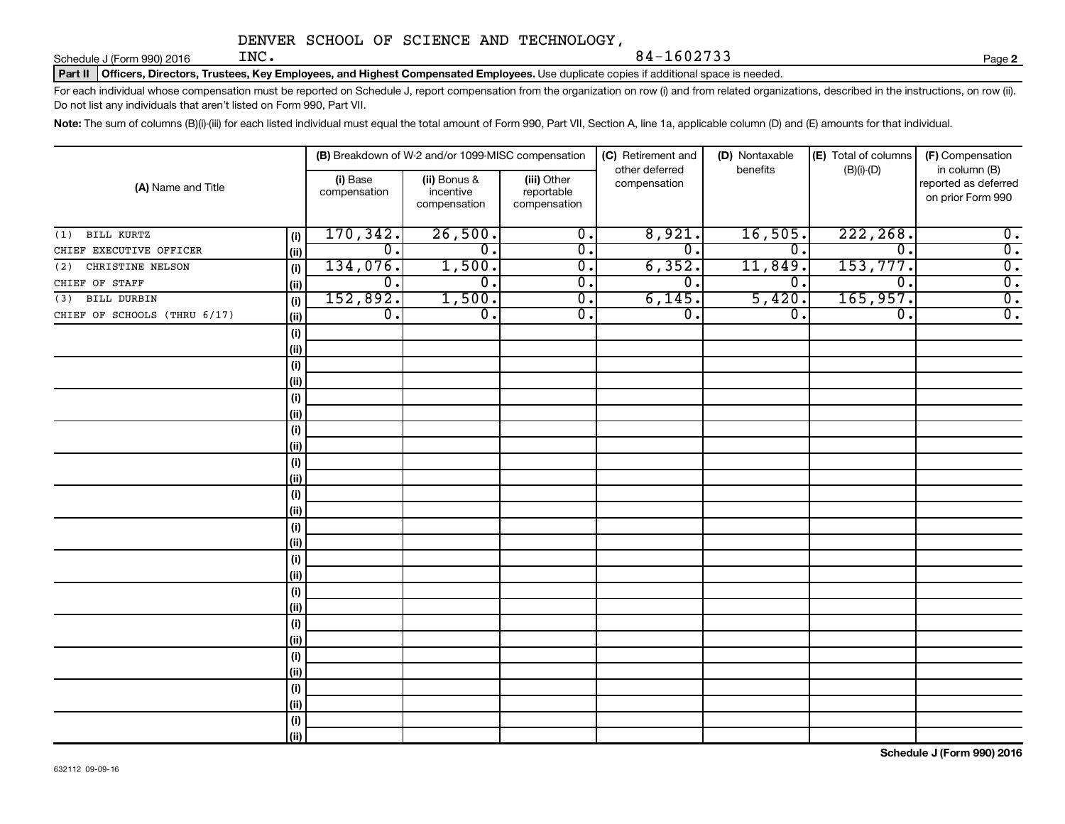DENVER SCHOOL OF SCIENCE AND TECHNOLOGY, INC. 84-1602733

Schedule J (Form 990) 2016

**Part II Officers, Directors, Trustees, Key Employees, and Highest Compensated Employees.** Use duplicate copies if additional space is needed.

For each individual whose compensation must be reported on Schedule J, report compensation from the organization on row (i) and from related organizations, described in the instructions, on row (ii). Do not list any individuals that aren't listed on Form 990, Part VII.

**Note:** The sum of columns (B)(i)-(iii) for each listed individual must equal the total amount of Form 990, Part VII, Section A, line 1a, applicable column (D) and (E) amounts for that individual.

| (A) Name and Title | | (B) Breakdown of W-2 and/or 1099-MISC compensation | | | (C) Retirement and other deferred compensation | (D) Nontaxable benefits | (E) Total of columns (B)(i)-(D) | (F) Compensation in column (B) reported as deferred on prior Form 990 |
|---|---|---|---|---|---|---|---|---|
| | | (i) Base compensation | (ii) Bonus & incentive compensation | (iii) Other reportable compensation | | | | |
| (1) BILL KURTZ | (i) | 170,342. | 26,500. | 0. | 8,921. | 16,505. | 222,268. | 0. |
| CHIEF EXECUTIVE OFFICER | (ii) | 0. | 0. | 0. | 0. | 0. | 0. | 0. |
| (2) CHRISTINE NELSON | (i) | 134,076. | 1,500. | 0. | 6,352. | 11,849. | 153,777. | 0. |
| CHIEF OF STAFF | (ii) | 0. | 0. | 0. | 0. | 0. | 0. | 0. |
| (3) BILL DURBIN | (i) | 152,892. | 1,500. | 0. | 6,145. | 5,420. | 165,957. | 0. |
| CHIEF OF SCHOOLS (THRU 6/17) | (ii) | 0. | 0. | 0. | 0. | 0. | 0. | 0. |

Schedule J (Form 990) 2016

632112 09-09-16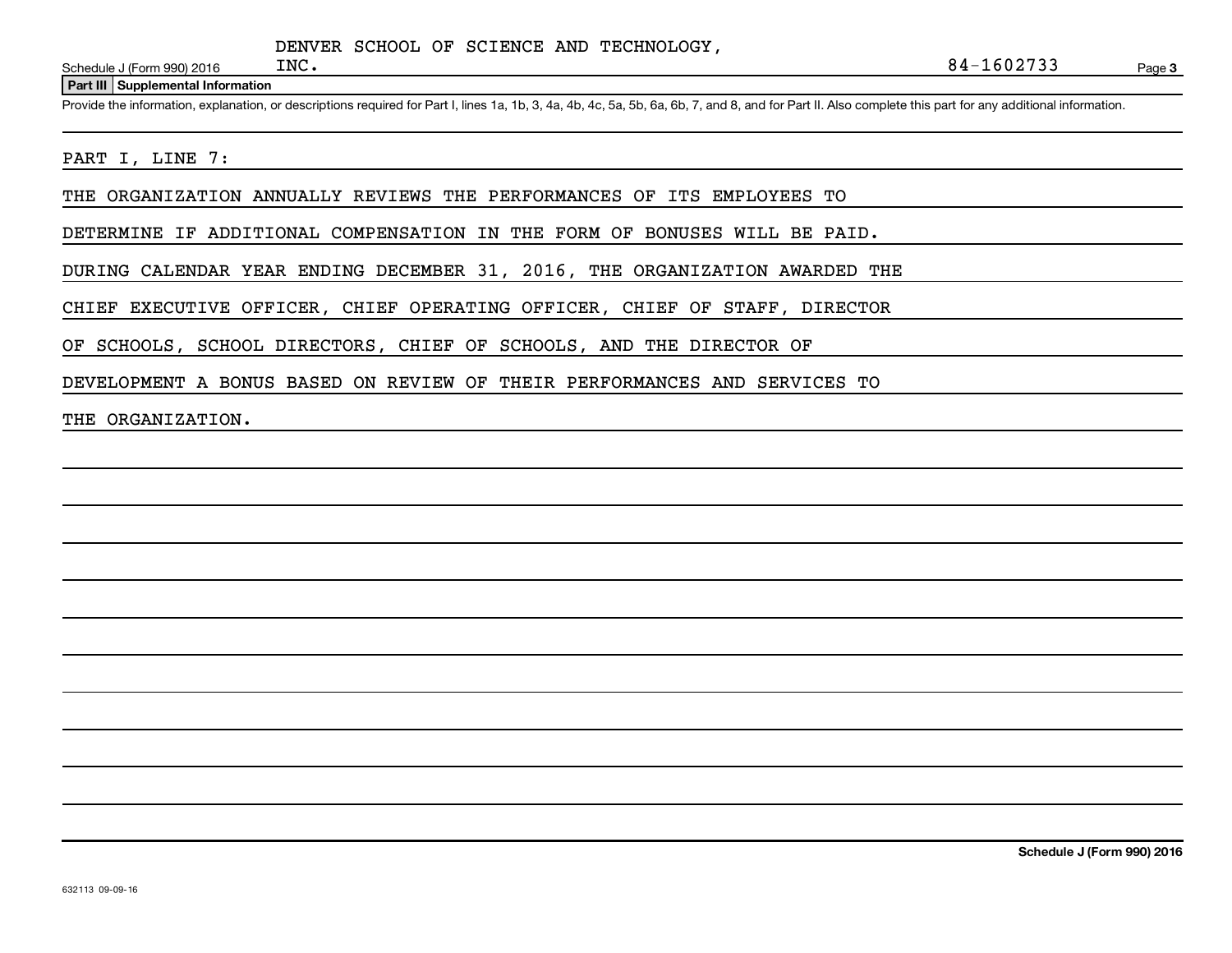DENVER SCHOOL OF SCIENCE AND TECHNOLOGY, INC. 84-1602733

Schedule J (Form 990) 2016

**Part III Supplemental Information**

Provide the information, explanation, or descriptions required for Part I, lines 1a, 1b, 3, 4a, 4b, 4c, 5a, 5b, 6a, 6b, 7, and 8, and for Part II. Also complete this part for any additional information.

PART I, LINE 7:

THE ORGANIZATION ANNUALLY REVIEWS THE PERFORMANCES OF ITS EMPLOYEES TO DETERMINE IF ADDITIONAL COMPENSATION IN THE FORM OF BONUSES WILL BE PAID. DURING CALENDAR YEAR ENDING DECEMBER 31, 2016, THE ORGANIZATION AWARDED THE CHIEF EXECUTIVE OFFICER, CHIEF OPERATING OFFICER, CHIEF OF STAFF, DIRECTOR OF SCHOOLS, SCHOOL DIRECTORS, CHIEF OF SCHOOLS, AND THE DIRECTOR OF DEVELOPMENT A BONUS BASED ON REVIEW OF THEIR PERFORMANCES AND SERVICES TO THE ORGANIZATION.

Schedule J (Form 990) 2016

632113 09-09-16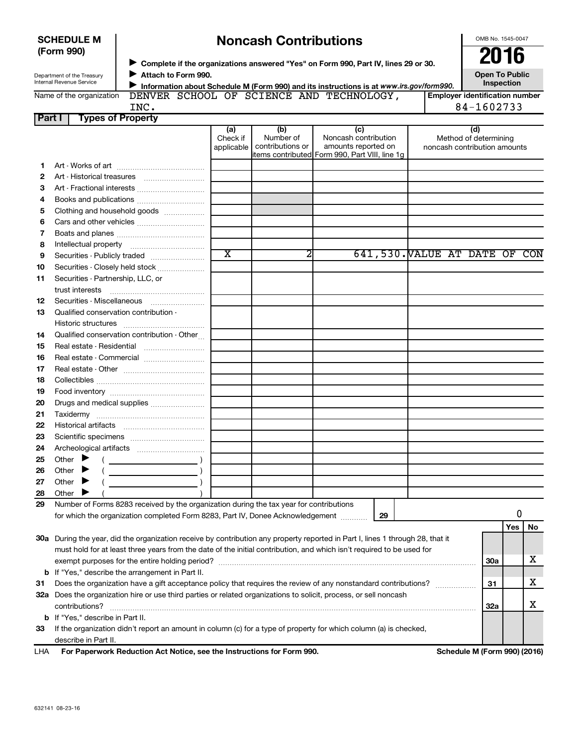**SCHEDULE M (Form 990)**

Department of the Treasury
Internal Revenue Service

# Noncash Contributions

▶ **Complete if the organizations answered "Yes" on Form 990, Part IV, lines 29 or 30.**
▶ **Attach to Form 990.**
▶ **Information about Schedule M (Form 990) and its instructions is at *www.irs.gov/form990.***

OMB No. 1545-0047

**2016**

**Open To Public Inspection**

Name of the organization: DENVER SCHOOL OF SCIENCE AND TECHNOLOGY, INC.

**Employer identification number** 84-1602733

**Part I Types of Property**

| | | (a) Check if applicable | (b) Number of contributions or items contributed | (c) Noncash contribution amounts reported on Form 990, Part VIII, line 1g | (d) Method of determining noncash contribution amounts |
|---|---|---|---|---|---|
| 1 | Art - Works of art | | | | |
| 2 | Art - Historical treasures | | | | |
| 3 | Art - Fractional interests | | | | |
| 4 | Books and publications | | | | |
| 5 | Clothing and household goods | | | | |
| 6 | Cars and other vehicles | | | | |
| 7 | Boats and planes | | | | |
| 8 | Intellectual property | | | | |
| 9 | Securities - Publicly traded | X | 2 | 641,530. | VALUE AT DATE OF CON |
| 10 | Securities - Closely held stock | | | | |
| 11 | Securities - Partnership, LLC, or trust interests | | | | |
| 12 | Securities - Miscellaneous | | | | |
| 13 | Qualified conservation contribution - Historic structures | | | | |
| 14 | Qualified conservation contribution - Other | | | | |
| 15 | Real estate - Residential | | | | |
| 16 | Real estate - Commercial | | | | |
| 17 | Real estate - Other | | | | |
| 18 | Collectibles | | | | |
| 19 | Food inventory | | | | |
| 20 | Drugs and medical supplies | | | | |
| 21 | Taxidermy | | | | |
| 22 | Historical artifacts | | | | |
| 23 | Scientific specimens | | | | |
| 24 | Archeological artifacts | | | | |
| 25 | Other ▶ ( ) | | | | |
| 26 | Other ▶ ( ) | | | | |
| 27 | Other ▶ ( ) | | | | |
| 28 | Other ▶ ( ) | | | | |

29 Number of Forms 8283 received by the organization during the tax year for contributions for which the organization completed Form 8283, Part IV, Donee Acknowledgement ..... **29** 0

| | | | Yes | No |
|---|---|---|---|---|
| 30a | During the year, did the organization receive by contribution any property reported in Part I, lines 1 through 28, that it must hold for at least three years from the date of the initial contribution, and which isn't required to be used for exempt purposes for the entire holding period? | 30a | | X |
| b | If "Yes," describe the arrangement in Part II. | | | |
| 31 | Does the organization have a gift acceptance policy that requires the review of any nonstandard contributions? | 31 | | X |
| 32a | Does the organization hire or use third parties or related organizations to solicit, process, or sell noncash contributions? | 32a | | X |
| b | If "Yes," describe in Part II. | | | |
| 33 | If the organization didn't report an amount in column (c) for a type of property for which column (a) is checked, describe in Part II. | | | |

LHA **For Paperwork Reduction Act Notice, see the Instructions for Form 990.** **Schedule M (Form 990) (2016)**

632141 08-23-16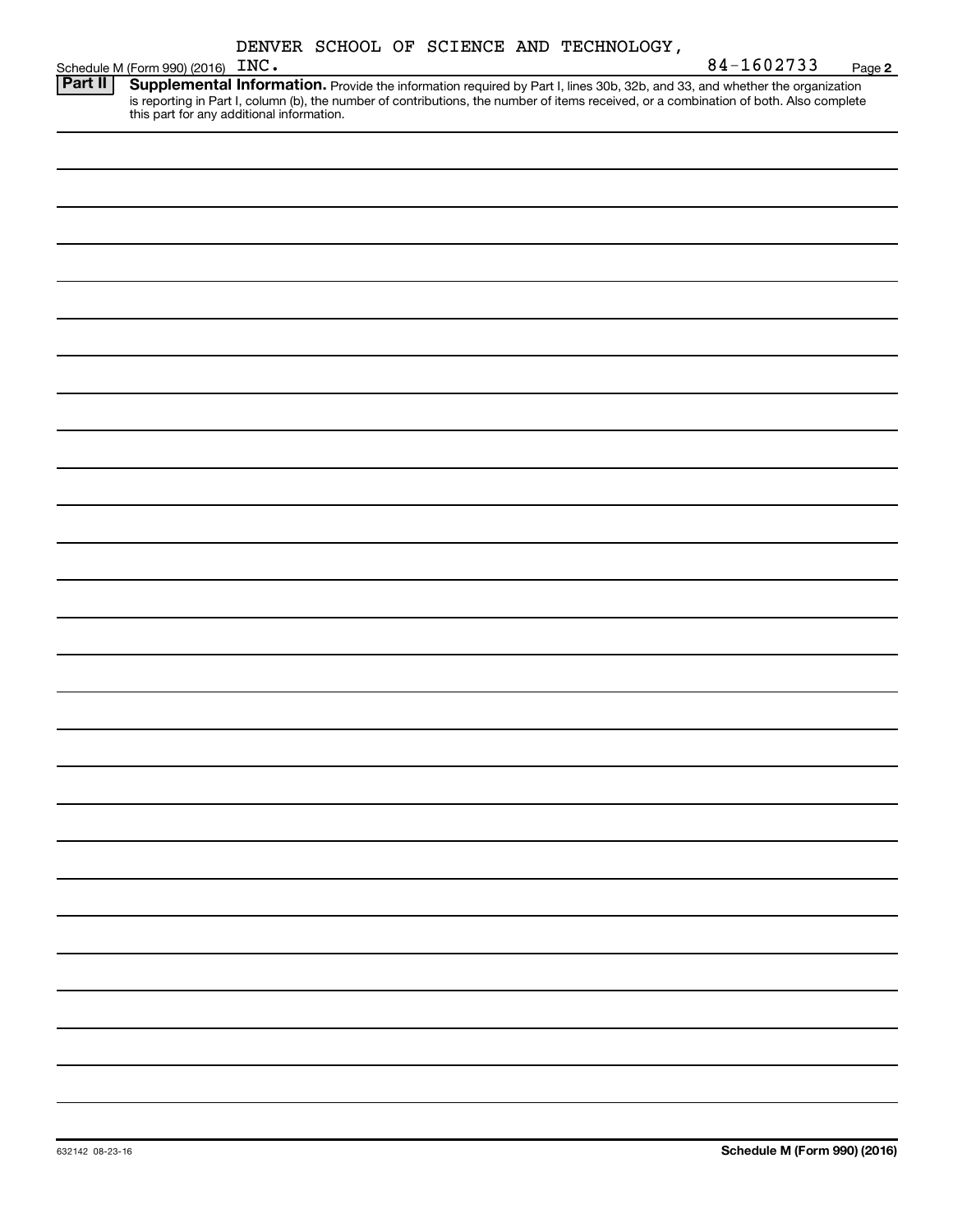DENVER SCHOOL OF SCIENCE AND TECHNOLOGY, INC. 84-1602733

## Part II Supplemental Information.

Provide the information required by Part I, lines 30b, 32b, and 33, and whether the organization is reporting in Part I, column (b), the number of contributions, the number of items received, or a combination of both. Also complete this part for any additional information.

632142 08-23-16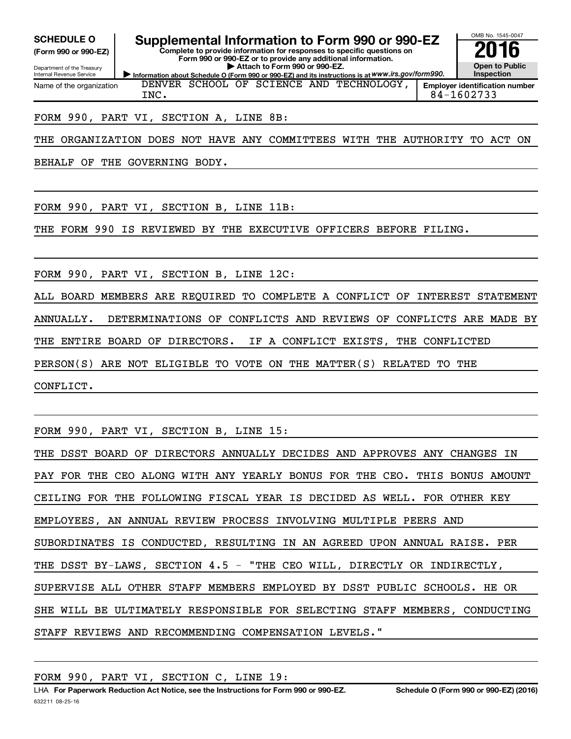**SCHEDULE O** (Form 990 or 990-EZ)

Department of the Treasury
Internal Revenue Service

# Supplemental Information to Form 990 or 990-EZ

**Complete to provide information for responses to specific questions on Form 990 or 990-EZ or to provide any additional information.**
**▶ Attach to Form 990 or 990-EZ.**
**▶ Information about Schedule O (Form 990 or 990-EZ) and its instructions is at www.irs.gov/form990.**

OMB No. 1545-0047

**2016**

**Open to Public Inspection**

Name of the organization: DENVER SCHOOL OF SCIENCE AND TECHNOLOGY, INC.

**Employer identification number** 84-1602733

FORM 990, PART VI, SECTION A, LINE 8B:

THE ORGANIZATION DOES NOT HAVE ANY COMMITTEES WITH THE AUTHORITY TO ACT ON BEHALF OF THE GOVERNING BODY.

FORM 990, PART VI, SECTION B, LINE 11B:

THE FORM 990 IS REVIEWED BY THE EXECUTIVE OFFICERS BEFORE FILING.

FORM 990, PART VI, SECTION B, LINE 12C:

ALL BOARD MEMBERS ARE REQUIRED TO COMPLETE A CONFLICT OF INTEREST STATEMENT ANNUALLY. DETERMINATIONS OF CONFLICTS AND REVIEWS OF CONFLICTS ARE MADE BY THE ENTIRE BOARD OF DIRECTORS. IF A CONFLICT EXISTS, THE CONFLICTED PERSON(S) ARE NOT ELIGIBLE TO VOTE ON THE MATTER(S) RELATED TO THE CONFLICT.

FORM 990, PART VI, SECTION B, LINE 15:

THE DSST BOARD OF DIRECTORS ANNUALLY DECIDES AND APPROVES ANY CHANGES IN PAY FOR THE CEO ALONG WITH ANY YEARLY BONUS FOR THE CEO. THIS BONUS AMOUNT CEILING FOR THE FOLLOWING FISCAL YEAR IS DECIDED AS WELL. FOR OTHER KEY EMPLOYEES, AN ANNUAL REVIEW PROCESS INVOLVING MULTIPLE PEERS AND SUBORDINATES IS CONDUCTED, RESULTING IN AN AGREED UPON ANNUAL RAISE. PER THE DSST BY-LAWS, SECTION 4.5 - "THE CEO WILL, DIRECTLY OR INDIRECTLY, SUPERVISE ALL OTHER STAFF MEMBERS EMPLOYED BY DSST PUBLIC SCHOOLS. HE OR SHE WILL BE ULTIMATELY RESPONSIBLE FOR SELECTING STAFF MEMBERS, CONDUCTING STAFF REVIEWS AND RECOMMENDING COMPENSATION LEVELS."

FORM 990, PART VI, SECTION C, LINE 19:

LHA **For Paperwork Reduction Act Notice, see the Instructions for Form 990 or 990-EZ.** **Schedule O (Form 990 or 990-EZ) (2016)**

632211 08-25-16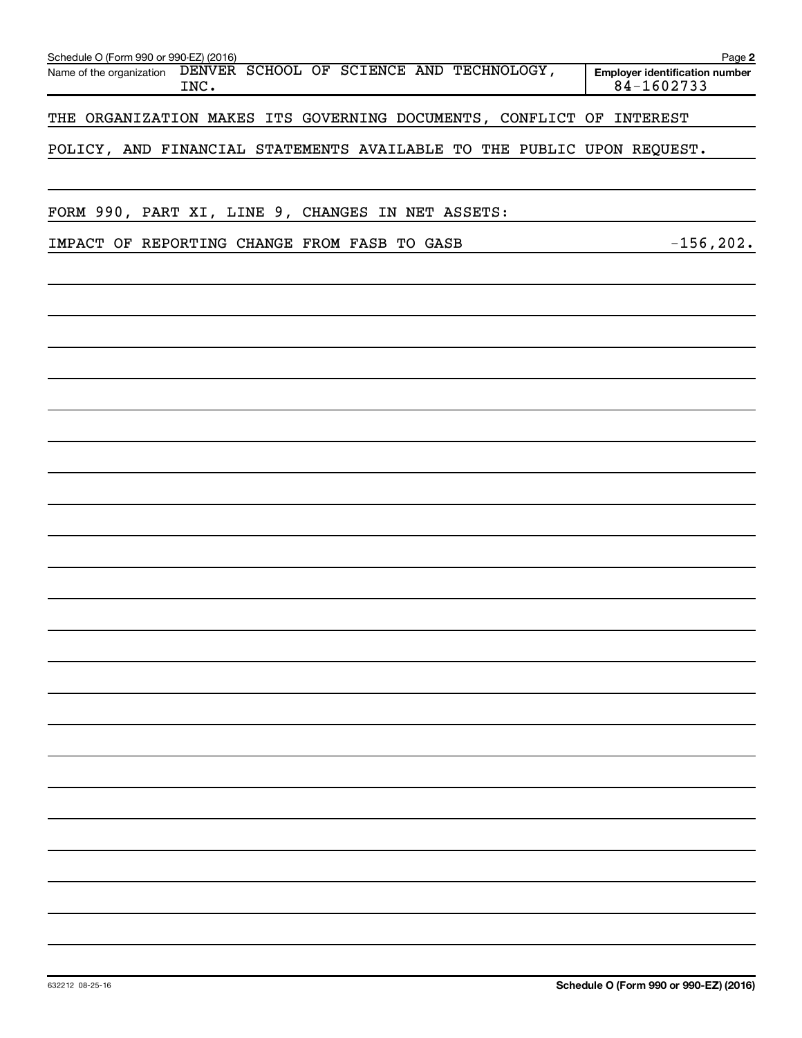Schedule O (Form 990 or 990-EZ) (2016)

Name of the organization: DENVER SCHOOL OF SCIENCE AND TECHNOLOGY, INC.

Employer identification number: 84-1602733

THE ORGANIZATION MAKES ITS GOVERNING DOCUMENTS, CONFLICT OF INTEREST POLICY, AND FINANCIAL STATEMENTS AVAILABLE TO THE PUBLIC UPON REQUEST.

FORM 990, PART XI, LINE 9, CHANGES IN NET ASSETS:

| | |
|---|---|
| IMPACT OF REPORTING CHANGE FROM FASB TO GASB | -156,202. |

632212 08-25-16

Schedule O (Form 990 or 990-EZ) (2016)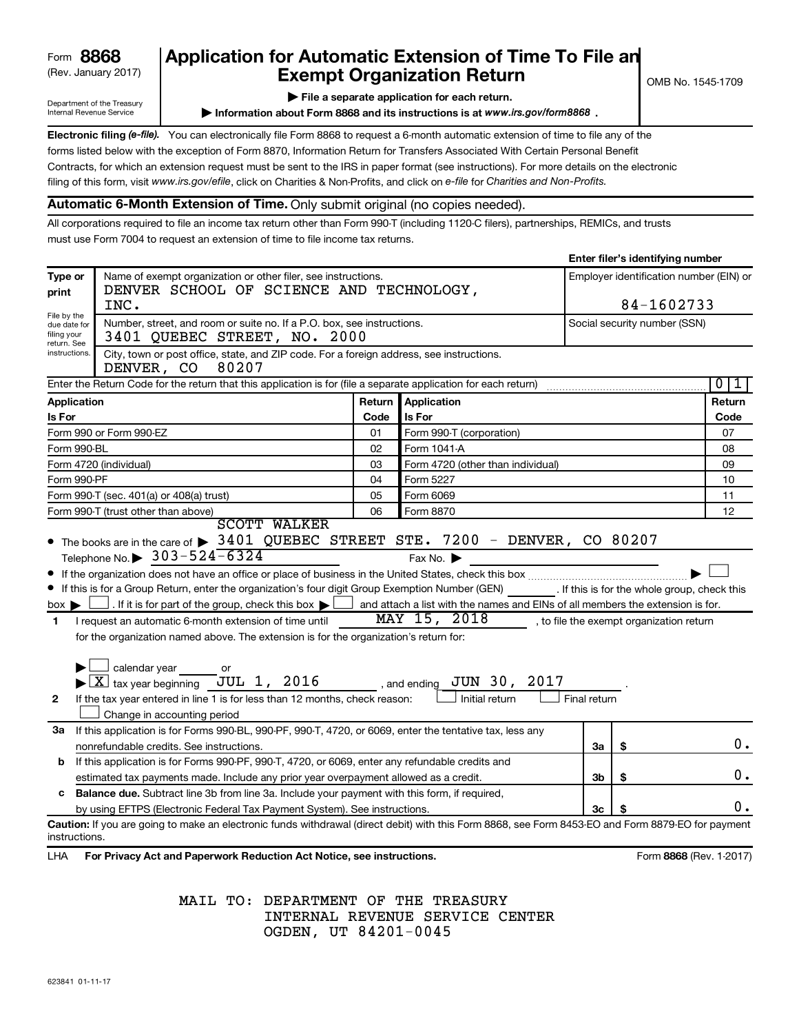Form **8868**
(Rev. January 2017)

Department of the Treasury
Internal Revenue Service

# Application for Automatic Extension of Time To File an Exempt Organization Return

OMB No. 1545-1709

▶ **File a separate application for each return.**

▶ **Information about Form 8868 and its instructions is at** ***www.irs.gov/form8868*** **.**

**Electronic filing *(e-file).*** You can electronically file Form 8868 to request a 6-month automatic extension of time to file any of the forms listed below with the exception of Form 8870, Information Return for Transfers Associated With Certain Personal Benefit Contracts, for which an extension request must be sent to the IRS in paper format (see instructions). For more details on the electronic filing of this form, visit *www.irs.gov/efile*, click on Charities & Non-Profits, and click on *e-file* for *Charities and Non-Profits.*

## Automatic 6-Month Extension of Time. Only submit original (no copies needed).

All corporations required to file an income tax return other than Form 990-T (including 1120-C filers), partnerships, REMICs, and trusts must use Form 7004 to request an extension of time to file income tax returns.

**Enter filer's identifying number**

| | | |
|---|---|---|
| **Type or print** | Name of exempt organization or other filer, see instructions.<br>DENVER SCHOOL OF SCIENCE AND TECHNOLOGY, INC. | Employer identification number (EIN) or<br>84-1602733 |
| File by the due date for filing your return. See instructions. | Number, street, and room or suite no. If a P.O. box, see instructions.<br>3401 QUEBEC STREET, NO. 2000 | Social security number (SSN) |
| | City, town or post office, state, and ZIP code. For a foreign address, see instructions.<br>DENVER, CO 80207 | |

Enter the Return Code for the return that this application is for (file a separate application for each return) ........ 0 1

| **Application Is For** | **Return Code** | **Application Is For** | **Return Code** |
|---|---|---|---|
| Form 990 or Form 990-EZ | 01 | Form 990-T (corporation) | 07 |
| Form 990-BL | 02 | Form 1041-A | 08 |
| Form 4720 (individual) | 03 | Form 4720 (other than individual) | 09 |
| Form 990-PF | 04 | Form 5227 | 10 |
| Form 990-T (sec. 401(a) or 408(a) trust) | 05 | Form 6069 | 11 |
| Form 990-T (trust other than above) | 06 | Form 8870 | 12 |

- The books are in the care of ▶ SCOTT WALKER
  3401 QUEBEC STREET STE. 7200 - DENVER, CO 80207
  Telephone No. ▶ 303-524-6324 Fax No. ▶
- If the organization does not have an office or place of business in the United States, check this box ........ ▶ ☐
- If this is for a Group Return, enter the organization's four digit Group Exemption Number (GEN) ______ . If this is for the whole group, check this box ▶ ☐ . If it is for part of the group, check this box ▶ ☐ and attach a list with the names and EINs of all members the extension is for.

**1** I request an automatic 6-month extension of time until MAY 15, 2018 , to file the exempt organization return for the organization named above. The extension is for the organization's return for:

▶ ☐ calendar year ______ or
▶ ☒ tax year beginning JUL 1, 2016 , and ending JUN 30, 2017 .

**2** If the tax year entered in line 1 is for less than 12 months, check reason: ☐ Initial return ☐ Final return
☐ Change in accounting period

| | | | | |
|---|---|---|---|---|
| **3a** | If this application is for Forms 990-BL, 990-PF, 990-T, 4720, or 6069, enter the tentative tax, less any nonrefundable credits. See instructions. | 3a | $ | 0. |
| **b** | If this application is for Forms 990-PF, 990-T, 4720, or 6069, enter any refundable credits and estimated tax payments made. Include any prior year overpayment allowed as a credit. | 3b | $ | 0. |
| **c** | **Balance due.** Subtract line 3b from line 3a. Include your payment with this form, if required, by using EFTPS (Electronic Federal Tax Payment System). See instructions. | 3c | $ | 0. |

**Caution:** If you are going to make an electronic funds withdrawal (direct debit) with this Form 8868, see Form 8453-EO and Form 8879-EO for payment instructions.

LHA **For Privacy Act and Paperwork Reduction Act Notice, see instructions.** Form **8868** (Rev. 1-2017)

MAIL TO: DEPARTMENT OF THE TREASURY
INTERNAL REVENUE SERVICE CENTER
OGDEN, UT 84201-0045

623841 01-11-17